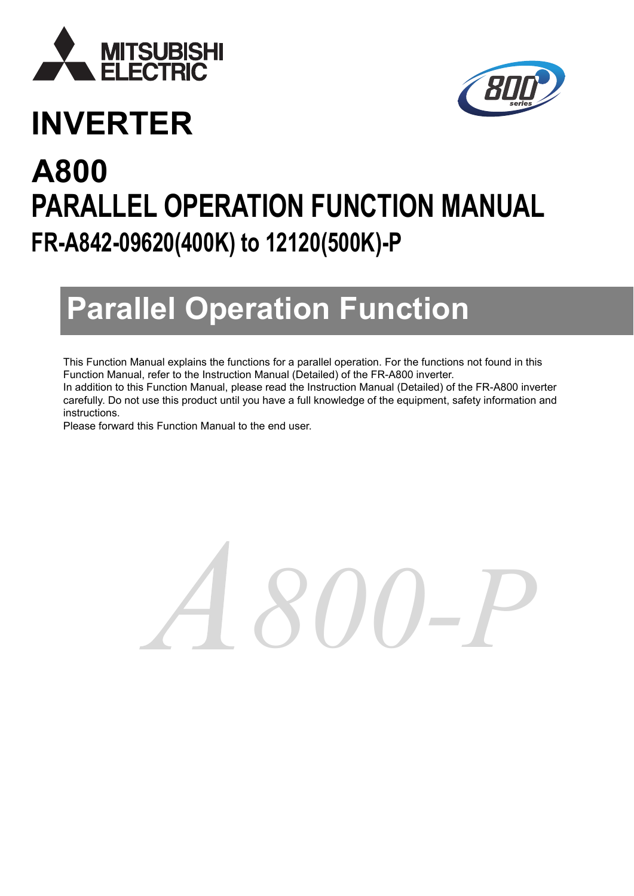MITSUBISHI ELECTRIC

# INVERTER

# A800

# PARALLEL OPERATION FUNCTION MANUAL

## FR-A842-09620(400K) to 12120(500K)-P

## Parallel Operation Function

This Function Manual explains the functions for a parallel operation. For the functions not found in this Function Manual, refer to the Instruction Manual (Detailed) of the FR-A800 inverter.

In addition to this Function Manual, please read the Instruction Manual (Detailed) of the FR-A800 inverter carefully. Do not use this product until you have a full knowledge of the equipment, safety information and instructions.

Please forward this Function Manual to the end user.

A800-P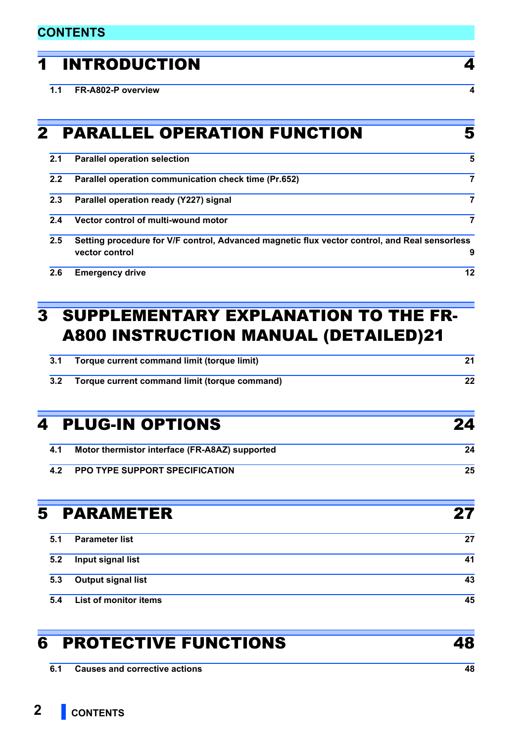# CONTENTS

## 1 INTRODUCTION 4

1.1 FR-A802-P overview 4

## 2 PARALLEL OPERATION FUNCTION 5

2.1 Parallel operation selection 5

2.2 Parallel operation communication check time (Pr.652) 7

2.3 Parallel operation ready (Y227) signal 7

2.4 Vector control of multi-wound motor 7

2.5 Setting procedure for V/F control, Advanced magnetic flux vector control, and Real sensorless vector control 9

2.6 Emergency drive 12

## 3 SUPPLEMENTARY EXPLANATION TO THE FR-A800 INSTRUCTION MANUAL (DETAILED) 21

3.1 Torque current command limit (torque limit) 21

3.2 Torque current command limit (torque command) 22

## 4 PLUG-IN OPTIONS 24

4.1 Motor thermistor interface (FR-A8AZ) supported 24

4.2 PPO TYPE SUPPORT SPECIFICATION 25

## 5 PARAMETER 27

5.1 Parameter list 27

5.2 Input signal list 41

5.3 Output signal list 43

5.4 List of monitor items 45

## 6 PROTECTIVE FUNCTIONS 48

6.1 Causes and corrective actions 48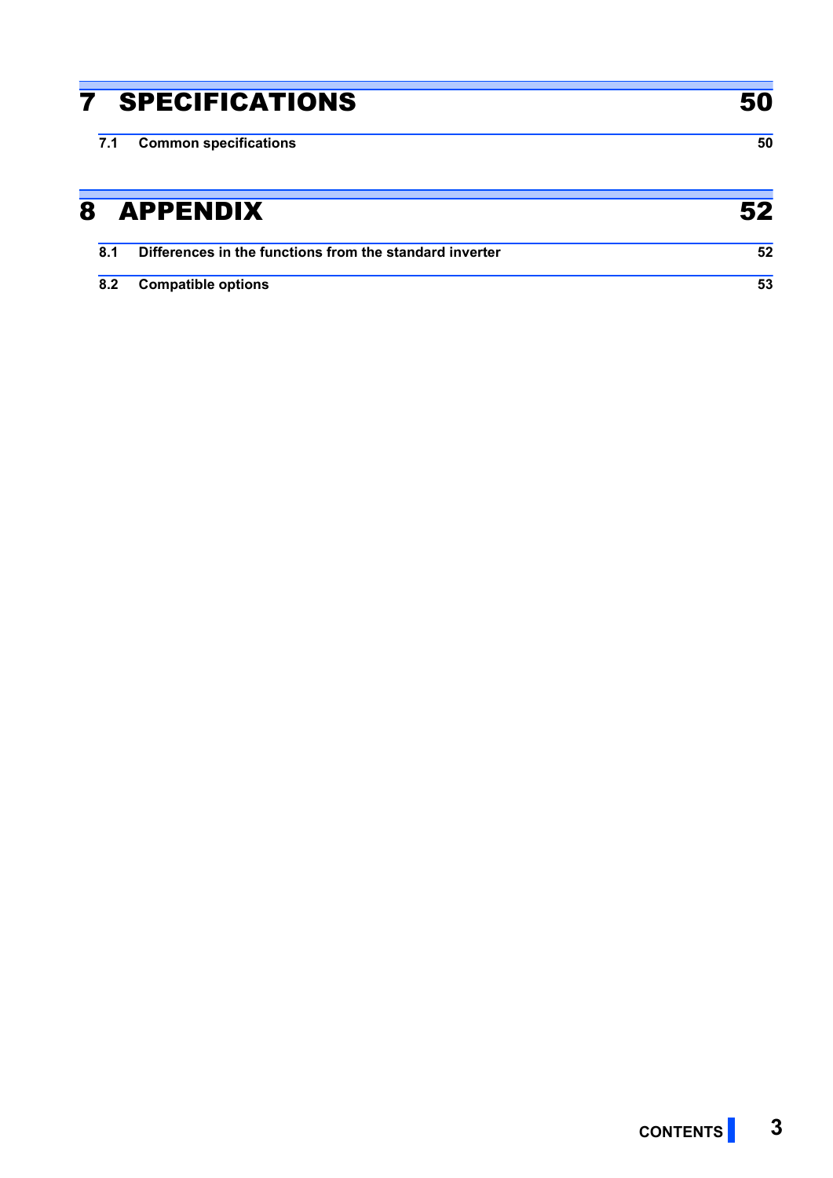# 7 SPECIFICATIONS 50

**7.1 Common specifications** **50**

# 8 APPENDIX 52

**8.1 Differences in the functions from the standard inverter** **52**

**8.2 Compatible options** **53**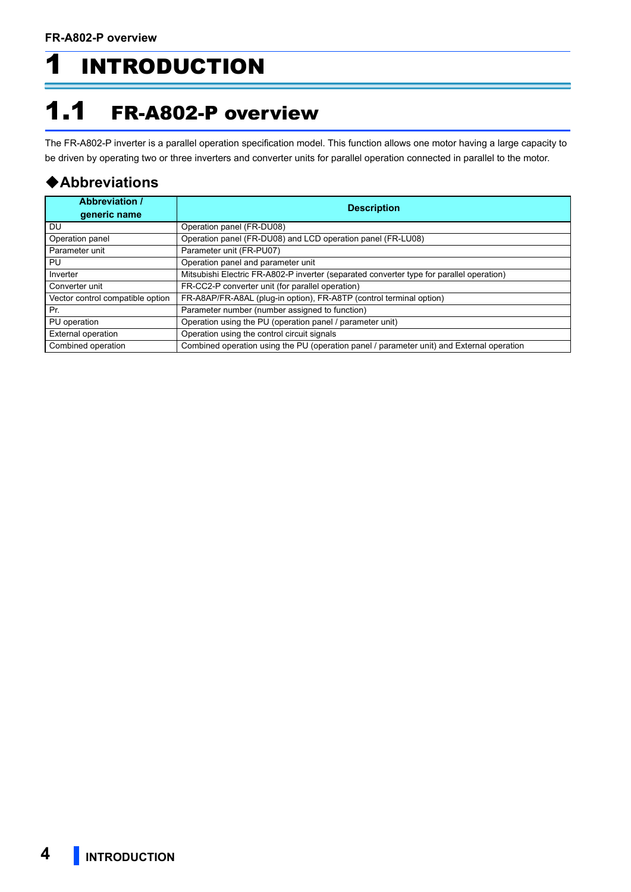# 1 INTRODUCTION

## 1.1 FR-A802-P overview

The FR-A802-P inverter is a parallel operation specification model. This function allows one motor having a large capacity to be driven by operating two or three inverters and converter units for parallel operation connected in parallel to the motor.

### ◆Abbreviations

| Abbreviation / generic name | Description |
|---|---|
| DU | Operation panel (FR-DU08) |
| Operation panel | Operation panel (FR-DU08) and LCD operation panel (FR-LU08) |
| Parameter unit | Parameter unit (FR-PU07) |
| PU | Operation panel and parameter unit |
| Inverter | Mitsubishi Electric FR-A802-P inverter (separated converter type for parallel operation) |
| Converter unit | FR-CC2-P converter unit (for parallel operation) |
| Vector control compatible option | FR-A8AP/FR-A8AL (plug-in option), FR-A8TP (control terminal option) |
| Pr. | Parameter number (number assigned to function) |
| PU operation | Operation using the PU (operation panel / parameter unit) |
| External operation | Operation using the control circuit signals |
| Combined operation | Combined operation using the PU (operation panel / parameter unit) and External operation |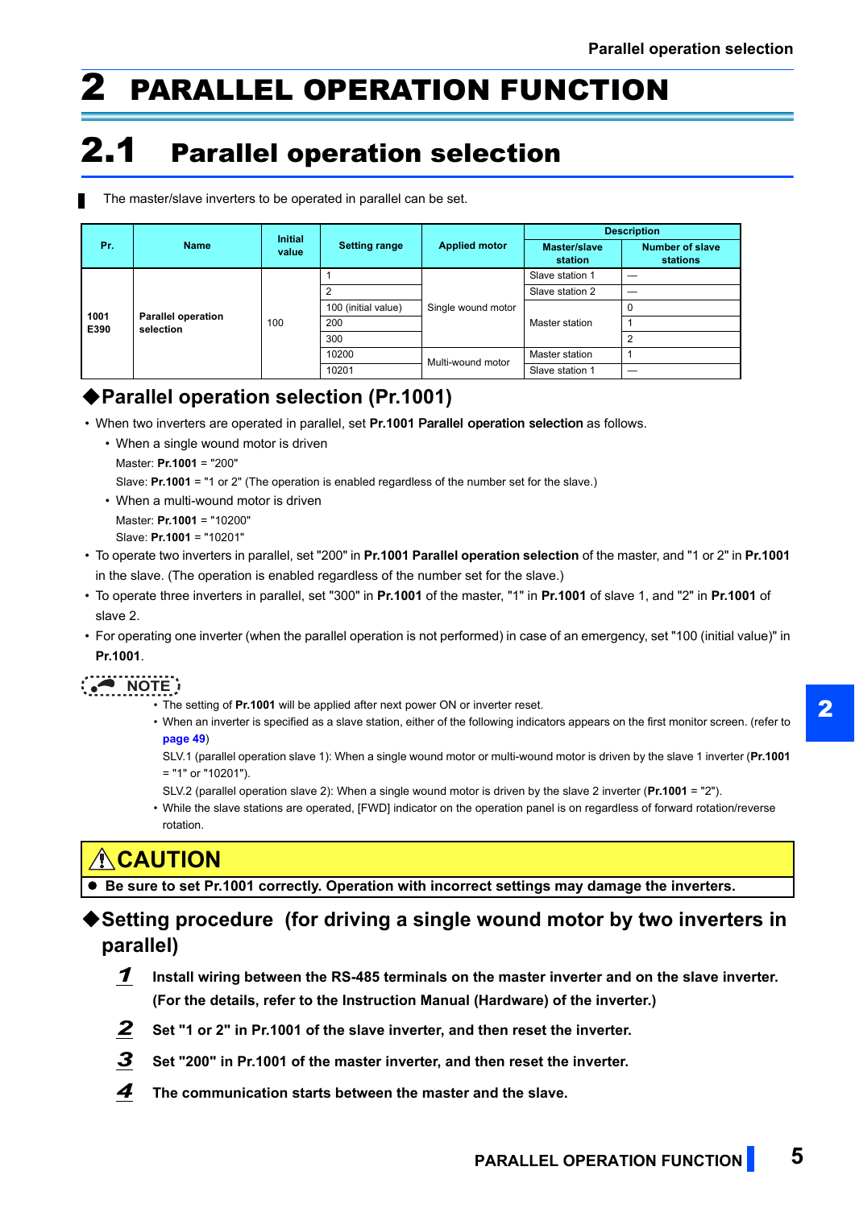# 2 PARALLEL OPERATION FUNCTION

## 2.1 Parallel operation selection

The master/slave inverters to be operated in parallel can be set.

| Pr. | Name | Initial value | Setting range | Applied motor | Description | |
|---|---|---|---|---|---|---|
| | | | | | Master/slave station | Number of slave stations |
| 1001 E390 | Parallel operation selection | 100 | 1 | Single wound motor | Slave station 1 | — |
| | | | 2 | | Slave station 2 | — |
| | | | 100 (initial value) | | Master station | 0 |
| | | | 200 | | | 1 |
| | | | 300 | | | 2 |
| | | | 10200 | Multi-wound motor | Master station | 1 |
| | | | 10201 | | Slave station 1 | — |

### ◆Parallel operation selection (Pr.1001)

- When two inverters are operated in parallel, set **Pr.1001 Parallel operation selection** as follows.
  - When a single wound motor is driven

    Master: **Pr.1001** = "200"

    Slave: **Pr.1001** = "1 or 2" (The operation is enabled regardless of the number set for the slave.)
  - When a multi-wound motor is driven

    Master: **Pr.1001** = "10200"

    Slave: **Pr.1001** = "10201"
- To operate two inverters in parallel, set "200" in **Pr.1001 Parallel operation selection** of the master, and "1 or 2" in **Pr.1001** in the slave. (The operation is enabled regardless of the number set for the slave.)
- To operate three inverters in parallel, set "300" in **Pr.1001** of the master, "1" in **Pr.1001** of slave 1, and "2" in **Pr.1001** of slave 2.
- For operating one inverter (when the parallel operation is not performed) in case of an emergency, set "100 (initial value)" in **Pr.1001**.

**NOTE**

- The setting of **Pr.1001** will be applied after next power ON or inverter reset.
- When an inverter is specified as a slave station, either of the following indicators appears on the first monitor screen. (refer to page 49)

  SLV.1 (parallel operation slave 1): When a single wound motor or multi-wound motor is driven by the slave 1 inverter (**Pr.1001** = "1" or "10201").

  SLV.2 (parallel operation slave 2): When a single wound motor is driven by the slave 2 inverter (**Pr.1001** = "2").
- While the slave stations are operated, [FWD] indicator on the operation panel is on regardless of forward rotation/reverse rotation.

**⚠CAUTION**

- **Be sure to set Pr.1001 correctly. Operation with incorrect settings may damage the inverters.**

### ◆Setting procedure (for driving a single wound motor by two inverters in parallel)

1. **Install wiring between the RS-485 terminals on the master inverter and on the slave inverter. (For the details, refer to the Instruction Manual (Hardware) of the inverter.)**
2. **Set "1 or 2" in Pr.1001 of the slave inverter, and then reset the inverter.**
3. **Set "200" in Pr.1001 of the master inverter, and then reset the inverter.**
4. **The communication starts between the master and the slave.**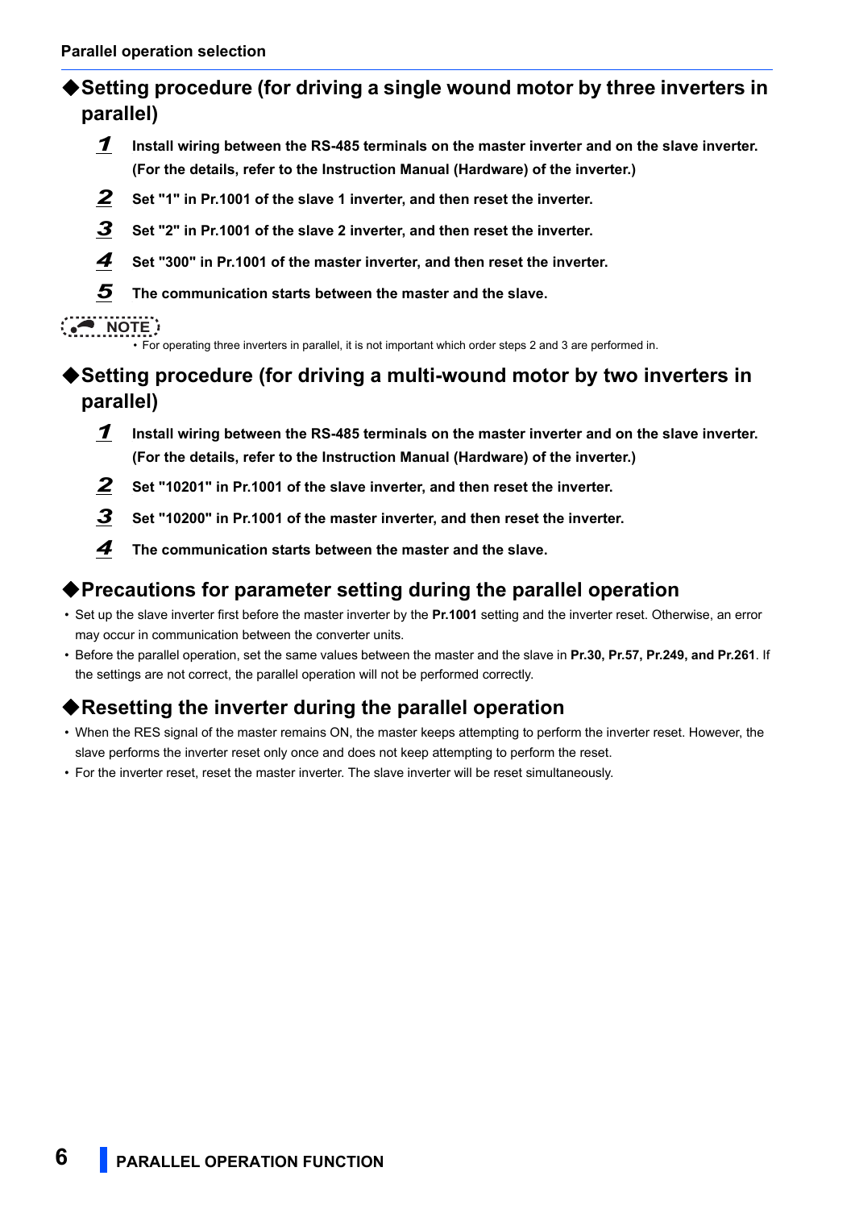### ◆Setting procedure (for driving a single wound motor by three inverters in parallel)

1. **Install wiring between the RS-485 terminals on the master inverter and on the slave inverter. (For the details, refer to the Instruction Manual (Hardware) of the inverter.)**
2. **Set "1" in Pr.1001 of the slave 1 inverter, and then reset the inverter.**
3. **Set "2" in Pr.1001 of the slave 2 inverter, and then reset the inverter.**
4. **Set "300" in Pr.1001 of the master inverter, and then reset the inverter.**
5. **The communication starts between the master and the slave.**

**NOTE**

- For operating three inverters in parallel, it is not important which order steps 2 and 3 are performed in.

### ◆Setting procedure (for driving a multi-wound motor by two inverters in parallel)

1. **Install wiring between the RS-485 terminals on the master inverter and on the slave inverter. (For the details, refer to the Instruction Manual (Hardware) of the inverter.)**
2. **Set "10201" in Pr.1001 of the slave inverter, and then reset the inverter.**
3. **Set "10200" in Pr.1001 of the master inverter, and then reset the inverter.**
4. **The communication starts between the master and the slave.**

### ◆Precautions for parameter setting during the parallel operation

- Set up the slave inverter first before the master inverter by the **Pr.1001** setting and the inverter reset. Otherwise, an error may occur in communication between the converter units.
- Before the parallel operation, set the same values between the master and the slave in **Pr.30, Pr.57, Pr.249, and Pr.261**. If the settings are not correct, the parallel operation will not be performed correctly.

### ◆Resetting the inverter during the parallel operation

- When the RES signal of the master remains ON, the master keeps attempting to perform the inverter reset. However, the slave performs the inverter reset only once and does not keep attempting to perform the reset.
- For the inverter reset, reset the master inverter. The slave inverter will be reset simultaneously.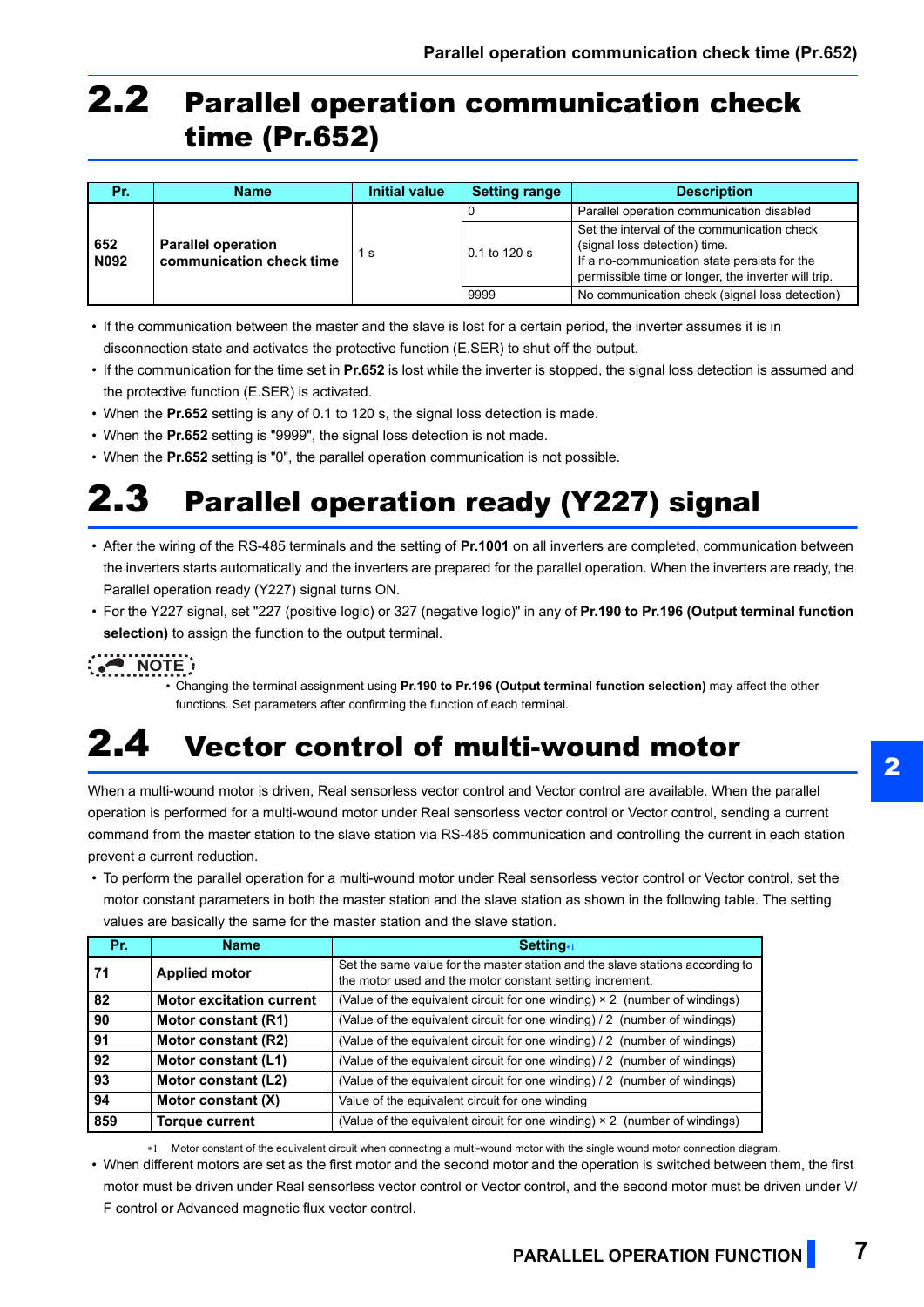## 2.2 Parallel operation communication check time (Pr.652)

| Pr. | Name | Initial value | Setting range | Description |
|---|---|---|---|---|
| 652<br>N092 | Parallel operation communication check time | 1 s | 0 | Parallel operation communication disabled |
| | | | 0.1 to 120 s | Set the interval of the communication check (signal loss detection) time.<br>If a no-communication state persists for the permissible time or longer, the inverter will trip. |
| | | | 9999 | No communication check (signal loss detection) |

- If the communication between the master and the slave is lost for a certain period, the inverter assumes it is in disconnection state and activates the protective function (E.SER) to shut off the output.
- If the communication for the time set in **Pr.652** is lost while the inverter is stopped, the signal loss detection is assumed and the protective function (E.SER) is activated.
- When the **Pr.652** setting is any of 0.1 to 120 s, the signal loss detection is made.
- When the **Pr.652** setting is "9999", the signal loss detection is not made.
- When the **Pr.652** setting is "0", the parallel operation communication is not possible.

## 2.3 Parallel operation ready (Y227) signal

- After the wiring of the RS-485 terminals and the setting of **Pr.1001** on all inverters are completed, communication between the inverters starts automatically and the inverters are prepared for the parallel operation. When the inverters are ready, the Parallel operation ready (Y227) signal turns ON.
- For the Y227 signal, set "227 (positive logic) or 327 (negative logic)" in any of **Pr.190 to Pr.196 (Output terminal function selection)** to assign the function to the output terminal.

**NOTE**

- Changing the terminal assignment using **Pr.190 to Pr.196 (Output terminal function selection)** may affect the other functions. Set parameters after confirming the function of each terminal.

## 2.4 Vector control of multi-wound motor

When a multi-wound motor is driven, Real sensorless vector control and Vector control are available. When the parallel operation is performed for a multi-wound motor under Real sensorless vector control or Vector control, sending a current command from the master station to the slave station via RS-485 communication and controlling the current in each station prevent a current reduction.

- To perform the parallel operation for a multi-wound motor under Real sensorless vector control or Vector control, set the motor constant parameters in both the master station and the slave station as shown in the following table. The setting values are basically the same for the master station and the slave station.

| Pr. | Name | Setting*1 |
|---|---|---|
| 71 | Applied motor | Set the same value for the master station and the slave stations according to the motor used and the motor constant setting increment. |
| 82 | Motor excitation current | (Value of the equivalent circuit for one winding) × 2 (number of windings) |
| 90 | Motor constant (R1) | (Value of the equivalent circuit for one winding) / 2 (number of windings) |
| 91 | Motor constant (R2) | (Value of the equivalent circuit for one winding) / 2 (number of windings) |
| 92 | Motor constant (L1) | (Value of the equivalent circuit for one winding) / 2 (number of windings) |
| 93 | Motor constant (L2) | (Value of the equivalent circuit for one winding) / 2 (number of windings) |
| 94 | Motor constant (X) | Value of the equivalent circuit for one winding |
| 859 | Torque current | (Value of the equivalent circuit for one winding) × 2 (number of windings) |

*1 Motor constant of the equivalent circuit when connecting a multi-wound motor with the single wound motor connection diagram.

- When different motors are set as the first motor and the second motor and the operation is switched between them, the first motor must be driven under Real sensorless vector control or Vector control, and the second motor must be driven under V/F control or Advanced magnetic flux vector control.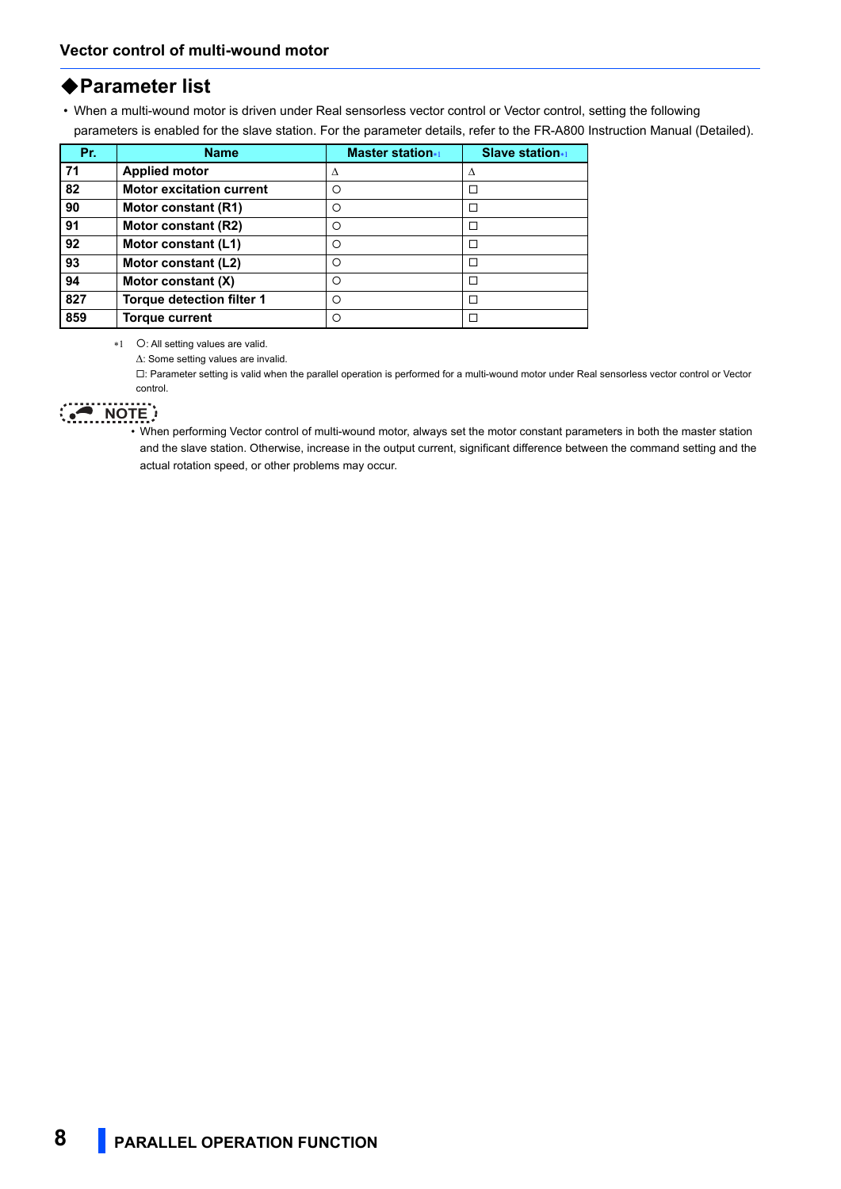## Vector control of multi-wound motor

### ◆Parameter list

- When a multi-wound motor is driven under Real sensorless vector control or Vector control, setting the following parameters is enabled for the slave station. For the parameter details, refer to the FR-A800 Instruction Manual (Detailed).

| Pr. | Name | Master station*1 | Slave station*1 |
|---|---|---|---|
| 71 | Applied motor | Δ | Δ |
| 82 | Motor excitation current | ○ | □ |
| 90 | Motor constant (R1) | ○ | □ |
| 91 | Motor constant (R2) | ○ | □ |
| 92 | Motor constant (L1) | ○ | □ |
| 93 | Motor constant (L2) | ○ | □ |
| 94 | Motor constant (X) | ○ | □ |
| 827 | Torque detection filter 1 | ○ | □ |
| 859 | Torque current | ○ | □ |

*1 ○: All setting values are valid.
Δ: Some setting values are invalid.
□: Parameter setting is valid when the parallel operation is performed for a multi-wound motor under Real sensorless vector control or Vector control.

**NOTE**

- When performing Vector control of multi-wound motor, always set the motor constant parameters in both the master station and the slave station. Otherwise, increase in the output current, significant difference between the command setting and the actual rotation speed, or other problems may occur.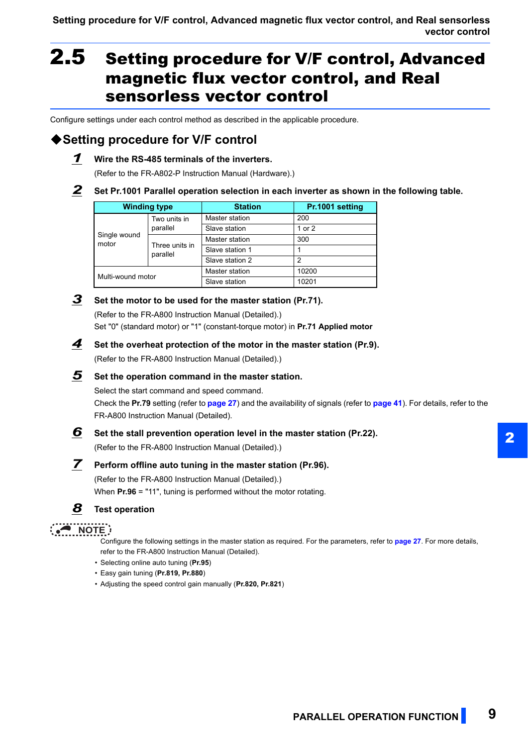# 2.5 Setting procedure for V/F control, Advanced magnetic flux vector control, and Real sensorless vector control

Configure settings under each control method as described in the applicable procedure.

## ◆Setting procedure for V/F control

**1** **Wire the RS-485 terminals of the inverters.**

(Refer to the FR-A802-P Instruction Manual (Hardware).)

**2** **Set Pr.1001 Parallel operation selection in each inverter as shown in the following table.**

| Winding type | | Station | Pr.1001 setting |
|---|---|---|---|
| Single wound motor | Two units in parallel | Master station | 200 |
| | | Slave station | 1 or 2 |
| | Three units in parallel | Master station | 300 |
| | | Slave station 1 | 1 |
| | | Slave station 2 | 2 |
| Multi-wound motor | | Master station | 10200 |
| | | Slave station | 10201 |

**3** **Set the motor to be used for the master station (Pr.71).**

(Refer to the FR-A800 Instruction Manual (Detailed).)

Set "0" (standard motor) or "1" (constant-torque motor) in **Pr.71 Applied motor**

**4** **Set the overheat protection of the motor in the master station (Pr.9).**

(Refer to the FR-A800 Instruction Manual (Detailed).)

**5** **Set the operation command in the master station.**

Select the start command and speed command.

Check the **Pr.79** setting (refer to **page 27**) and the availability of signals (refer to **page 41**). For details, refer to the FR-A800 Instruction Manual (Detailed).

**6** **Set the stall prevention operation level in the master station (Pr.22).**

(Refer to the FR-A800 Instruction Manual (Detailed).)

**7** **Perform offline auto tuning in the master station (Pr.96).**

(Refer to the FR-A800 Instruction Manual (Detailed).)

When **Pr.96** = "11", tuning is performed without the motor rotating.

**8** **Test operation**

**NOTE**

Configure the following settings in the master station as required. For the parameters, refer to **page 27**. For more details, refer to the FR-A800 Instruction Manual (Detailed).

- Selecting online auto tuning (**Pr.95**)
- Easy gain tuning (**Pr.819, Pr.880**)
- Adjusting the speed control gain manually (**Pr.820, Pr.821**)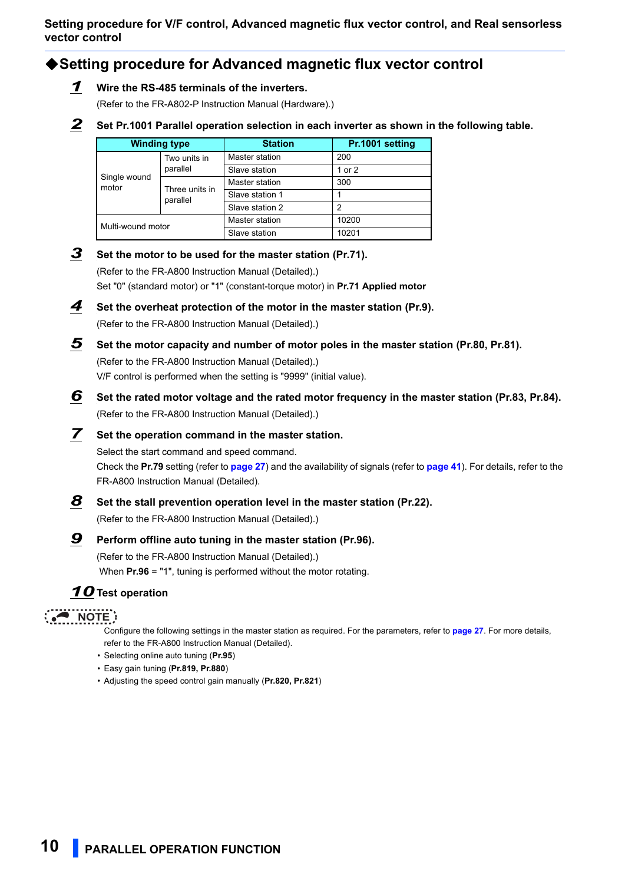## ◆Setting procedure for Advanced magnetic flux vector control

**1** **Wire the RS-485 terminals of the inverters.**

(Refer to the FR-A802-P Instruction Manual (Hardware).)

**2** **Set Pr.1001 Parallel operation selection in each inverter as shown in the following table.**

| Winding type | | Station | Pr.1001 setting |
|---|---|---|---|
| Single wound motor | Two units in parallel | Master station | 200 |
| | | Slave station | 1 or 2 |
| | Three units in parallel | Master station | 300 |
| | | Slave station 1 | 1 |
| | | Slave station 2 | 2 |
| Multi-wound motor | | Master station | 10200 |
| | | Slave station | 10201 |

**3** **Set the motor to be used for the master station (Pr.71).**

(Refer to the FR-A800 Instruction Manual (Detailed).)

Set "0" (standard motor) or "1" (constant-torque motor) in **Pr.71 Applied motor**

**4** **Set the overheat protection of the motor in the master station (Pr.9).**

(Refer to the FR-A800 Instruction Manual (Detailed).)

**5** **Set the motor capacity and number of motor poles in the master station (Pr.80, Pr.81).**

(Refer to the FR-A800 Instruction Manual (Detailed).)

V/F control is performed when the setting is "9999" (initial value).

**6** **Set the rated motor voltage and the rated motor frequency in the master station (Pr.83, Pr.84).**

(Refer to the FR-A800 Instruction Manual (Detailed).)

**7** **Set the operation command in the master station.**

Select the start command and speed command.

Check the **Pr.79** setting (refer to page 27) and the availability of signals (refer to page 41). For details, refer to the FR-A800 Instruction Manual (Detailed).

**8** **Set the stall prevention operation level in the master station (Pr.22).**

(Refer to the FR-A800 Instruction Manual (Detailed).)

**9** **Perform offline auto tuning in the master station (Pr.96).**

(Refer to the FR-A800 Instruction Manual (Detailed).)

When **Pr.96** = "1", tuning is performed without the motor rotating.

**10** **Test operation**

**NOTE**

Configure the following settings in the master station as required. For the parameters, refer to page 27. For more details, refer to the FR-A800 Instruction Manual (Detailed).

- Selecting online auto tuning (**Pr.95**)
- Easy gain tuning (**Pr.819, Pr.880**)
- Adjusting the speed control gain manually (**Pr.820, Pr.821**)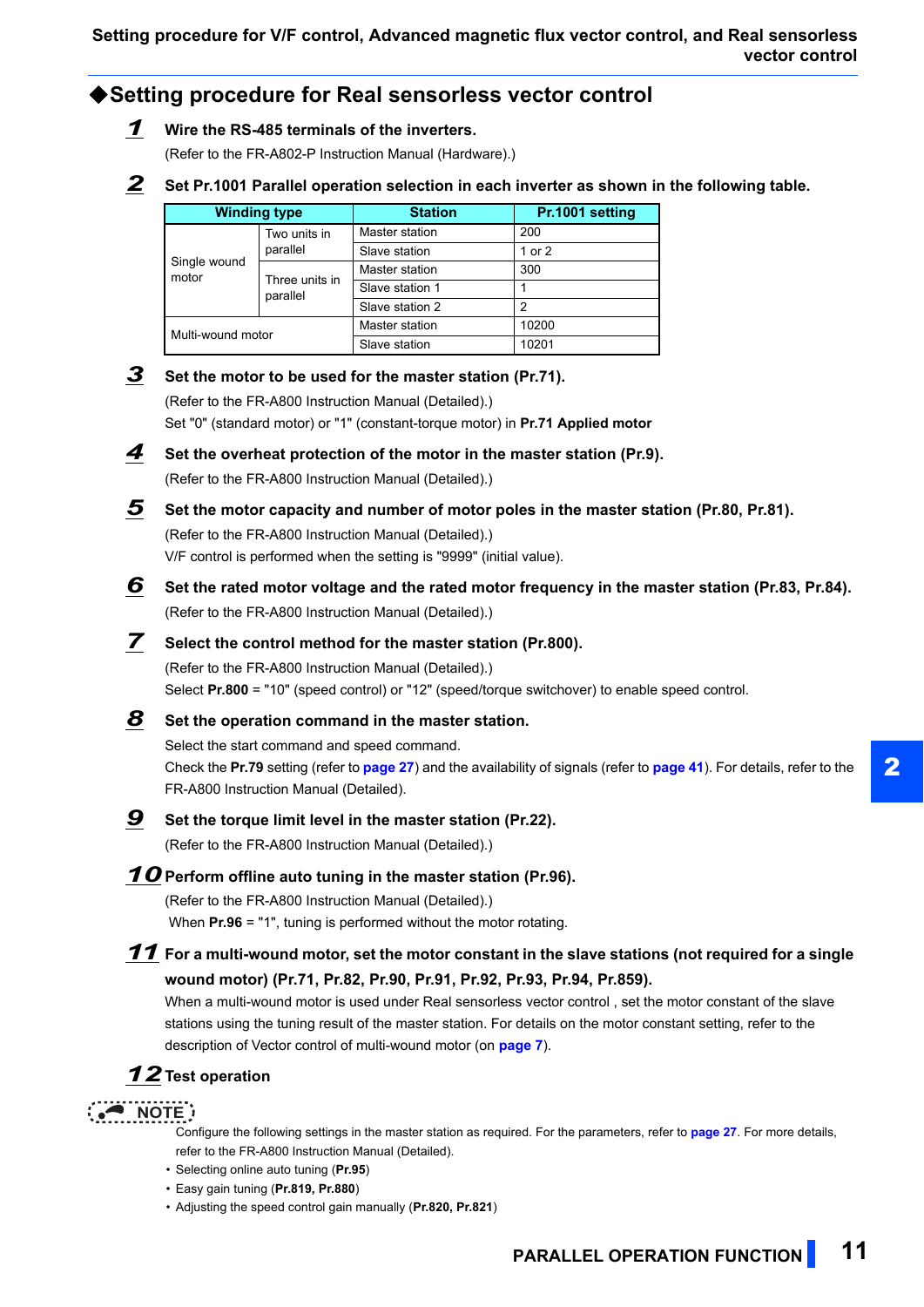## ◆Setting procedure for Real sensorless vector control

**1** **Wire the RS-485 terminals of the inverters.**

(Refer to the FR-A802-P Instruction Manual (Hardware).)

**2** **Set Pr.1001 Parallel operation selection in each inverter as shown in the following table.**

| Winding type | | Station | Pr.1001 setting |
|---|---|---|---|
| Single wound motor | Two units in parallel | Master station | 200 |
| | | Slave station | 1 or 2 |
| | Three units in parallel | Master station | 300 |
| | | Slave station 1 | 1 |
| | | Slave station 2 | 2 |
| Multi-wound motor | | Master station | 10200 |
| | | Slave station | 10201 |

**3** **Set the motor to be used for the master station (Pr.71).**

(Refer to the FR-A800 Instruction Manual (Detailed).)

Set "0" (standard motor) or "1" (constant-torque motor) in **Pr.71 Applied motor**

**4** **Set the overheat protection of the motor in the master station (Pr.9).**

(Refer to the FR-A800 Instruction Manual (Detailed).)

**5** **Set the motor capacity and number of motor poles in the master station (Pr.80, Pr.81).**

(Refer to the FR-A800 Instruction Manual (Detailed).)

V/F control is performed when the setting is "9999" (initial value).

**6** **Set the rated motor voltage and the rated motor frequency in the master station (Pr.83, Pr.84).**

(Refer to the FR-A800 Instruction Manual (Detailed).)

**7** **Select the control method for the master station (Pr.800).**

(Refer to the FR-A800 Instruction Manual (Detailed).)

Select **Pr.800** = "10" (speed control) or "12" (speed/torque switchover) to enable speed control.

**8** **Set the operation command in the master station.**

Select the start command and speed command.

Check the **Pr.79** setting (refer to page 27) and the availability of signals (refer to page 41). For details, refer to the FR-A800 Instruction Manual (Detailed).

**9** **Set the torque limit level in the master station (Pr.22).**

(Refer to the FR-A800 Instruction Manual (Detailed).)

**10** **Perform offline auto tuning in the master station (Pr.96).**

(Refer to the FR-A800 Instruction Manual (Detailed).)

When **Pr.96** = "1", tuning is performed without the motor rotating.

**11** **For a multi-wound motor, set the motor constant in the slave stations (not required for a single wound motor) (Pr.71, Pr.82, Pr.90, Pr.91, Pr.92, Pr.93, Pr.94, Pr.859).**

When a multi-wound motor is used under Real sensorless vector control , set the motor constant of the slave stations using the tuning result of the master station. For details on the motor constant setting, refer to the description of Vector control of multi-wound motor (on page 7).

**12** **Test operation**

**NOTE**

Configure the following settings in the master station as required. For the parameters, refer to page 27. For more details, refer to the FR-A800 Instruction Manual (Detailed).

- Selecting online auto tuning (**Pr.95**)
- Easy gain tuning (**Pr.819, Pr.880**)
- Adjusting the speed control gain manually (**Pr.820, Pr.821**)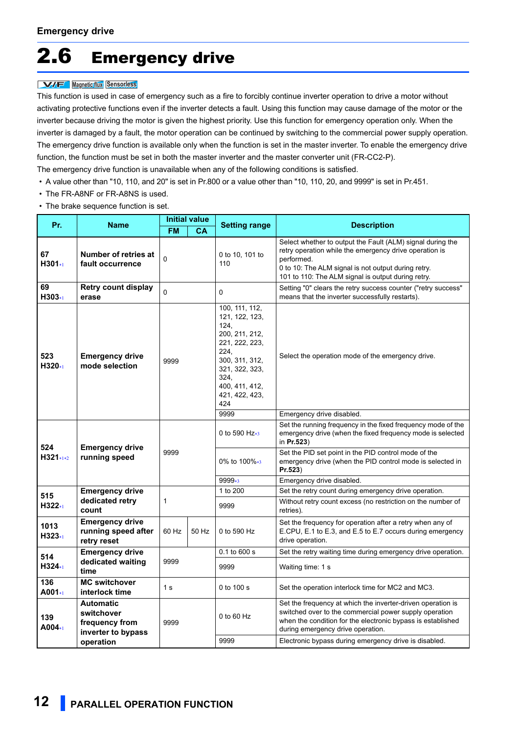# 2.6 Emergency drive

V/F Magnetic flux Sensorless

This function is used in case of emergency such as a fire to forcibly continue inverter operation to drive a motor without activating protective functions even if the inverter detects a fault. Using this function may cause damage of the motor or the inverter because driving the motor is given the highest priority. Use this function for emergency operation only. When the inverter is damaged by a fault, the motor operation can be continued by switching to the commercial power supply operation. The emergency drive function is available only when the function is set in the master inverter. To enable the emergency drive function, the function must be set in both the master inverter and the master converter unit (FR-CC2-P).

The emergency drive function is unavailable when any of the following conditions is satisfied.

- A value other than "10, 110, and 20" is set in Pr.800 or a value other than "10, 110, 20, and 9999" is set in Pr.451.
- The FR-A8NF or FR-A8NS is used.
- The brake sequence function is set.

| Pr. | Name | Initial value | | Setting range | Description |
|---|---|---|---|---|---|
| | | FM | CA | | |
| 67<br>H301*1 | Number of retries at fault occurrence | 0 | | 0 to 10, 101 to 110 | Select whether to output the Fault (ALM) signal during the retry operation while the emergency drive operation is performed.<br>0 to 10: The ALM signal is not output during retry.<br>101 to 110: The ALM signal is output during retry. |
| 69<br>H303*1 | Retry count display erase | 0 | | 0 | Setting "0" clears the retry success counter ("retry success" means that the inverter successfully restarts). |
| 523<br>H320*1 | Emergency drive mode selection | 9999 | | 100, 111, 112, 121, 122, 123, 124, 200, 211, 212, 221, 222, 223, 224, 300, 311, 312, 321, 322, 323, 324, 400, 411, 412, 421, 422, 423, 424 | Select the operation mode of the emergency drive. |
| | | | | 9999 | Emergency drive disabled. |
| 524<br>H321*1*2 | Emergency drive running speed | 9999 | | 0 to 590 Hz*3 | Set the running frequency in the fixed frequency mode of the emergency drive (when the fixed frequency mode is selected in **Pr.523**) |
| | | | | 0% to 100%*3 | Set the PID set point in the PID control mode of the emergency drive (when the PID control mode is selected in **Pr.523**) |
| | | | | 9999*3 | Emergency drive disabled. |
| 515<br>H322*1 | Emergency drive dedicated retry count | 1 | | 1 to 200 | Set the retry count during emergency drive operation. |
| | | | | 9999 | Without retry count excess (no restriction on the number of retries). |
| 1013<br>H323*1 | Emergency drive running speed after retry reset | 60 Hz | 50 Hz | 0 to 590 Hz | Set the frequency for operation after a retry when any of E.CPU, E.1 to E.3, and E.5 to E.7 occurs during emergency drive operation. |
| 514<br>H324*1 | Emergency drive dedicated waiting time | 9999 | | 0.1 to 600 s | Set the retry waiting time during emergency drive operation. |
| | | | | 9999 | Waiting time: 1 s |
| 136<br>A001*1 | MC switchover interlock time | 1 s | | 0 to 100 s | Set the operation interlock time for MC2 and MC3. |
| 139<br>A004*1 | Automatic switchover frequency from inverter to bypass operation | 9999 | | 0 to 60 Hz | Set the frequency at which the inverter-driven operation is switched over to the commercial power supply operation when the condition for the electronic bypass is established during emergency drive operation. |
| | | | | 9999 | Electronic bypass during emergency drive is disabled. |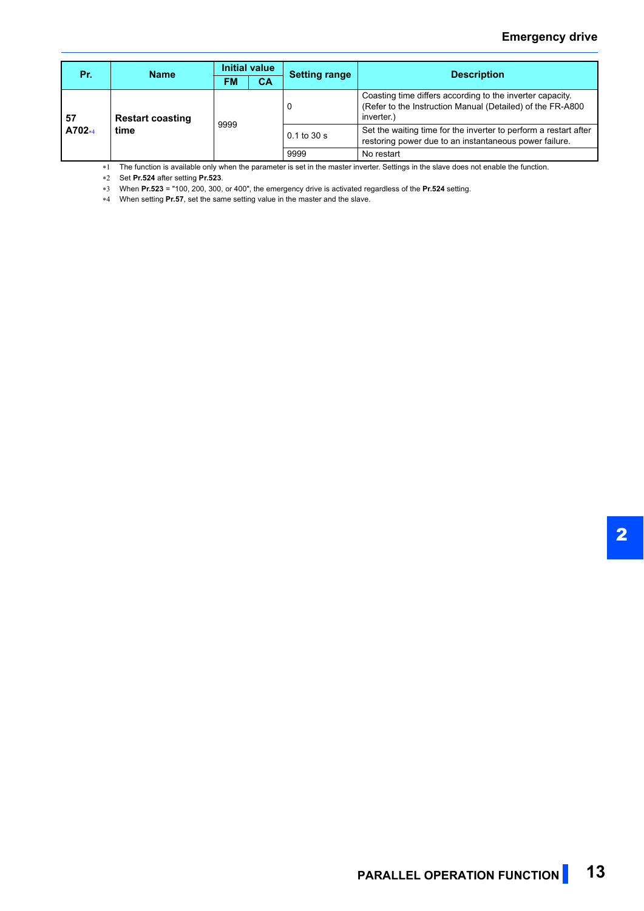| Pr. | Name | Initial value | | Setting range | Description |
|---|---|---|---|---|---|
| | | FM | CA | | |
| 57<br>A702*4 | Restart coasting time | 9999 | | 0 | Coasting time differs according to the inverter capacity. (Refer to the Instruction Manual (Detailed) of the FR-A800 inverter.) |
| | | | | 0.1 to 30 s | Set the waiting time for the inverter to perform a restart after restoring power due to an instantaneous power failure. |
| | | | | 9999 | No restart |

*1 The function is available only when the parameter is set in the master inverter. Settings in the slave does not enable the function.

*2 Set **Pr.524** after setting **Pr.523**.

*3 When **Pr.523** = "100, 200, 300, or 400", the emergency drive is activated regardless of the **Pr.524** setting.

*4 When setting **Pr.57**, set the same setting value in the master and the slave.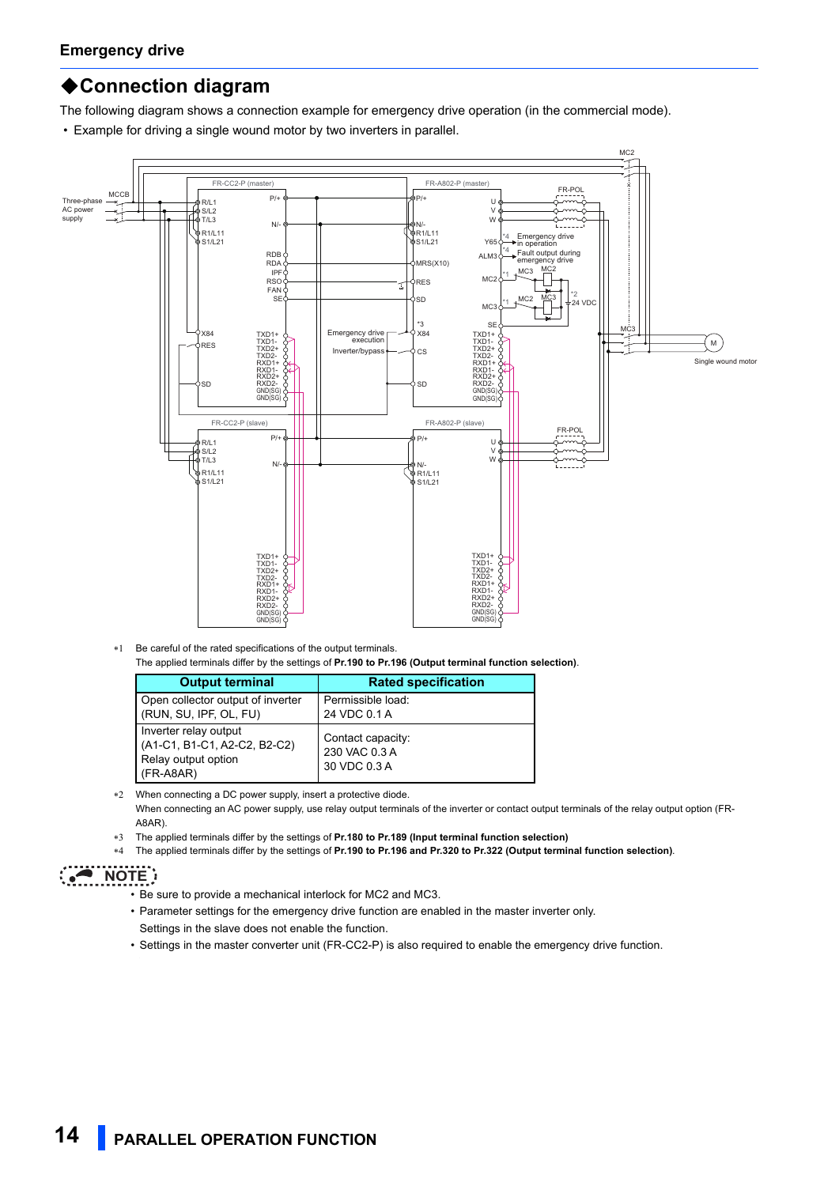## Emergency drive

### ◆Connection diagram

The following diagram shows a connection example for emergency drive operation (in the commercial mode).

- Example for driving a single wound motor by two inverters in parallel.

MC2
Three-phase AC power supply
MCCB
FR-CC2-P (master)
P/+
N/-
R/L1
S/L2
T/L3
R1/L11
S1/L21
RDB
RDA
IPF
RSO
FAN
SE
X84
RES
SD
TXD1+
TXD1-
TXD2+
TXD2-
RXD1+
RXD1-
RXD2+
RXD2-
GND(SG)
GND(SG)
Emergency drive execution
Inverter/bypass
FR-A802-P (master)
P/+
N/-
R1/L11
S1/L21
MRS(X10)
RES
SD
*3
X84
CS
SD
U
V
W
FR-POL
Y65
*4
Emergency drive in operation
ALM3
*4
Fault output during emergency drive
MC2
*1
MC3
MC2
MC3
*1
MC2
MC3
*2
24 VDC
SE
MC3
M
Single wound motor
FR-CC2-P (slave)
FR-A802-P (slave)

*1 Be careful of the rated specifications of the output terminals.
The applied terminals differ by the settings of **Pr.190 to Pr.196 (Output terminal function selection)**.

| Output terminal | Rated specification |
|---|---|
| Open collector output of inverter (RUN, SU, IPF, OL, FU) | Permissible load: 24 VDC 0.1 A |
| Inverter relay output (A1-C1, B1-C1, A2-C2, B2-C2) Relay output option (FR-A8AR) | Contact capacity: 230 VAC 0.3 A 30 VDC 0.3 A |

*2 When connecting a DC power supply, insert a protective diode.
When connecting an AC power supply, use relay output terminals of the inverter or contact output terminals of the relay output option (FR-A8AR).

*3 The applied terminals differ by the settings of **Pr.180 to Pr.189 (Input terminal function selection)**

*4 The applied terminals differ by the settings of **Pr.190 to Pr.196 and Pr.320 to Pr.322 (Output terminal function selection)**.

**NOTE**

- Be sure to provide a mechanical interlock for MC2 and MC3.
- Parameter settings for the emergency drive function are enabled in the master inverter only.
  Settings in the slave does not enable the function.
- Settings in the master converter unit (FR-CC2-P) is also required to enable the emergency drive function.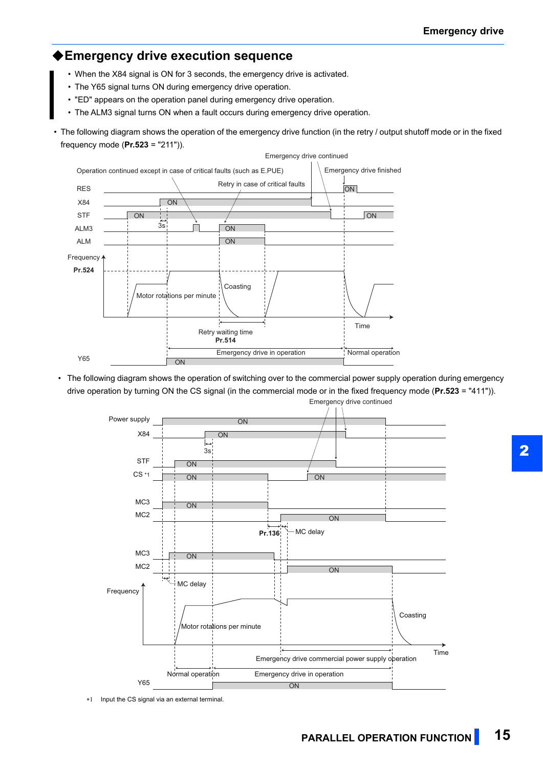## ◆Emergency drive execution sequence

- When the X84 signal is ON for 3 seconds, the emergency drive is activated.
- The Y65 signal turns ON during emergency drive operation.
- "ED" appears on the operation panel during emergency drive operation.
- The ALM3 signal turns ON when a fault occurs during emergency drive operation.

- The following diagram shows the operation of the emergency drive function (in the retry / output shutoff mode or in the fixed frequency mode (**Pr.523** = "211")).

Emergency drive continued
Operation continued except in case of critical faults (such as E.PUE)
Emergency drive finished
Retry in case of critical faults
RES
X84
STF
ALM3
ALM
ON
ON
ON
3s
ON
ON
ON
Frequency
**Pr.524**
Coasting
Motor rotations per minute
Time
Retry waiting time
**Pr.514**
Emergency drive in operation
Normal operation
Y65
ON

- The following diagram shows the operation of switching over to the commercial power supply operation during emergency drive operation by turning ON the CS signal (in the commercial mode or in the fixed frequency mode (**Pr.523** = "411")).

Emergency drive continued
Power supply
X84
STF
CS *1
MC3
MC2
MC3
MC2
ON
ON
3s
ON
ON
ON
ON
ON
**Pr.136**
MC delay
ON
ON
MC delay
Frequency
Coasting
Motor rotations per minute
Time
Emergency drive commercial power supply operation
Normal operation
Emergency drive in operation
Y65
ON

*1 Input the CS signal via an external terminal.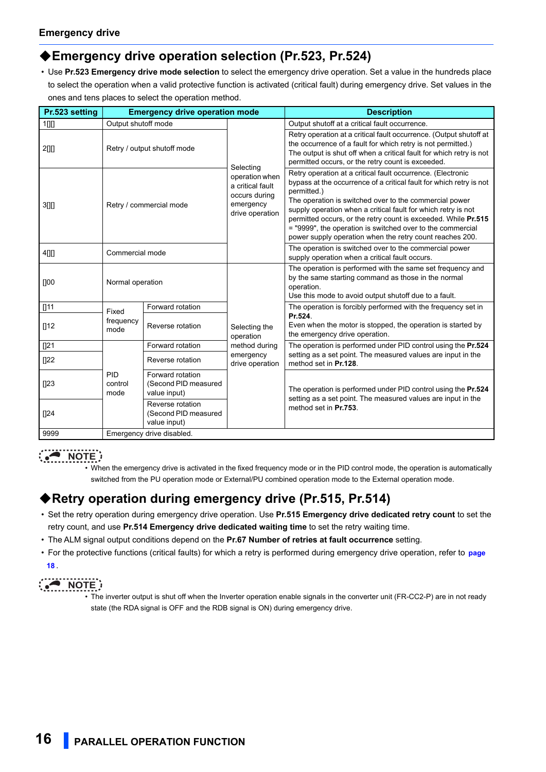## Emergency drive

### ◆Emergency drive operation selection (Pr.523, Pr.524)

- Use **Pr.523 Emergency drive mode selection** to select the emergency drive operation. Set a value in the hundreds place to select the operation when a valid protective function is activated (critical fault) during emergency drive. Set values in the ones and tens places to select the operation method.

| Pr.523 setting | Emergency drive operation mode | | | Description |
|---|---|---|---|---|
| 1▯▯ | Output shutoff mode | | Selecting operation when a critical fault occurs during emergency drive operation | Output shutoff at a critical fault occurrence. |
| 2▯▯ | Retry / output shutoff mode | | | Retry operation at a critical fault occurrence. (Output shutoff at the occurrence of a fault for which retry is not permitted.)<br>The output is shut off when a critical fault for which retry is not permitted occurs, or the retry count is exceeded. |
| 3▯▯ | Retry / commercial mode | | | Retry operation at a critical fault occurrence. (Electronic bypass at the occurrence of a critical fault for which retry is not permitted.)<br>The operation is switched over to the commercial power supply operation when a critical fault for which retry is not permitted occurs, or the retry count is exceeded. While **Pr.515** = "9999", the operation is switched over to the commercial power supply operation when the retry count reaches 200. |
| 4▯▯ | Commercial mode | | | The operation is switched over to the commercial power supply operation when a critical fault occurs. |
| ▯00 | Normal operation | | Selecting the operation method during emergency drive operation | The operation is performed with the same set frequency and by the same starting command as those in the normal operation.<br>Use this mode to avoid output shutoff due to a fault. |
| ▯11 | Fixed frequency mode | Forward rotation | | The operation is forcibly performed with the frequency set in **Pr.524**.<br>Even when the motor is stopped, the operation is started by the emergency drive operation. |
| ▯12 | | Reverse rotation | | |
| ▯21 | PID control mode | Forward rotation | | The operation is performed under PID control using the **Pr.524** setting as a set point. The measured values are input in the method set in **Pr.128**. |
| ▯22 | | Reverse rotation | | |
| ▯23 | | Forward rotation (Second PID measured value input) | | The operation is performed under PID control using the **Pr.524** setting as a set point. The measured values are input in the method set in **Pr.753**. |
| ▯24 | | Reverse rotation (Second PID measured value input) | | |
| 9999 | Emergency drive disabled. | | | |

**NOTE**

- When the emergency drive is activated in the fixed frequency mode or in the PID control mode, the operation is automatically switched from the PU operation mode or External/PU combined operation mode to the External operation mode.

### ◆Retry operation during emergency drive (Pr.515, Pr.514)

- Set the retry operation during emergency drive operation. Use **Pr.515 Emergency drive dedicated retry count** to set the retry count, and use **Pr.514 Emergency drive dedicated waiting time** to set the retry waiting time.
- The ALM signal output conditions depend on the **Pr.67 Number of retries at fault occurrence** setting.
- For the protective functions (critical faults) for which a retry is performed during emergency drive operation, refer to page 18.

**NOTE**

- The inverter output is shut off when the Inverter operation enable signals in the converter unit (FR-CC2-P) are in not ready state (the RDA signal is OFF and the RDB signal is ON) during emergency drive.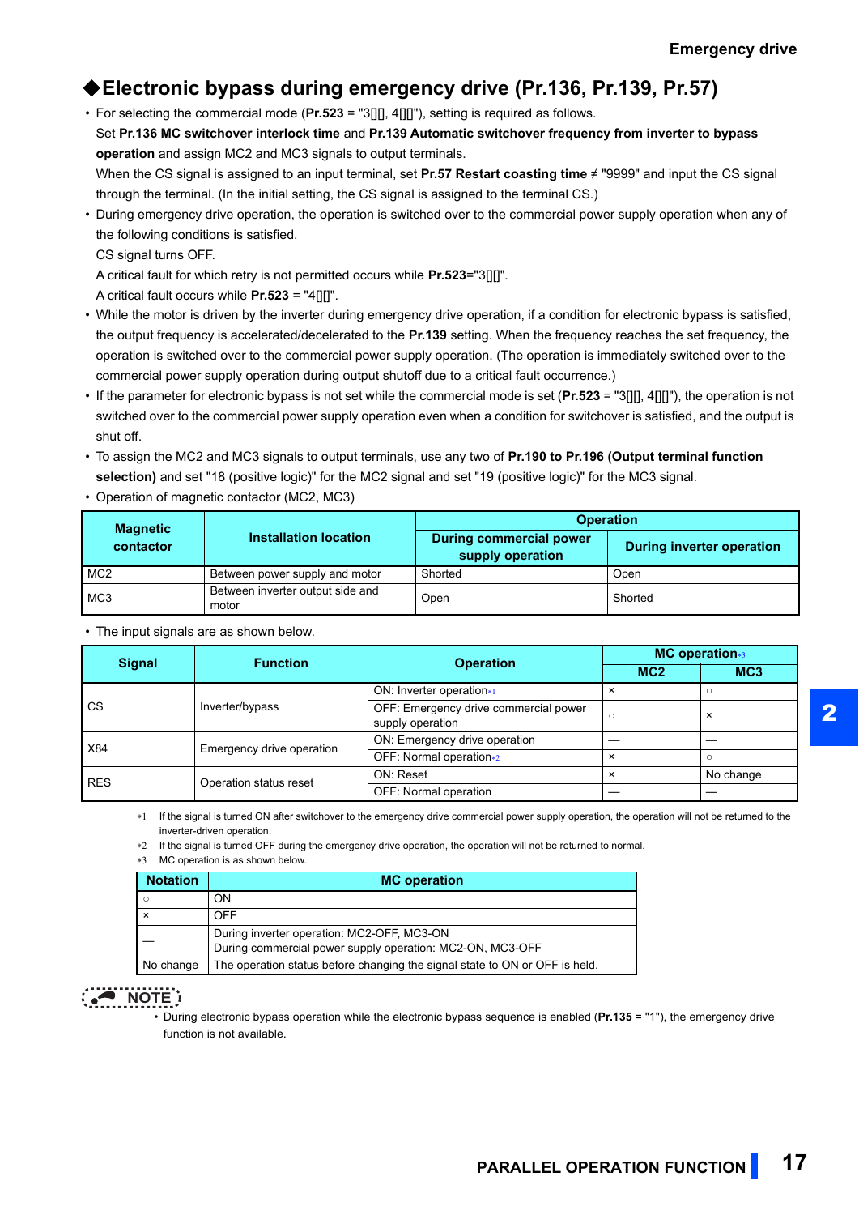## ◆Electronic bypass during emergency drive (Pr.136, Pr.139, Pr.57)

- For selecting the commercial mode (**Pr.523** = "3[][], 4[][]"), setting is required as follows.
  Set **Pr.136 MC switchover interlock time** and **Pr.139 Automatic switchover frequency from inverter to bypass operation** and assign MC2 and MC3 signals to output terminals.
  When the CS signal is assigned to an input terminal, set **Pr.57 Restart coasting time** ≠ "9999" and input the CS signal through the terminal. (In the initial setting, the CS signal is assigned to the terminal CS.)
- During emergency drive operation, the operation is switched over to the commercial power supply operation when any of the following conditions is satisfied.
  CS signal turns OFF.
  A critical fault for which retry is not permitted occurs while **Pr.523**="3[][]".
  A critical fault occurs while **Pr.523** = "4[][]".
- While the motor is driven by the inverter during emergency drive operation, if a condition for electronic bypass is satisfied, the output frequency is accelerated/decelerated to the **Pr.139** setting. When the frequency reaches the set frequency, the operation is switched over to the commercial power supply operation. (The operation is immediately switched over to the commercial power supply operation during output shutoff due to a critical fault occurrence.)
- If the parameter for electronic bypass is not set while the commercial mode is set (**Pr.523** = "3[][], 4[][]"), the operation is not switched over to the commercial power supply operation even when a condition for switchover is satisfied, and the output is shut off.
- To assign the MC2 and MC3 signals to output terminals, use any two of **Pr.190 to Pr.196 (Output terminal function selection)** and set "18 (positive logic)" for the MC2 signal and set "19 (positive logic)" for the MC3 signal.
- Operation of magnetic contactor (MC2, MC3)

| Magnetic contactor | Installation location | Operation | |
|---|---|---|---|
| | | During commercial power supply operation | During inverter operation |
| MC2 | Between power supply and motor | Shorted | Open |
| MC3 | Between inverter output side and motor | Open | Shorted |

- The input signals are as shown below.

| Signal | Function | Operation | MC operation*3 | |
|---|---|---|---|---|
| | | | MC2 | MC3 |
| CS | Inverter/bypass | ON: Inverter operation*1 | × | ○ |
| | | OFF: Emergency drive commercial power supply operation | ○ | × |
| X84 | Emergency drive operation | ON: Emergency drive operation | — | — |
| | | OFF: Normal operation*2 | × | ○ |
| RES | Operation status reset | ON: Reset | × | No change |
| | | OFF: Normal operation | — | — |

*1 If the signal is turned ON after switchover to the emergency drive commercial power supply operation, the operation will not be returned to the inverter-driven operation.

*2 If the signal is turned OFF during the emergency drive operation, the operation will not be returned to normal.

*3 MC operation is as shown below.

| Notation | MC operation |
|---|---|
| ○ | ON |
| × | OFF |
| — | During inverter operation: MC2-OFF, MC3-ON<br>During commercial power supply operation: MC2-ON, MC3-OFF |
| No change | The operation status before changing the signal state to ON or OFF is held. |

**NOTE**

- During electronic bypass operation while the electronic bypass sequence is enabled (**Pr.135** = "1"), the emergency drive function is not available.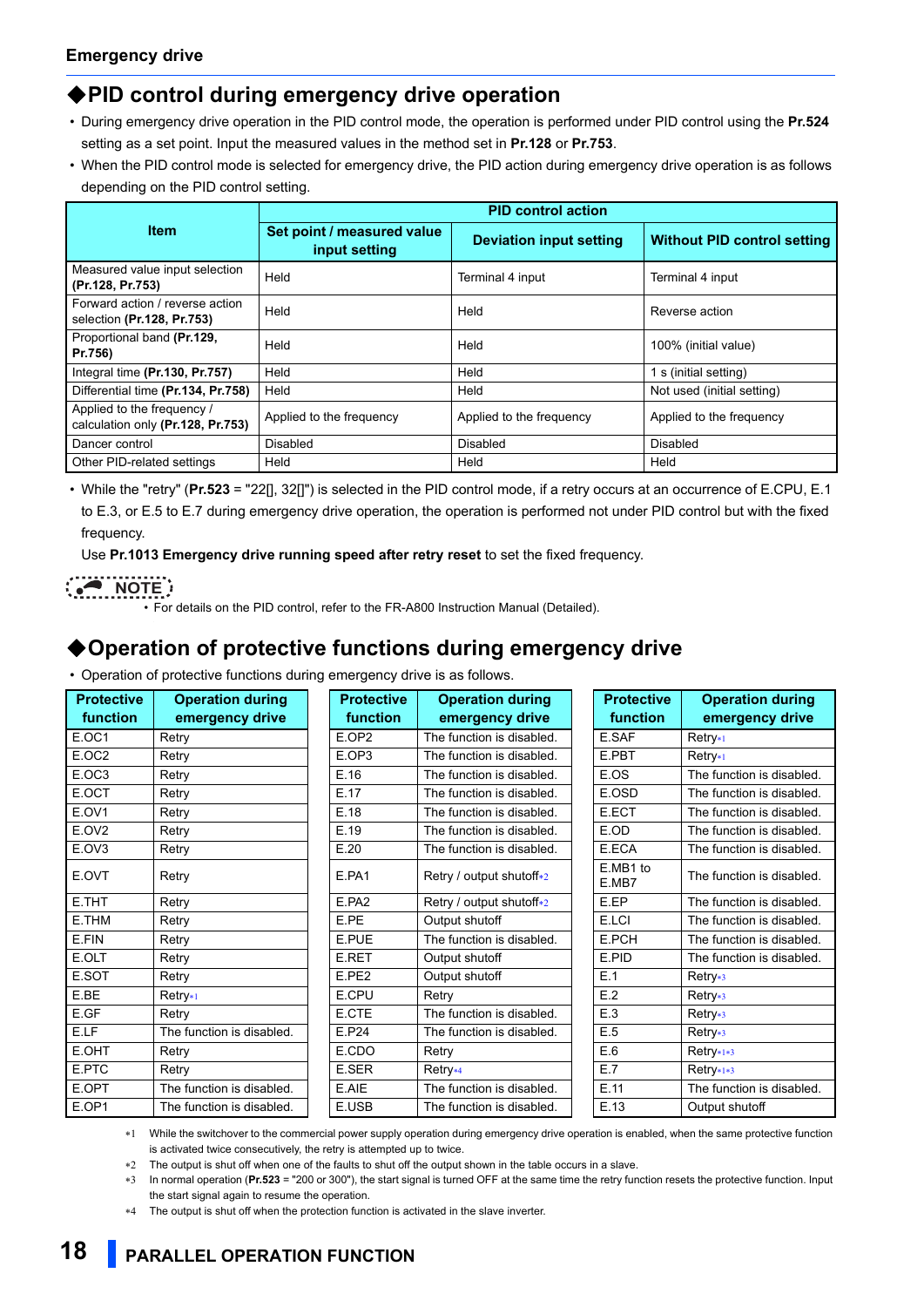## ◆PID control during emergency drive operation

- During emergency drive operation in the PID control mode, the operation is performed under PID control using the **Pr.524** setting as a set point. Input the measured values in the method set in **Pr.128** or **Pr.753**.
- When the PID control mode is selected for emergency drive, the PID action during emergency drive operation is as follows depending on the PID control setting.

| Item | PID control action | | |
|---|---|---|---|
| | Set point / measured value input setting | Deviation input setting | Without PID control setting |
| Measured value input selection **(Pr.128, Pr.753)** | Held | Terminal 4 input | Terminal 4 input |
| Forward action / reverse action selection **(Pr.128, Pr.753)** | Held | Held | Reverse action |
| Proportional band **(Pr.129, Pr.756)** | Held | Held | 100% (initial value) |
| Integral time **(Pr.130, Pr.757)** | Held | Held | 1 s (initial setting) |
| Differential time **(Pr.134, Pr.758)** | Held | Held | Not used (initial setting) |
| Applied to the frequency / calculation only **(Pr.128, Pr.753)** | Applied to the frequency | Applied to the frequency | Applied to the frequency |
| Dancer control | Disabled | Disabled | Disabled |
| Other PID-related settings | Held | Held | Held |

- While the "retry" (**Pr.523** = "22[], 32[]") is selected in the PID control mode, if a retry occurs at an occurrence of E.CPU, E.1 to E.3, or E.5 to E.7 during emergency drive operation, the operation is performed not under PID control but with the fixed frequency.
  Use **Pr.1013 Emergency drive running speed after retry reset** to set the fixed frequency.

**NOTE**
- For details on the PID control, refer to the FR-A800 Instruction Manual (Detailed).

## ◆Operation of protective functions during emergency drive

- Operation of protective functions during emergency drive is as follows.

| Protective function | Operation during emergency drive | Protective function | Operation during emergency drive | Protective function | Operation during emergency drive |
|---|---|---|---|---|---|
| E.OC1 | Retry | E.OP2 | The function is disabled. | E.SAF | Retry*1 |
| E.OC2 | Retry | E.OP3 | The function is disabled. | E.PBT | Retry*1 |
| E.OC3 | Retry | E.16 | The function is disabled. | E.OS | The function is disabled. |
| E.OCT | Retry | E.17 | The function is disabled. | E.OSD | The function is disabled. |
| E.OV1 | Retry | E.18 | The function is disabled. | E.ECT | The function is disabled. |
| E.OV2 | Retry | E.19 | The function is disabled. | E.OD | The function is disabled. |
| E.OV3 | Retry | E.20 | The function is disabled. | E.ECA | The function is disabled. |
| E.OVT | Retry | E.PA1 | Retry / output shutoff*2 | E.MB1 to E.MB7 | The function is disabled. |
| E.THT | Retry | E.PA2 | Retry / output shutoff*2 | E.EP | The function is disabled. |
| E.THM | Retry | E.PE | Output shutoff | E.LCI | The function is disabled. |
| E.FIN | Retry | E.PUE | The function is disabled. | E.PCH | The function is disabled. |
| E.OLT | Retry | E.RET | Output shutoff | E.PID | The function is disabled. |
| E.SOT | Retry | E.PE2 | Output shutoff | E.1 | Retry*3 |
| E.BE | Retry*1 | E.CPU | Retry | E.2 | Retry*3 |
| E.GF | Retry | E.CTE | The function is disabled. | E.3 | Retry*3 |
| E.LF | The function is disabled. | E.P24 | The function is disabled. | E.5 | Retry*3 |
| E.OHT | Retry | E.CDO | Retry | E.6 | Retry*1*3 |
| E.PTC | Retry | E.SER | Retry*4 | E.7 | Retry*1*3 |
| E.OPT | The function is disabled. | E.AIE | The function is disabled. | E.11 | The function is disabled. |
| E.OP1 | The function is disabled. | E.USB | The function is disabled. | E.13 | Output shutoff |

*1 While the switchover to the commercial power supply operation during emergency drive operation is enabled, when the same protective function is activated twice consecutively, the retry is attempted up to twice.

*2 The output is shut off when one of the faults to shut off the output shown in the table occurs in a slave.

*3 In normal operation (**Pr.523** = "200 or 300"), the start signal is turned OFF at the same time the retry function resets the protective function. Input the start signal again to resume the operation.

*4 The output is shut off when the protection function is activated in the slave inverter.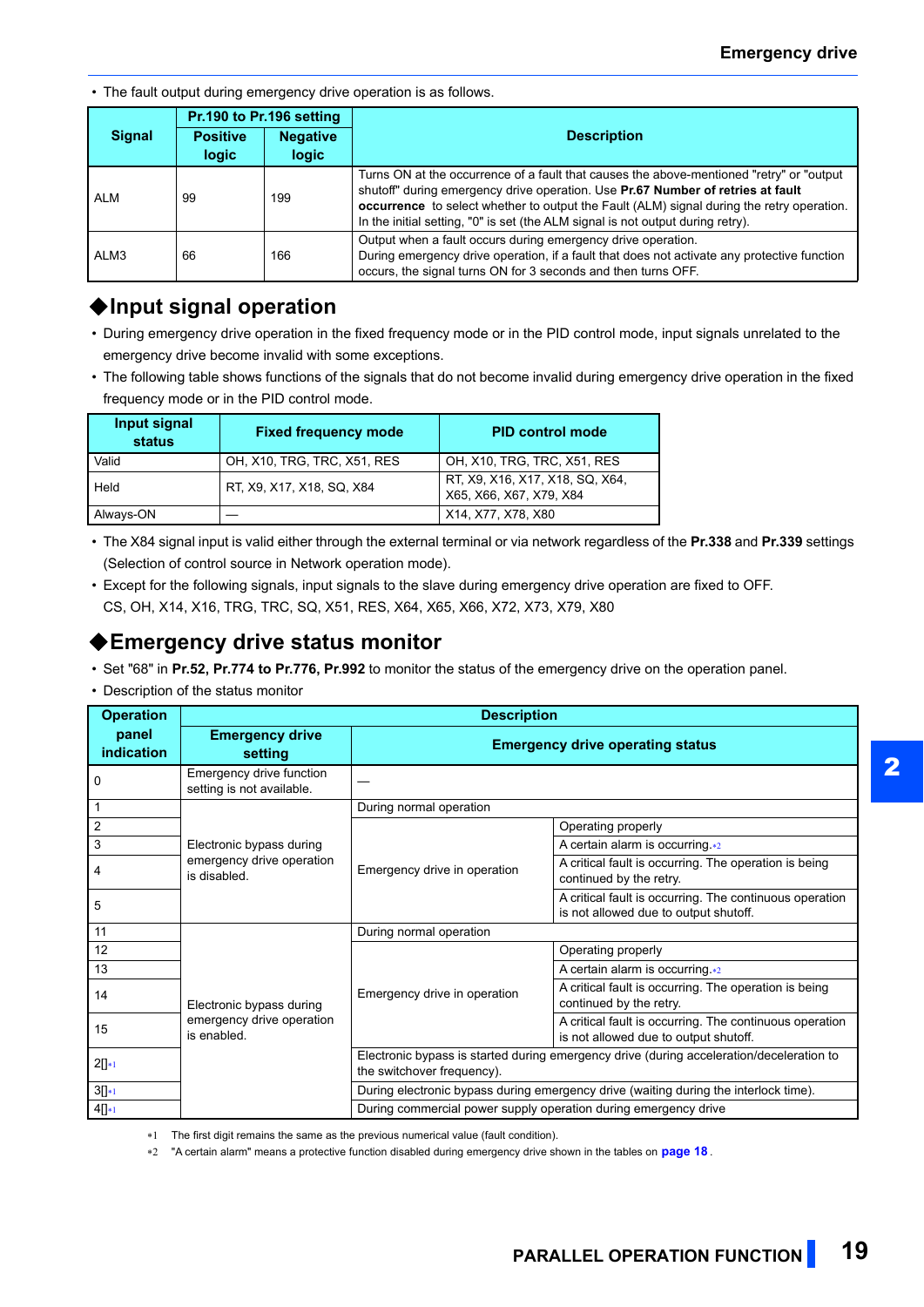- The fault output during emergency drive operation is as follows.

| Signal | Pr.190 to Pr.196 setting | | Description |
|---|---|---|---|
| | Positive logic | Negative logic | |
| ALM | 99 | 199 | Turns ON at the occurrence of a fault that causes the above-mentioned "retry" or "output shutoff" during emergency drive operation. Use **Pr.67 Number of retries at fault occurrence** to select whether to output the Fault (ALM) signal during the retry operation. In the initial setting, "0" is set (the ALM signal is not output during retry). |
| ALM3 | 66 | 166 | Output when a fault occurs during emergency drive operation. During emergency drive operation, if a fault that does not activate any protective function occurs, the signal turns ON for 3 seconds and then turns OFF. |

## ◆Input signal operation

- During emergency drive operation in the fixed frequency mode or in the PID control mode, input signals unrelated to the emergency drive become invalid with some exceptions.
- The following table shows functions of the signals that do not become invalid during emergency drive operation in the fixed frequency mode or in the PID control mode.

| Input signal status | Fixed frequency mode | PID control mode |
|---|---|---|
| Valid | OH, X10, TRG, TRC, X51, RES | OH, X10, TRG, TRC, X51, RES |
| Held | RT, X9, X17, X18, SQ, X84 | RT, X9, X16, X17, X18, SQ, X64, X65, X66, X67, X79, X84 |
| Always-ON | — | X14, X77, X78, X80 |

- The X84 signal input is valid either through the external terminal or via network regardless of the **Pr.338** and **Pr.339** settings (Selection of control source in Network operation mode).
- Except for the following signals, input signals to the slave during emergency drive operation are fixed to OFF.
  CS, OH, X14, X16, TRG, TRC, SQ, X51, RES, X64, X65, X66, X72, X73, X79, X80

## ◆Emergency drive status monitor

- Set "68" in **Pr.52, Pr.774 to Pr.776, Pr.992** to monitor the status of the emergency drive on the operation panel.
- Description of the status monitor

| Operation panel indication | Description | | |
|---|---|---|---|
| | Emergency drive setting | Emergency drive operating status | |
| 0 | Emergency drive function setting is not available. | — | |
| 1 | Electronic bypass during emergency drive operation is disabled. | During normal operation | |
| 2 | | Emergency drive in operation | Operating properly |
| 3 | | | A certain alarm is occurring.*2 |
| 4 | | | A critical fault is occurring. The operation is being continued by the retry. |
| 5 | | | A critical fault is occurring. The continuous operation is not allowed due to output shutoff. |
| 11 | Electronic bypass during emergency drive operation is enabled. | During normal operation | |
| 12 | | Emergency drive in operation | Operating properly |
| 13 | | | A certain alarm is occurring.*2 |
| 14 | | | A critical fault is occurring. The operation is being continued by the retry. |
| 15 | | | A critical fault is occurring. The continuous operation is not allowed due to output shutoff. |
| 2[]*1 | | Electronic bypass is started during emergency drive (during acceleration/deceleration to the switchover frequency). | |
| 3[]*1 | | During electronic bypass during emergency drive (waiting during the interlock time). | |
| 4[]*1 | | During commercial power supply operation during emergency drive | |

*1 The first digit remains the same as the previous numerical value (fault condition).

*2 "A certain alarm" means a protective function disabled during emergency drive shown in the tables on **page 18** .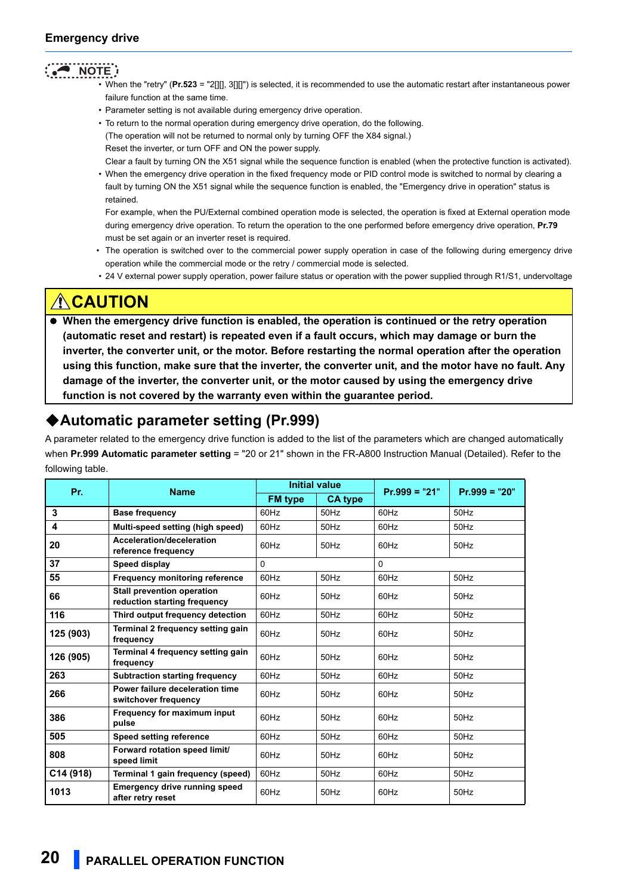## Emergency drive

**NOTE**

- When the "retry" (**Pr.523** = "2[][], 3[][]") is selected, it is recommended to use the automatic restart after instantaneous power failure function at the same time.
- Parameter setting is not available during emergency drive operation.
- To return to the normal operation during emergency drive operation, do the following.
  (The operation will not be returned to normal only by turning OFF the X84 signal.)
  Reset the inverter, or turn OFF and ON the power supply.
  Clear a fault by turning ON the X51 signal while the sequence function is enabled (when the protective function is activated).
- When the emergency drive operation in the fixed frequency mode or PID control mode is switched to normal by clearing a fault by turning ON the X51 signal while the sequence function is enabled, the "Emergency drive in operation" status is retained.
  For example, when the PU/External combined operation mode is selected, the operation is fixed at External operation mode during emergency drive operation. To return the operation to the one performed before emergency drive operation, **Pr.79** must be set again or an inverter reset is required.
- The operation is switched over to the commercial power supply operation in case of the following during emergency drive operation while the commercial mode or the retry / commercial mode is selected.
- 24 V external power supply operation, power failure status or operation with the power supplied through R1/S1, undervoltage

**CAUTION**

- **When the emergency drive function is enabled, the operation is continued or the retry operation (automatic reset and restart) is repeated even if a fault occurs, which may damage or burn the inverter, the converter unit, or the motor. Before restarting the normal operation after the operation using this function, make sure that the inverter, the converter unit, and the motor have no fault. Any damage of the inverter, the converter unit, or the motor caused by using the emergency drive function is not covered by the warranty even within the guarantee period.**

## ◆Automatic parameter setting (Pr.999)

A parameter related to the emergency drive function is added to the list of the parameters which are changed automatically when **Pr.999 Automatic parameter setting** = "20 or 21" shown in the FR-A800 Instruction Manual (Detailed). Refer to the following table.

| Pr. | Name | Initial value | | Pr.999 = "21" | Pr.999 = "20" |
|---|---|---|---|---|---|
| | | FM type | CA type | | |
| 3 | Base frequency | 60Hz | 50Hz | 60Hz | 50Hz |
| 4 | Multi-speed setting (high speed) | 60Hz | 50Hz | 60Hz | 50Hz |
| 20 | Acceleration/deceleration reference frequency | 60Hz | 50Hz | 60Hz | 50Hz |
| 37 | Speed display | 0 | | 0 | |
| 55 | Frequency monitoring reference | 60Hz | 50Hz | 60Hz | 50Hz |
| 66 | Stall prevention operation reduction starting frequency | 60Hz | 50Hz | 60Hz | 50Hz |
| 116 | Third output frequency detection | 60Hz | 50Hz | 60Hz | 50Hz |
| 125 (903) | Terminal 2 frequency setting gain frequency | 60Hz | 50Hz | 60Hz | 50Hz |
| 126 (905) | Terminal 4 frequency setting gain frequency | 60Hz | 50Hz | 60Hz | 50Hz |
| 263 | Subtraction starting frequency | 60Hz | 50Hz | 60Hz | 50Hz |
| 266 | Power failure deceleration time switchover frequency | 60Hz | 50Hz | 60Hz | 50Hz |
| 386 | Frequency for maximum input pulse | 60Hz | 50Hz | 60Hz | 50Hz |
| 505 | Speed setting reference | 60Hz | 50Hz | 60Hz | 50Hz |
| 808 | Forward rotation speed limit/ speed limit | 60Hz | 50Hz | 60Hz | 50Hz |
| C14 (918) | Terminal 1 gain frequency (speed) | 60Hz | 50Hz | 60Hz | 50Hz |
| 1013 | Emergency drive running speed after retry reset | 60Hz | 50Hz | 60Hz | 50Hz |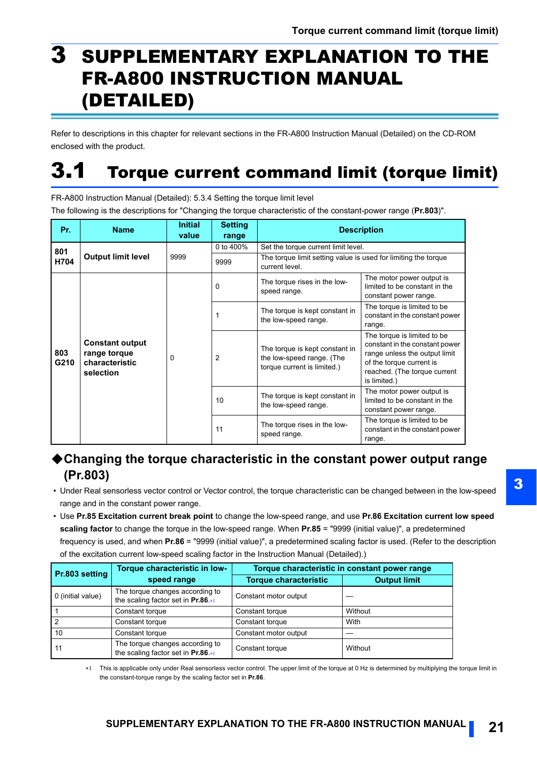// Chapter heading
# 3 SUPPLEMENTARY EXPLANATION TO THE FR-A800 INSTRUCTION MANUAL (DETAILED)

Refer to descriptions in this chapter for relevant sections in the FR-A800 Instruction Manual (Detailed) on the CD-ROM enclosed with the product.

## 3.1 Torque current command limit (torque limit)

FR-A800 Instruction Manual (Detailed): 5.3.4 Setting the torque limit level

The following is the descriptions for "Changing the torque characteristic of the constant-power range (**Pr.803**)".

| Pr. | Name | Initial value | Setting range | Description | |
|---|---|---|---|---|---|
| **801 H704** | **Output limit level** | 9999 | 0 to 400% | Set the torque current limit level. | |
| | | | 9999 | The torque limit setting value is used for limiting the torque current level. | |
| **803 G210** | **Constant output range torque characteristic selection** | 0 | 0 | The torque rises in the low-speed range. | The motor power output is limited to be constant in the constant power range. |
| | | | 1 | The torque is kept constant in the low-speed range. | The torque is limited to be constant in the constant power range. |
| | | | 2 | The torque is kept constant in the low-speed range. (The torque current is limited.) | The torque is limited to be constant in the constant power range unless the output limit of the torque current is reached. (The torque current is limited.) |
| | | | 10 | The torque is kept constant in the low-speed range. | The motor power output is limited to be constant in the constant power range. |
| | | | 11 | The torque rises in the low-speed range. | The torque is limited to be constant in the constant power range. |

### ◆Changing the torque characteristic in the constant power output range (Pr.803)

- Under Real sensorless vector control or Vector control, the torque characteristic can be changed between in the low-speed range and in the constant power range.
- Use **Pr.85 Excitation current break point** to change the low-speed range, and use **Pr.86 Excitation current low speed scaling factor** to change the torque in the low-speed range. When **Pr.85** = "9999 (initial value)", a predetermined frequency is used, and when **Pr.86** = "9999 (initial value)", a predetermined scaling factor is used. (Refer to the description of the excitation current low-speed scaling factor in the Instruction Manual (Detailed).)

| Pr.803 setting | Torque characteristic in low-speed range | Torque characteristic in constant power range | |
|---|---|---|---|
| | | Torque characteristic | Output limit |
| 0 (initial value) | The torque changes according to the scaling factor set in **Pr.86**.*1 | Constant motor output | — |
| 1 | Constant torque | Constant torque | Without |
| 2 | Constant torque | Constant torque | With |
| 10 | Constant torque | Constant motor output | — |
| 11 | The torque changes according to the scaling factor set in **Pr.86**.*1 | Constant torque | Without |

*1 This is applicable only under Real sensorless vector control. The upper limit of the torque at 0 Hz is determined by multiplying the torque limit in the constant-torque range by the scaling factor set in **Pr.86**.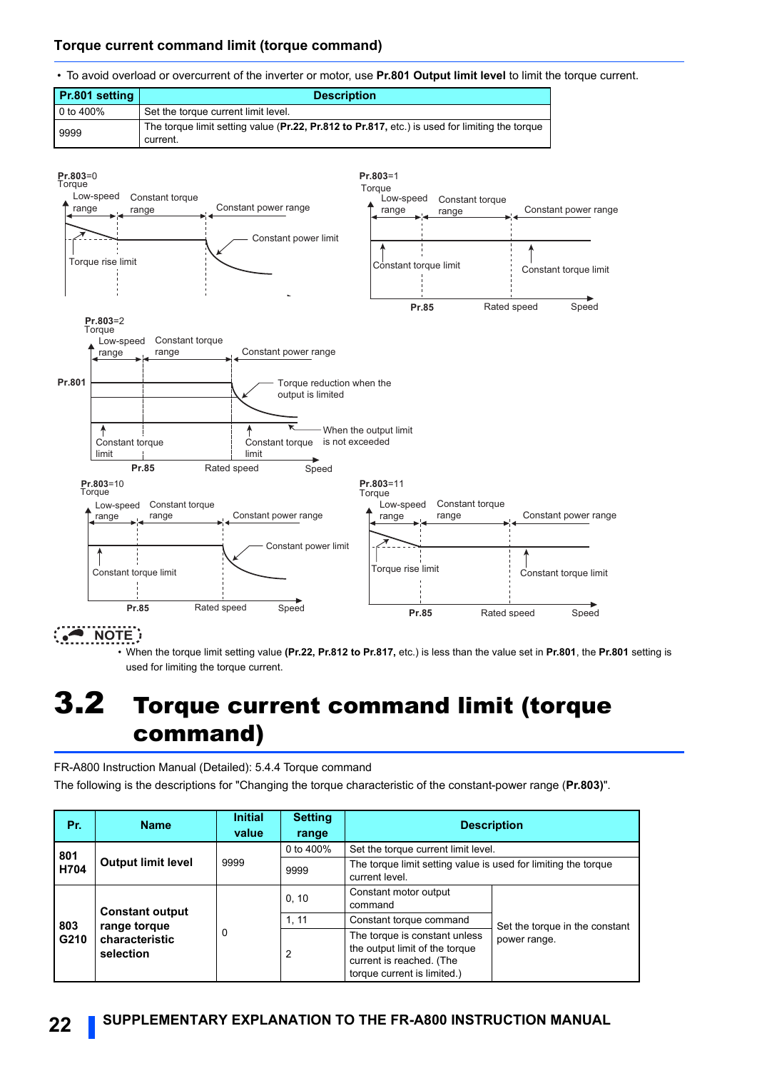### Torque current command limit (torque command)

- To avoid overload or overcurrent of the inverter or motor, use **Pr.801 Output limit level** to limit the torque current.

| Pr.801 setting | Description |
|---|---|
| 0 to 400% | Set the torque current limit level. |
| 9999 | The torque limit setting value (**Pr.22, Pr.812 to Pr.817,** etc.) is used for limiting the torque current. |

Pr.803=0
Torque
Low-speed range
Constant torque range
Constant power range
Constant power limit
Torque rise limit

Pr.803=1
Torque
Low-speed range
Constant torque range
Constant power range
Constant torque limit
Constant torque limit
Pr.85
Rated speed
Speed

Pr.803=2
Torque
Low-speed range
Constant torque range
Constant power range
Pr.801
Torque reduction when the output is limited
When the output limit is not exceeded
Constant torque limit
Constant torque limit
Pr.85
Rated speed
Speed

Pr.803=10
Torque
Low-speed range
Constant torque range
Constant power range
Constant power limit
Constant torque limit
Pr.85
Rated speed
Speed

Pr.803=11
Torque
Low-speed range
Constant torque range
Constant power range
Torque rise limit
Constant torque limit
Pr.85
Rated speed
Speed

**NOTE**

- When the torque limit setting value **(Pr.22, Pr.812 to Pr.817,** etc.) is less than the value set in **Pr.801**, the **Pr.801** setting is used for limiting the torque current.

# 3.2 Torque current command limit (torque command)

FR-A800 Instruction Manual (Detailed): 5.4.4 Torque command

The following is the descriptions for "Changing the torque characteristic of the constant-power range (**Pr.803)**".

| Pr. | Name | Initial value | Setting range | Description | |
|---|---|---|---|---|---|
| **801** **H704** | **Output limit level** | 9999 | 0 to 400% | Set the torque current limit level. | |
| | | | 9999 | The torque limit setting value is used for limiting the torque current level. | |
| **803** **G210** | **Constant output range torque characteristic selection** | 0 | 0, 10 | Constant motor output command | Set the torque in the constant power range. |
| | | | 1, 11 | Constant torque command | |
| | | | 2 | The torque is constant unless the output limit of the torque current is reached. (The torque current is limited.) | |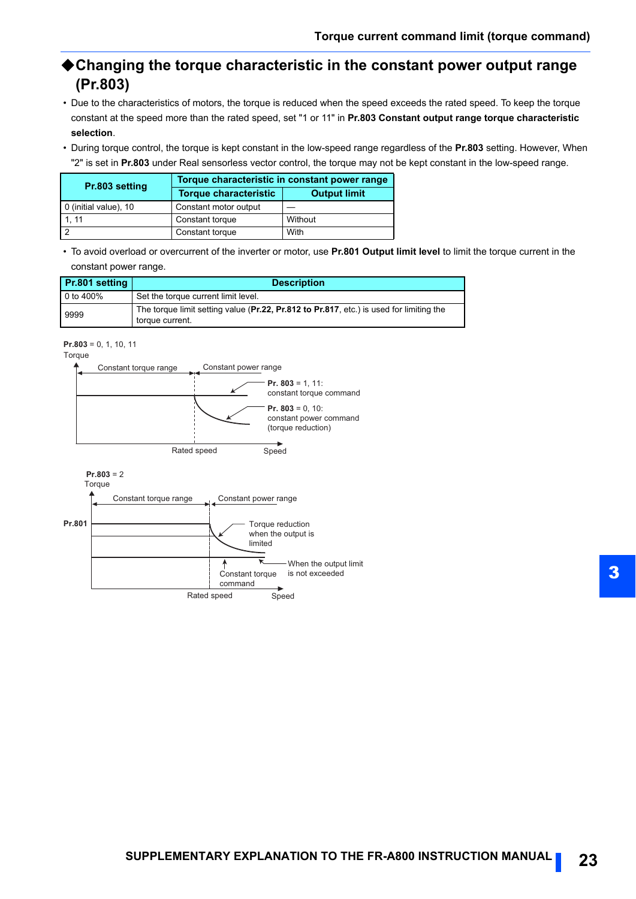## ◆Changing the torque characteristic in the constant power output range (Pr.803)

- Due to the characteristics of motors, the torque is reduced when the speed exceeds the rated speed. To keep the torque constant at the speed more than the rated speed, set "1 or 11" in **Pr.803 Constant output range torque characteristic selection**.
- During torque control, the torque is kept constant in the low-speed range regardless of the **Pr.803** setting. However, When "2" is set in **Pr.803** under Real sensorless vector control, the torque may not be kept constant in the low-speed range.

| Pr.803 setting | Torque characteristic in constant power range | |
|---|---|---|
| | Torque characteristic | Output limit |
| 0 (initial value), 10 | Constant motor output | — |
| 1, 11 | Constant torque | Without |
| 2 | Constant torque | With |

- To avoid overload or overcurrent of the inverter or motor, use **Pr.801 Output limit level** to limit the torque current in the constant power range.

| Pr.801 setting | Description |
|---|---|
| 0 to 400% | Set the torque current limit level. |
| 9999 | The torque limit setting value (**Pr.22, Pr.812 to Pr.817**, etc.) is used for limiting the torque current. |

**Pr.803** = 0, 1, 10, 11

Torque

Constant torque range

Constant power range

**Pr. 803** = 1, 11:
constant torque command

**Pr. 803** = 0, 10:
constant power command
(torque reduction)

Rated speed

Speed

**Pr.803** = 2

Torque

Constant torque range

Constant power range

**Pr.801**

Torque reduction
when the output is
limited

Constant torque
command

When the output limit
is not exceeded

Rated speed

Speed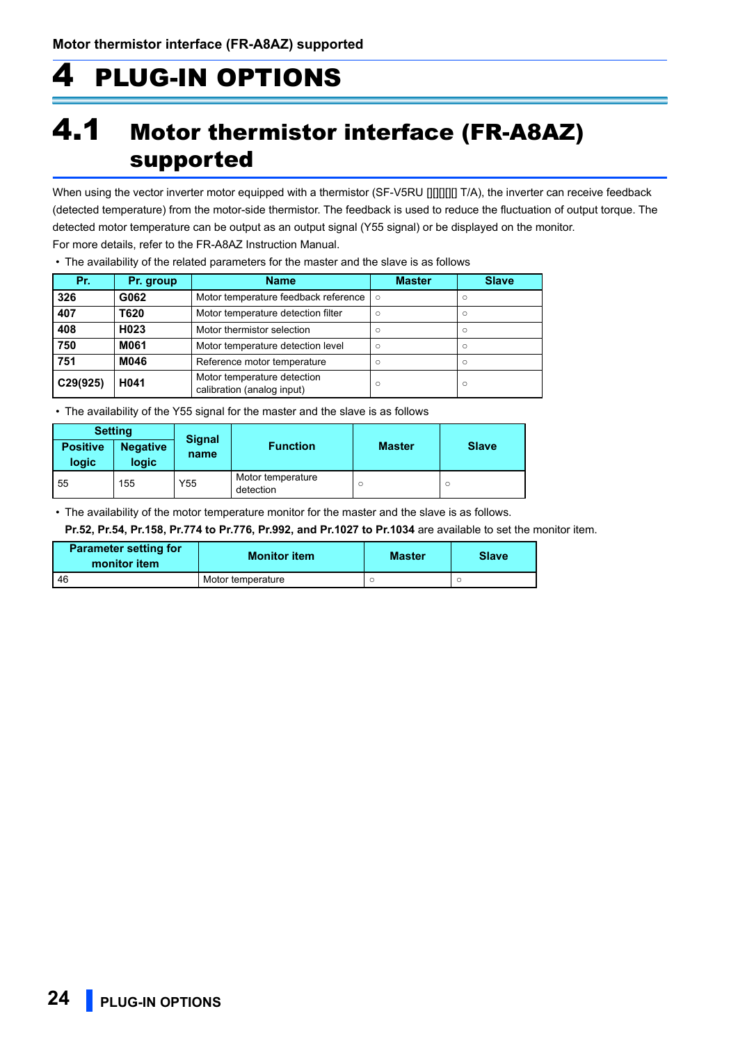# 4 PLUG-IN OPTIONS

## 4.1 Motor thermistor interface (FR-A8AZ) supported

When using the vector inverter motor equipped with a thermistor (SF-V5RU [][][][][] T/A), the inverter can receive feedback (detected temperature) from the motor-side thermistor. The feedback is used to reduce the fluctuation of output torque. The detected motor temperature can be output as an output signal (Y55 signal) or be displayed on the monitor.

For more details, refer to the FR-A8AZ Instruction Manual.

• The availability of the related parameters for the master and the slave is as follows

| Pr. | Pr. group | Name | Master | Slave |
|---|---|---|---|---|
| **326** | **G062** | Motor temperature feedback reference | ○ | ○ |
| **407** | **T620** | Motor temperature detection filter | ○ | ○ |
| **408** | **H023** | Motor thermistor selection | ○ | ○ |
| **750** | **M061** | Motor temperature detection level | ○ | ○ |
| **751** | **M046** | Reference motor temperature | ○ | ○ |
| **C29(925)** | **H041** | Motor temperature detection calibration (analog input) | ○ | ○ |

• The availability of the Y55 signal for the master and the slave is as follows

| Setting | | Signal name | Function | Master | Slave |
|---|---|---|---|---|---|
| Positive logic | Negative logic | | | | |
| 55 | 155 | Y55 | Motor temperature detection | ○ | ○ |

• The availability of the motor temperature monitor for the master and the slave is as follows.
**Pr.52, Pr.54, Pr.158, Pr.774 to Pr.776, Pr.992, and Pr.1027 to Pr.1034** are available to set the monitor item.

| Parameter setting for monitor item | Monitor item | Master | Slave |
|---|---|---|---|
| 46 | Motor temperature | ○ | ○ |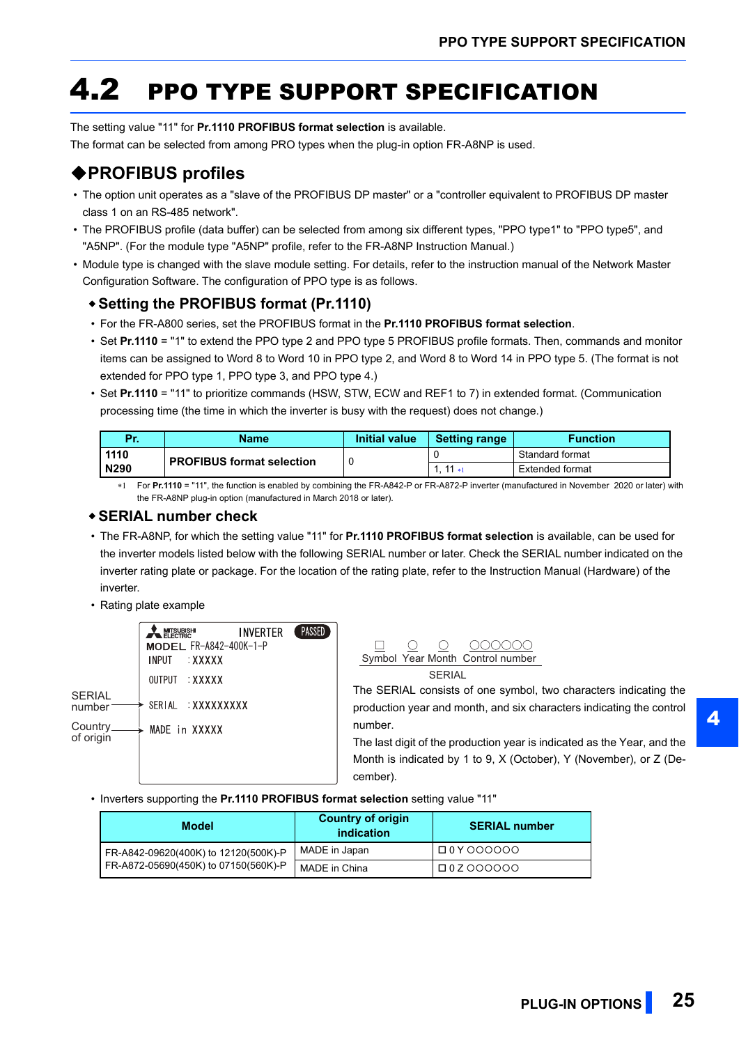# 4.2 PPO TYPE SUPPORT SPECIFICATION

The setting value "11" for **Pr.1110 PROFIBUS format selection** is available.
The format can be selected from among PRO types when the plug-in option FR-A8NP is used.

## ◆PROFIBUS profiles

- The option unit operates as a "slave of the PROFIBUS DP master" or a "controller equivalent to PROFIBUS DP master class 1 on an RS-485 network".
- The PROFIBUS profile (data buffer) can be selected from among six different types, "PPO type1" to "PPO type5", and "A5NP". (For the module type "A5NP" profile, refer to the FR-A8NP Instruction Manual.)
- Module type is changed with the slave module setting. For details, refer to the instruction manual of the Network Master Configuration Software. The configuration of PPO type is as follows.

### ◆Setting the PROFIBUS format (Pr.1110)

- For the FR-A800 series, set the PROFIBUS format in the **Pr.1110 PROFIBUS format selection**.
- Set **Pr.1110** = "1" to extend the PPO type 2 and PPO type 5 PROFIBUS profile formats. Then, commands and monitor items can be assigned to Word 8 to Word 10 in PPO type 2, and Word 8 to Word 14 in PPO type 5. (The format is not extended for PPO type 1, PPO type 3, and PPO type 4.)
- Set **Pr.1110** = "11" to prioritize commands (HSW, STW, ECW and REF1 to 7) in extended format. (Communication processing time (the time in which the inverter is busy with the request) does not change.)

| Pr. | Name | Initial value | Setting range | Function |
|---|---|---|---|---|
| 1110<br>N290 | PROFIBUS format selection | 0 | 0 | Standard format |
| | | | 1, 11 *1 | Extended format |

*1 For **Pr.1110** = "11", the function is enabled by combining the FR-A842-P or FR-A872-P inverter (manufactured in November 2020 or later) with the FR-A8NP plug-in option (manufactured in March 2018 or later).

### ◆SERIAL number check

- The FR-A8NP, for which the setting value "11" for **Pr.1110 PROFIBUS format selection** is available, can be used for the inverter models listed below with the following SERIAL number or later. Check the SERIAL number indicated on the inverter rating plate or package. For the location of the rating plate, refer to the Instruction Manual (Hardware) of the inverter.
- Rating plate example

MITSUBISHI ELECTRIC INVERTER PASSED
MODEL FR-A842-400K-1-P
INPUT : XXXXX
OUTPUT : XXXXX
SERIAL number → SERIAL : XXXXXXXXX
Country of origin → MADE in XXXXX

□ ○ ○ ○○○○○○
Symbol Year Month Control number
SERIAL

The SERIAL consists of one symbol, two characters indicating the production year and month, and six characters indicating the control number.

The last digit of the production year is indicated as the Year, and the Month is indicated by 1 to 9, X (October), Y (November), or Z (December).

- Inverters supporting the **Pr.1110 PROFIBUS format selection** setting value "11"

| Model | Country of origin indication | SERIAL number |
|---|---|---|
| FR-A842-09620(400K) to 12120(500K)-P<br>FR-A872-05690(450K) to 07150(560K)-P | MADE in Japan | □ 0 Y ○○○○○○ |
| | MADE in China | □ 0 Z ○○○○○○ |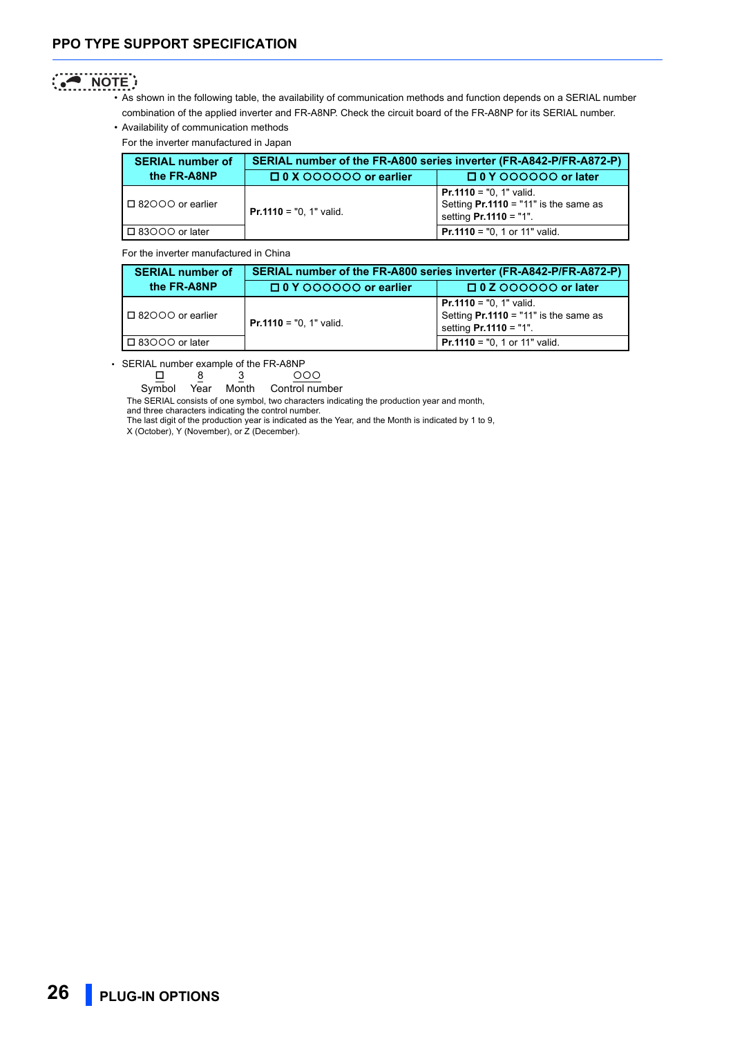## PPO TYPE SUPPORT SPECIFICATION

**NOTE**

- As shown in the following table, the availability of communication methods and function depends on a SERIAL number combination of the applied inverter and FR-A8NP. Check the circuit board of the FR-A8NP for its SERIAL number.
- Availability of communication methods

For the inverter manufactured in Japan

| SERIAL number of the FR-A8NP | SERIAL number of the FR-A800 series inverter (FR-A842-P/FR-A872-P) | |
|---|---|---|
| | ☐ 0 X ○○○○○○ or earlier | ☐ 0 Y ○○○○○○ or later |
| ☐ 82○○○ or earlier | **Pr.1110** = "0, 1" valid. | **Pr.1110** = "0, 1" valid. Setting **Pr.1110** = "11" is the same as setting **Pr.1110** = "1". |
| ☐ 83○○○ or later | | **Pr.1110** = "0, 1 or 11" valid. |

For the inverter manufactured in China

| SERIAL number of the FR-A8NP | SERIAL number of the FR-A800 series inverter (FR-A842-P/FR-A872-P) | |
|---|---|---|
| | ☐ 0 Y ○○○○○○ or earlier | ☐ 0 Z ○○○○○○ or later |
| ☐ 82○○○ or earlier | **Pr.1110** = "0, 1" valid. | **Pr.1110** = "0, 1" valid. Setting **Pr.1110** = "11" is the same as setting **Pr.1110** = "1". |
| ☐ 83○○○ or later | | **Pr.1110** = "0, 1 or 11" valid. |

- SERIAL number example of the FR-A8NP

| ☐ | 8 | 3 | ○○○ |
|---|---|---|---|
| Symbol | Year | Month | Control number |

The SERIAL consists of one symbol, two characters indicating the production year and month, and three characters indicating the control number.
The last digit of the production year is indicated as the Year, and the Month is indicated by 1 to 9, X (October), Y (November), or Z (December).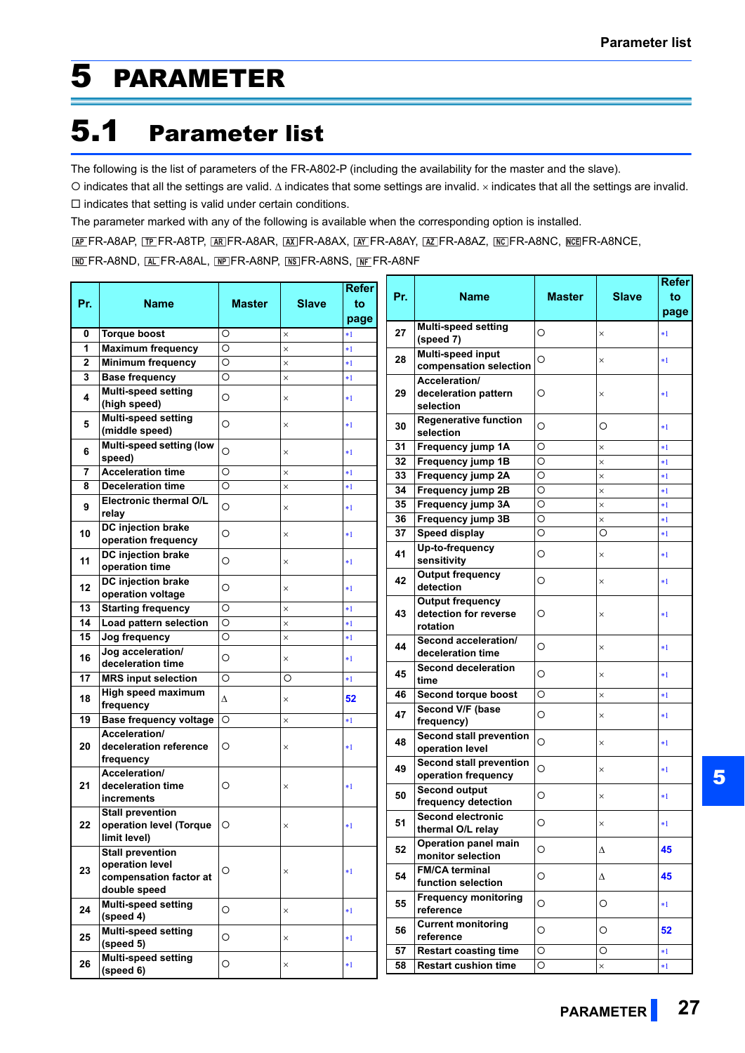# 5 PARAMETER

## 5.1 Parameter list

The following is the list of parameters of the FR-A802-P (including the availability for the master and the slave).

○ indicates that all the settings are valid. Δ indicates that some settings are invalid. × indicates that all the settings are invalid.

☐ indicates that setting is valid under certain conditions.

The parameter marked with any of the following is available when the corresponding option is installed.

AP FR-A8AP, TP FR-A8TP, AR FR-A8AR, AX FR-A8AX, AY FR-A8AY, AZ FR-A8AZ, NC FR-A8NC, NCE FR-A8NCE, ND FR-A8ND, AL FR-A8AL, NP FR-A8NP, NS FR-A8NS, NF FR-A8NF

| Pr. | Name | Master | Slave | Refer to page |
|---|---|---|---|---|
| 0 | Torque boost | ○ | × | *1 |
| 1 | Maximum frequency | ○ | × | *1 |
| 2 | Minimum frequency | ○ | × | *1 |
| 3 | Base frequency | ○ | × | *1 |
| 4 | Multi-speed setting (high speed) | ○ | × | *1 |
| 5 | Multi-speed setting (middle speed) | ○ | × | *1 |
| 6 | Multi-speed setting (low speed) | ○ | × | *1 |
| 7 | Acceleration time | ○ | × | *1 |
| 8 | Deceleration time | ○ | × | *1 |
| 9 | Electronic thermal O/L relay | ○ | × | *1 |
| 10 | DC injection brake operation frequency | ○ | × | *1 |
| 11 | DC injection brake operation time | ○ | × | *1 |
| 12 | DC injection brake operation voltage | ○ | × | *1 |
| 13 | Starting frequency | ○ | × | *1 |
| 14 | Load pattern selection | ○ | × | *1 |
| 15 | Jog frequency | ○ | × | *1 |
| 16 | Jog acceleration/ deceleration time | ○ | × | *1 |
| 17 | MRS input selection | ○ | ○ | *1 |
| 18 | High speed maximum frequency | Δ | × | 52 |
| 19 | Base frequency voltage | ○ | × | *1 |
| 20 | Acceleration/ deceleration reference frequency | ○ | × | *1 |
| 21 | Acceleration/ deceleration time increments | ○ | × | *1 |
| 22 | Stall prevention operation level (Torque limit level) | ○ | × | *1 |
| 23 | Stall prevention operation level compensation factor at double speed | ○ | × | *1 |
| 24 | Multi-speed setting (speed 4) | ○ | × | *1 |
| 25 | Multi-speed setting (speed 5) | ○ | × | *1 |
| 26 | Multi-speed setting (speed 6) | ○ | × | *1 |
| 27 | Multi-speed setting (speed 7) | ○ | × | *1 |
| 28 | Multi-speed input compensation selection | ○ | × | *1 |
| 29 | Acceleration/ deceleration pattern selection | ○ | × | *1 |
| 30 | Regenerative function selection | ○ | ○ | *1 |
| 31 | Frequency jump 1A | ○ | × | *1 |
| 32 | Frequency jump 1B | ○ | × | *1 |
| 33 | Frequency jump 2A | ○ | × | *1 |
| 34 | Frequency jump 2B | ○ | × | *1 |
| 35 | Frequency jump 3A | ○ | × | *1 |
| 36 | Frequency jump 3B | ○ | × | *1 |
| 37 | Speed display | ○ | ○ | *1 |
| 41 | Up-to-frequency sensitivity | ○ | × | *1 |
| 42 | Output frequency detection | ○ | × | *1 |
| 43 | Output frequency detection for reverse rotation | ○ | × | *1 |
| 44 | Second acceleration/ deceleration time | ○ | × | *1 |
| 45 | Second deceleration time | ○ | × | *1 |
| 46 | Second torque boost | ○ | × | *1 |
| 47 | Second V/F (base frequency) | ○ | × | *1 |
| 48 | Second stall prevention operation level | ○ | × | *1 |
| 49 | Second stall prevention operation frequency | ○ | × | *1 |
| 50 | Secound output frequency detection | ○ | × | *1 |
| 51 | Second electronic thermal O/L relay | ○ | × | *1 |
| 52 | Operation panel main monitor selection | ○ | Δ | 45 |
| 54 | FM/CA terminal function selection | ○ | Δ | 45 |
| 55 | Frequency monitoring reference | ○ | ○ | *1 |
| 56 | Current monitoring reference | ○ | ○ | 52 |
| 57 | Restart coasting time | ○ | ○ | *1 |
| 58 | Restart cushion time | ○ | × | *1 |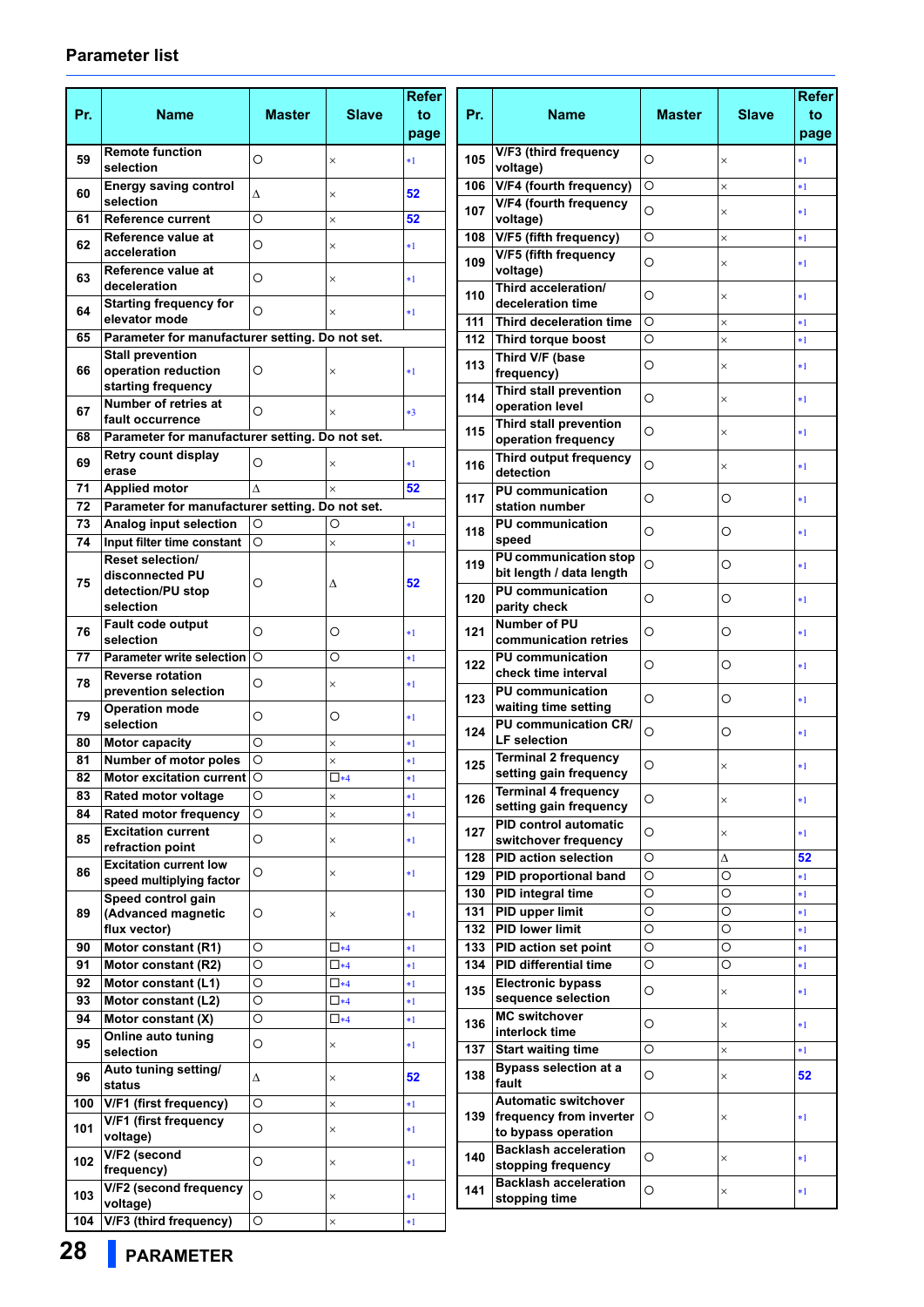## Parameter list

| Pr. | Name | Master | Slave | Refer to page |
|---|---|---|---|---|
| 59 | Remote function selection | ○ | × | *1 |
| 60 | Energy saving control selection | Δ | × | 52 |
| 61 | Reference current | ○ | × | 52 |
| 62 | Reference value at acceleration | ○ | × | *1 |
| 63 | Reference value at deceleration | ○ | × | *1 |
| 64 | Starting frequency for elevator mode | ○ | × | *1 |
| 65 | Parameter for manufacturer setting. Do not set. | | | |
| 66 | Stall prevention operation reduction starting frequency | ○ | × | *1 |
| 67 | Number of retries at fault occurrence | ○ | × | *3 |
| 68 | Parameter for manufacturer setting. Do not set. | | | |
| 69 | Retry count display erase | ○ | × | *1 |
| 71 | Applied motor | Δ | × | 52 |
| 72 | Parameter for manufacturer setting. Do not set. | | | |
| 73 | Analog input selection | ○ | ○ | *1 |
| 74 | Input filter time constant | ○ | × | *1 |
| 75 | Reset selection/ disconnected PU detection/PU stop selection | ○ | Δ | 52 |
| 76 | Fault code output selection | ○ | ○ | *1 |
| 77 | Parameter write selection | ○ | ○ | *1 |
| 78 | Reverse rotation prevention selection | ○ | × | *1 |
| 79 | Operation mode selection | ○ | ○ | *1 |
| 80 | Motor capacity | ○ | × | *1 |
| 81 | Number of motor poles | ○ | × | *1 |
| 82 | Motor excitation current | ○ | □*4 | *1 |
| 83 | Rated motor voltage | ○ | × | *1 |
| 84 | Rated motor frequency | ○ | × | *1 |
| 85 | Excitation current refraction point | ○ | × | *1 |
| 86 | Excitation current low speed multiplying factor | ○ | × | *1 |
| 89 | Speed control gain (Advanced magnetic flux vector) | ○ | × | *1 |
| 90 | Motor constant (R1) | ○ | □*4 | *1 |
| 91 | Motor constant (R2) | ○ | □*4 | *1 |
| 92 | Motor constant (L1) | ○ | □*4 | *1 |
| 93 | Motor constant (L2) | ○ | □*4 | *1 |
| 94 | Motor constant (X) | ○ | □*4 | *1 |
| 95 | Online auto tuning selection | ○ | × | *1 |
| 96 | Auto tuning setting/ status | Δ | × | 52 |
| 100 | V/F1 (first frequency) | ○ | × | *1 |
| 101 | V/F1 (first frequency voltage) | ○ | × | *1 |
| 102 | V/F2 (second frequency) | ○ | × | *1 |
| 103 | V/F2 (second frequency voltage) | ○ | × | *1 |
| 104 | V/F3 (third frequency) | ○ | × | *1 |
| 105 | V/F3 (third frequency voltage) | ○ | × | *1 |
| 106 | V/F4 (fourth frequency) | ○ | × | *1 |
| 107 | V/F4 (fourth frequency voltage) | ○ | × | *1 |
| 108 | V/F5 (fifth frequency) | ○ | × | *1 |
| 109 | V/F5 (fifth frequency voltage) | ○ | × | *1 |
| 110 | Third acceleration/ deceleration time | ○ | × | *1 |
| 111 | Third deceleration time | ○ | × | *1 |
| 112 | Third torque boost | ○ | × | *1 |
| 113 | Third V/F (base frequency) | ○ | × | *1 |
| 114 | Third stall prevention operation level | ○ | × | *1 |
| 115 | Third stall prevention operation frequency | ○ | × | *1 |
| 116 | Third output frequency detection | ○ | × | *1 |
| 117 | PU communication station number | ○ | ○ | *1 |
| 118 | PU communication speed | ○ | ○ | *1 |
| 119 | PU communication stop bit length / data length | ○ | ○ | *1 |
| 120 | PU communication parity check | ○ | ○ | *1 |
| 121 | Number of PU communication retries | ○ | ○ | *1 |
| 122 | PU communication check time interval | ○ | ○ | *1 |
| 123 | PU communication waiting time setting | ○ | ○ | *1 |
| 124 | PU communication CR/ LF selection | ○ | ○ | *1 |
| 125 | Terminal 2 frequency setting gain frequency | ○ | × | *1 |
| 126 | Terminal 4 frequency setting gain frequency | ○ | × | *1 |
| 127 | PID control automatic switchover frequency | ○ | × | *1 |
| 128 | PID action selection | ○ | Δ | 52 |
| 129 | PID proportional band | ○ | ○ | *1 |
| 130 | PID integral time | ○ | ○ | *1 |
| 131 | PID upper limit | ○ | ○ | *1 |
| 132 | PID lower limit | ○ | ○ | *1 |
| 133 | PID action set point | ○ | ○ | *1 |
| 134 | PID differential time | ○ | ○ | *1 |
| 135 | Electronic bypass sequence selection | ○ | × | *1 |
| 136 | MC switchover interlock time | ○ | × | *1 |
| 137 | Start waiting time | ○ | × | *1 |
| 138 | Bypass selection at a fault | ○ | × | 52 |
| 139 | Automatic switchover frequency from inverter to bypass operation | ○ | × | *1 |
| 140 | Backlash acceleration stopping frequency | ○ | × | *1 |
| 141 | Backlash acceleration stopping time | ○ | × | *1 |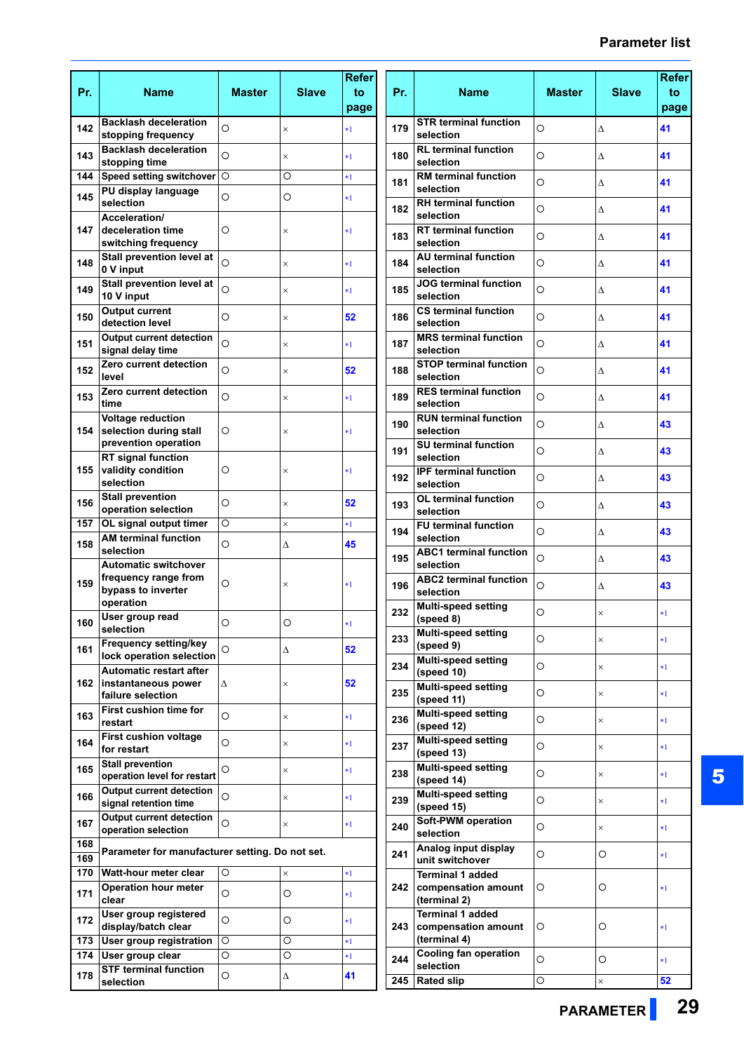## Parameter list

| Pr. | Name | Master | Slave | Refer to page |
|---|---|---|---|---|
| 142 | Backlash deceleration stopping frequency | ○ | × | *1 |
| 143 | Backlash deceleration stopping time | ○ | × | *1 |
| 144 | Speed setting switchover | ○ | ○ | *1 |
| 145 | PU display language selection | ○ | ○ | *1 |
| 147 | Acceleration/ deceleration time switching frequency | ○ | × | *1 |
| 148 | Stall prevention level at 0 V input | ○ | × | *1 |
| 149 | Stall prevention level at 10 V input | ○ | × | *1 |
| 150 | Output current detection level | ○ | × | 52 |
| 151 | Output current detection signal delay time | ○ | × | *1 |
| 152 | Zero current detection level | ○ | × | 52 |
| 153 | Zero current detection time | ○ | × | *1 |
| 154 | Voltage reduction selection during stall prevention operation | ○ | × | *1 |
| 155 | RT signal function validity condition selection | ○ | × | *1 |
| 156 | Stall prevention operation selection | ○ | × | 52 |
| 157 | OL signal output timer | ○ | × | *1 |
| 158 | AM terminal function selection | ○ | Δ | 45 |
| 159 | Automatic switchover frequency range from bypass to inverter operation | ○ | × | *1 |
| 160 | User group read selection | ○ | ○ | *1 |
| 161 | Frequency setting/key lock operation selection | ○ | Δ | 52 |
| 162 | Automatic restart after instantaneous power failure selection | Δ | × | 52 |
| 163 | First cushion time for restart | ○ | × | *1 |
| 164 | First cushion voltage for restart | ○ | × | *1 |
| 165 | Stall prevention operation level for restart | ○ | × | *1 |
| 166 | Output current detection signal retention time | ○ | × | *1 |
| 167 | Output current detection operation selection | ○ | × | *1 |
| 168 | Parameter for manufacturer setting. Do not set. | | | |
| 169 | Parameter for manufacturer setting. Do not set. | | | |
| 170 | Watt-hour meter clear | ○ | × | *1 |
| 171 | Operation hour meter clear | ○ | ○ | *1 |
| 172 | User group registered display/batch clear | ○ | ○ | *1 |
| 173 | User group registration | ○ | ○ | *1 |
| 174 | User group clear | ○ | ○ | *1 |
| 178 | STF terminal function selection | ○ | Δ | 41 |
| 179 | STR terminal function selection | ○ | Δ | 41 |
| 180 | RL terminal function selection | ○ | Δ | 41 |
| 181 | RM terminal function selection | ○ | Δ | 41 |
| 182 | RH terminal function selection | ○ | Δ | 41 |
| 183 | RT terminal function selection | ○ | Δ | 41 |
| 184 | AU terminal function selection | ○ | Δ | 41 |
| 185 | JOG terminal function selection | ○ | Δ | 41 |
| 186 | CS terminal function selection | ○ | Δ | 41 |
| 187 | MRS terminal function selection | ○ | Δ | 41 |
| 188 | STOP terminal function selection | ○ | Δ | 41 |
| 189 | RES terminal function selection | ○ | Δ | 41 |
| 190 | RUN terminal function selection | ○ | Δ | 43 |
| 191 | SU terminal function selection | ○ | Δ | 43 |
| 192 | IPF terminal function selection | ○ | Δ | 43 |
| 193 | OL terminal function selection | ○ | Δ | 43 |
| 194 | FU terminal function selection | ○ | Δ | 43 |
| 195 | ABC1 terminal function selection | ○ | Δ | 43 |
| 196 | ABC2 terminal function selection | ○ | Δ | 43 |
| 232 | Multi-speed setting (speed 8) | ○ | × | *1 |
| 233 | Multi-speed setting (speed 9) | ○ | × | *1 |
| 234 | Multi-speed setting (speed 10) | ○ | × | *1 |
| 235 | Multi-speed setting (speed 11) | ○ | × | *1 |
| 236 | Multi-speed setting (speed 12) | ○ | × | *1 |
| 237 | Multi-speed setting (speed 13) | ○ | × | *1 |
| 238 | Multi-speed setting (speed 14) | ○ | × | *1 |
| 239 | Multi-speed setting (speed 15) | ○ | × | *1 |
| 240 | Soft-PWM operation selection | ○ | × | *1 |
| 241 | Analog input display unit switchover | ○ | ○ | *1 |
| 242 | Terminal 1 added compensation amount (terminal 2) | ○ | ○ | *1 |
| 243 | Terminal 1 added compensation amount (terminal 4) | ○ | ○ | *1 |
| 244 | Cooling fan operation selection | ○ | ○ | *1 |
| 245 | Rated slip | ○ | × | 52 |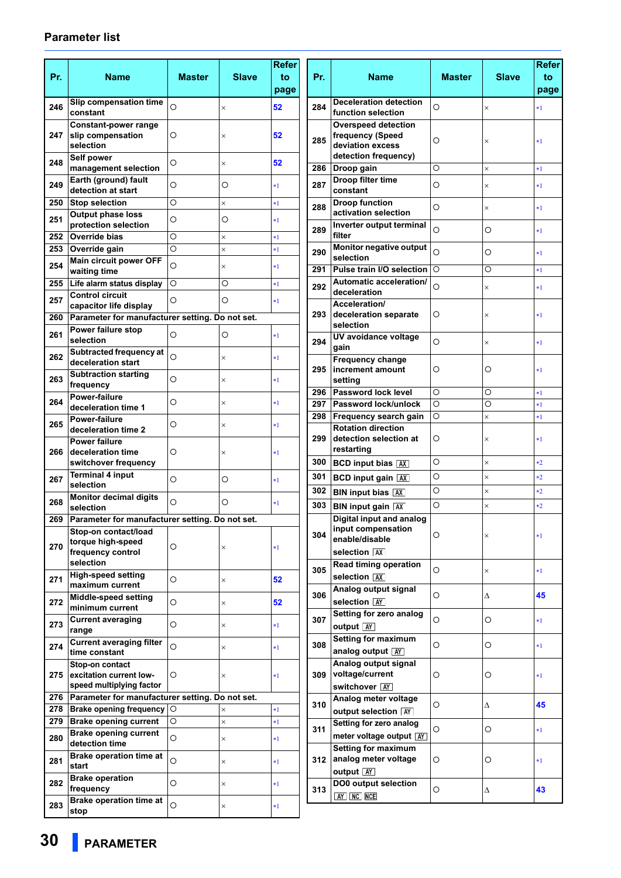## Parameter list

| Pr. | Name | Master | Slave | Refer to page |
|---|---|---|---|---|
| 246 | Slip compensation time constant | ○ | × | 52 |
| 247 | Constant-power range slip compensation selection | ○ | × | 52 |
| 248 | Self power management selection | ○ | × | 52 |
| 249 | Earth (ground) fault detection at start | ○ | ○ | *1 |
| 250 | Stop selection | ○ | × | *1 |
| 251 | Output phase loss protection selection | ○ | ○ | *1 |
| 252 | Override bias | ○ | × | *1 |
| 253 | Override gain | ○ | × | *1 |
| 254 | Main circuit power OFF waiting time | ○ | × | *1 |
| 255 | Life alarm status display | ○ | ○ | *1 |
| 257 | Control circuit capacitor life display | ○ | ○ | *1 |
| 260 | Parameter for manufacturer setting. Do not set. | | | |
| 261 | Power failure stop selection | ○ | ○ | *1 |
| 262 | Subtracted frequency at deceleration start | ○ | × | *1 |
| 263 | Subtraction starting frequency | ○ | × | *1 |
| 264 | Power-failure deceleration time 1 | ○ | × | *1 |
| 265 | Power-failure deceleration time 2 | ○ | × | *1 |
| 266 | Power failure deceleration time switchover frequency | ○ | × | *1 |
| 267 | Terminal 4 input selection | ○ | ○ | *1 |
| 268 | Monitor decimal digits selection | ○ | ○ | *1 |
| 269 | Parameter for manufacturer setting. Do not set. | | | |
| 270 | Stop-on contact/load torque high-speed frequency control selection | ○ | × | *1 |
| 271 | High-speed setting maximum current | ○ | × | 52 |
| 272 | Middle-speed setting minimum current | ○ | × | 52 |
| 273 | Current averaging range | ○ | × | *1 |
| 274 | Current averaging filter time constant | ○ | × | *1 |
| 275 | Stop-on contact excitation current low-speed multiplying factor | ○ | × | *1 |
| 276 | Parameter for manufacturer setting. Do not set. | | | |
| 278 | Brake opening frequency | ○ | × | *1 |
| 279 | Brake opening current | ○ | × | *1 |
| 280 | Brake opening current detection time | ○ | × | *1 |
| 281 | Brake operation time at start | ○ | × | *1 |
| 282 | Brake operation frequency | ○ | × | *1 |
| 283 | Brake operation time at stop | ○ | × | *1 |
| 284 | Deceleration detection function selection | ○ | × | *1 |
| 285 | Overspeed detection frequency (Speed deviation excess detection frequency) | ○ | × | *1 |
| 286 | Droop gain | ○ | × | *1 |
| 287 | Droop filter time constant | ○ | × | *1 |
| 288 | Droop function activation selection | ○ | × | *1 |
| 289 | Inverter output terminal filter | ○ | ○ | *1 |
| 290 | Monitor negative output selection | ○ | ○ | *1 |
| 291 | Pulse train I/O selection | ○ | ○ | *1 |
| 292 | Automatic acceleration/ deceleration | ○ | × | *1 |
| 293 | Acceleration/ deceleration separate selection | ○ | × | *1 |
| 294 | UV avoidance voltage gain | ○ | × | *1 |
| 295 | Frequency change increment amount setting | ○ | ○ | *1 |
| 296 | Password lock level | ○ | ○ | *1 |
| 297 | Password lock/unlock | ○ | ○ | *1 |
| 298 | Frequency search gain | ○ | × | *1 |
| 299 | Rotation direction detection selection at restarting | ○ | × | *1 |
| 300 | BCD input bias AX | ○ | × | *2 |
| 301 | BCD input gain AX | ○ | × | *2 |
| 302 | BIN input bias AX | ○ | × | *2 |
| 303 | BIN input gain AX | ○ | × | *2 |
| 304 | Digital input and analog input compensation enable/disable selection AX | ○ | × | *1 |
| 305 | Read timing operation selection AX | ○ | × | *1 |
| 306 | Analog output signal selection AY | ○ | Δ | 45 |
| 307 | Setting for zero analog output AY | ○ | ○ | *1 |
| 308 | Setting for maximum analog output AY | ○ | ○ | *1 |
| 309 | Analog output signal voltage/current switchover AY | ○ | ○ | *1 |
| 310 | Analog meter voltage output selection AY | ○ | Δ | 45 |
| 311 | Setting for zero analog meter voltage output AY | ○ | ○ | *1 |
| 312 | Setting for maximum analog meter voltage output AY | ○ | ○ | *1 |
| 313 | DO0 output selection AY NC NCE | ○ | Δ | 43 |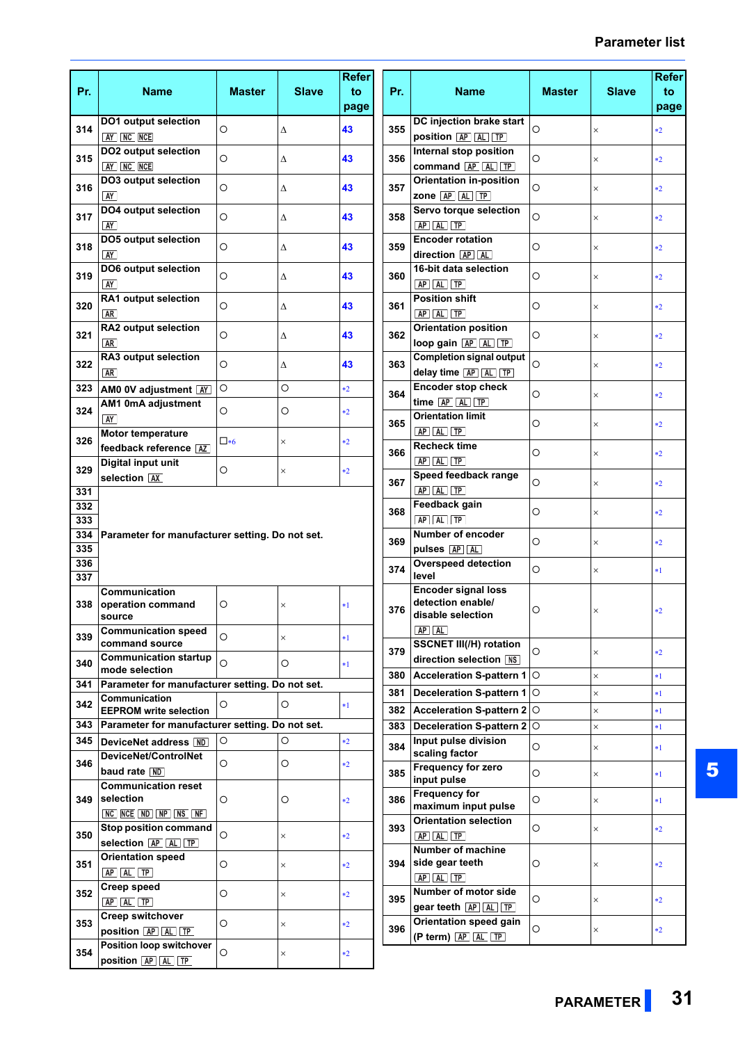| Pr. | Name | Master | Slave | Refer to page |
|---|---|---|---|---|
| 314 | DO1 output selection AY NC NCE | ○ | Δ | 43 |
| 315 | DO2 output selection AY NC NCE | ○ | Δ | 43 |
| 316 | DO3 output selection AY | ○ | Δ | 43 |
| 317 | DO4 output selection AY | ○ | Δ | 43 |
| 318 | DO5 output selection AY | ○ | Δ | 43 |
| 319 | DO6 output selection AY | ○ | Δ | 43 |
| 320 | RA1 output selection AR | ○ | Δ | 43 |
| 321 | RA2 output selection AR | ○ | Δ | 43 |
| 322 | RA3 output selection AR | ○ | Δ | 43 |
| 323 | AM0 0V adjustment AY | ○ | ○ | *2 |
| 324 | AM1 0mA adjustment AY | ○ | ○ | *2 |
| 326 | Motor temperature feedback reference AZ | □*6 | × | *2 |
| 329 | Digital input unit selection AX | ○ | × | *2 |
| 331 | Parameter for manufacturer setting. Do not set. | | | |
| 332 | | | | |
| 333 | | | | |
| 334 | | | | |
| 335 | | | | |
| 336 | | | | |
| 337 | | | | |
| 338 | Communication operation command source | ○ | × | *1 |
| 339 | Communication speed command source | ○ | × | *1 |
| 340 | Communication startup mode selection | ○ | ○ | *1 |
| 341 | Parameter for manufacturer setting. Do not set. | | | |
| 342 | Communication EEPROM write selection | ○ | ○ | *1 |
| 343 | Parameter for manufacturer setting. Do not set. | | | |
| 345 | DeviceNet address ND | ○ | ○ | *2 |
| 346 | DeviceNet/ControlNet baud rate ND | ○ | ○ | *2 |
| 349 | Communication reset selection NC NCE ND NP NS NF | ○ | ○ | *2 |
| 350 | Stop position command selection AP AL TP | ○ | × | *2 |
| 351 | Orientation speed AP AL TP | ○ | × | *2 |
| 352 | Creep speed AP AL TP | ○ | × | *2 |
| 353 | Creep switchover position AP AL TP | ○ | × | *2 |
| 354 | Position loop switchover position AP AL TP | ○ | × | *2 |
| 355 | DC injection brake start position AP AL TP | ○ | × | *2 |
| 356 | Internal stop position command AP AL TP | ○ | × | *2 |
| 357 | Orientation in-position zone AP AL TP | ○ | × | *2 |
| 358 | Servo torque selection AP AL TP | ○ | × | *2 |
| 359 | Encoder rotation direction AP AL | ○ | × | *2 |
| 360 | 16-bit data selection AP AL TP | ○ | × | *2 |
| 361 | Position shift AP AL TP | ○ | × | *2 |
| 362 | Orientation position loop gain AP AL TP | ○ | × | *2 |
| 363 | Completion signal output delay time AP AL TP | ○ | × | *2 |
| 364 | Encoder stop check time AP AL TP | ○ | × | *2 |
| 365 | Orientation limit AP AL TP | ○ | × | *2 |
| 366 | Recheck time AP AL TP | ○ | × | *2 |
| 367 | Speed feedback range AP AL TP | ○ | × | *2 |
| 368 | Feedback gain AP AL TP | ○ | × | *2 |
| 369 | Number of encoder pulses AP AL | ○ | × | *2 |
| 374 | Overspeed detection level | ○ | × | *1 |
| 376 | Encoder signal loss detection enable/disable selection AP AL | ○ | × | *2 |
| 379 | SSCNET III(/H) rotation direction selection NS | ○ | × | *2 |
| 380 | Acceleration S-pattern 1 | ○ | × | *1 |
| 381 | Deceleration S-pattern 1 | ○ | × | *1 |
| 382 | Acceleration S-pattern 2 | ○ | × | *1 |
| 383 | Deceleration S-pattern 2 | ○ | × | *1 |
| 384 | Input pulse division scaling factor | ○ | × | *1 |
| 385 | Frequency for zero input pulse | ○ | × | *1 |
| 386 | Frequency for maximum input pulse | ○ | × | *1 |
| 393 | Orientation selection AP AL TP | ○ | × | *2 |
| 394 | Number of machine side gear teeth AP AL TP | ○ | × | *2 |
| 395 | Number of motor side gear teeth AP AL TP | ○ | × | *2 |
| 396 | Orientation speed gain (P term) AP AL TP | ○ | × | *2 |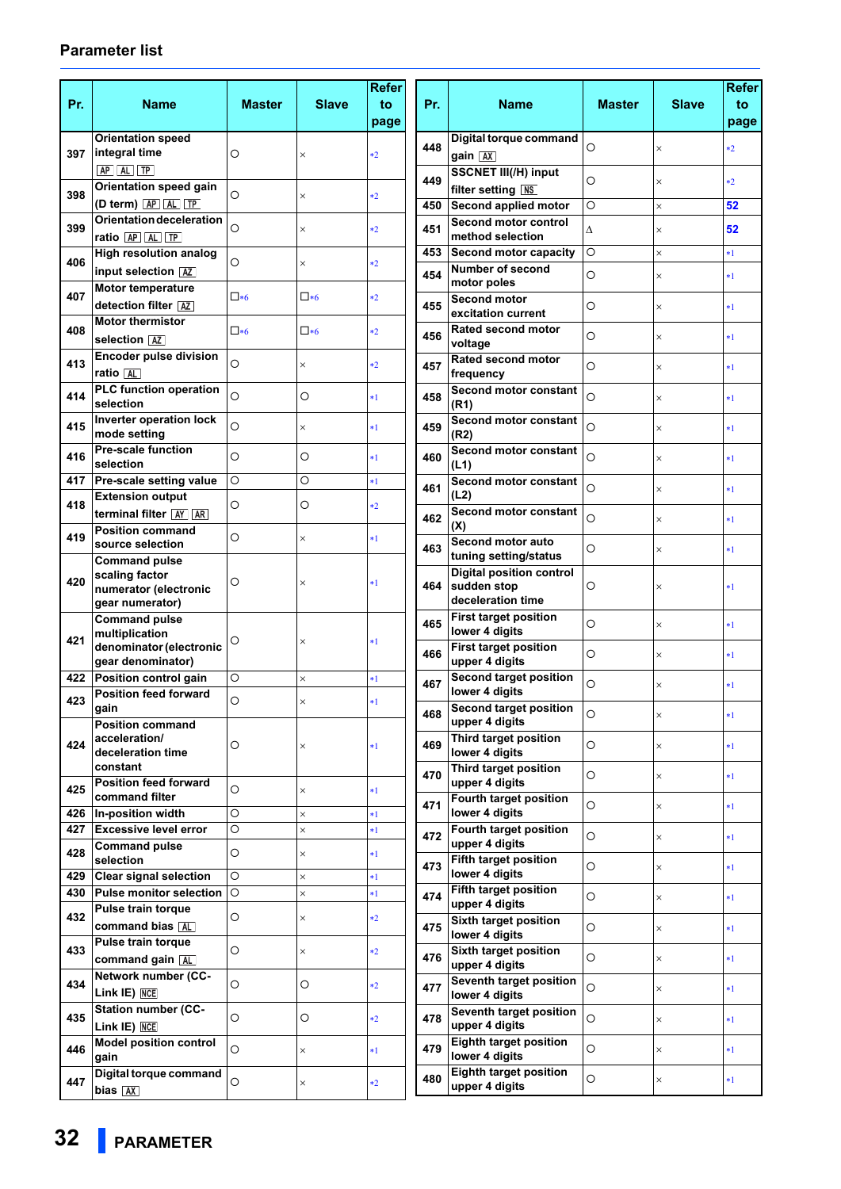## Parameter list

| Pr. | Name | Master | Slave | Refer to page |
|---|---|---|---|---|
| 397 | Orientation speed integral time AP AL TP | ○ | × | *2 |
| 398 | Orientation speed gain (D term) AP AL TP | ○ | × | *2 |
| 399 | Orientation deceleration ratio AP AL TP | ○ | × | *2 |
| 406 | High resolution analog input selection AZ | ○ | × | *2 |
| 407 | Motor temperature detection filter AZ | □*6 | □*6 | *2 |
| 408 | Motor thermistor selection AZ | □*6 | □*6 | *2 |
| 413 | Encoder pulse division ratio AL | ○ | × | *2 |
| 414 | PLC function operation selection | ○ | ○ | *1 |
| 415 | Inverter operation lock mode setting | ○ | × | *1 |
| 416 | Pre-scale function selection | ○ | ○ | *1 |
| 417 | Pre-scale setting value | ○ | ○ | *1 |
| 418 | Extension output terminal filter AY AR | ○ | ○ | *2 |
| 419 | Position command source selection | ○ | × | *1 |
| 420 | Command pulse scaling factor numerator (electronic gear numerator) | ○ | × | *1 |
| 421 | Command pulse multiplication denominator (electronic gear denominator) | ○ | × | *1 |
| 422 | Position control gain | ○ | × | *1 |
| 423 | Position feed forward gain | ○ | × | *1 |
| 424 | Position command acceleration/ deceleration time constant | ○ | × | *1 |
| 425 | Position feed forward command filter | ○ | × | *1 |
| 426 | In-position width | ○ | × | *1 |
| 427 | Excessive level error | ○ | × | *1 |
| 428 | Command pulse selection | ○ | × | *1 |
| 429 | Clear signal selection | ○ | × | *1 |
| 430 | Pulse monitor selection | ○ | × | *1 |
| 432 | Pulse train torque command bias AL | ○ | × | *2 |
| 433 | Pulse train torque command gain AL | ○ | × | *2 |
| 434 | Network number (CC-Link IE) NCE | ○ | ○ | *2 |
| 435 | Station number (CC-Link IE) NCE | ○ | ○ | *2 |
| 446 | Model position control gain | ○ | × | *1 |
| 447 | Digital torque command bias AX | ○ | × | *2 |
| 448 | Digital torque command gain AX | ○ | × | *2 |
| 449 | SSCNET III(/H) input filter setting NS | ○ | × | *2 |
| 450 | Second applied motor | ○ | × | 52 |
| 451 | Second motor control method selection | ∆ | × | 52 |
| 453 | Second motor capacity | ○ | × | *1 |
| 454 | Number of second motor poles | ○ | × | *1 |
| 455 | Second motor excitation current | ○ | × | *1 |
| 456 | Rated second motor voltage | ○ | × | *1 |
| 457 | Rated second motor frequency | ○ | × | *1 |
| 458 | Second motor constant (R1) | ○ | × | *1 |
| 459 | Second motor constant (R2) | ○ | × | *1 |
| 460 | Second motor constant (L1) | ○ | × | *1 |
| 461 | Second motor constant (L2) | ○ | × | *1 |
| 462 | Second motor constant (X) | ○ | × | *1 |
| 463 | Second motor auto tuning setting/status | ○ | × | *1 |
| 464 | Digital position control sudden stop deceleration time | ○ | × | *1 |
| 465 | First target position lower 4 digits | ○ | × | *1 |
| 466 | First target position upper 4 digits | ○ | × | *1 |
| 467 | Second target position lower 4 digits | ○ | × | *1 |
| 468 | Second target position upper 4 digits | ○ | × | *1 |
| 469 | Third target position lower 4 digits | ○ | × | *1 |
| 470 | Third target position upper 4 digits | ○ | × | *1 |
| 471 | Fourth target position lower 4 digits | ○ | × | *1 |
| 472 | Fourth target position upper 4 digits | ○ | × | *1 |
| 473 | Fifth target position lower 4 digits | ○ | × | *1 |
| 474 | Fifth target position upper 4 digits | ○ | × | *1 |
| 475 | Sixth target position lower 4 digits | ○ | × | *1 |
| 476 | Sixth target position upper 4 digits | ○ | × | *1 |
| 477 | Seventh target position lower 4 digits | ○ | × | *1 |
| 478 | Seventh target position upper 4 digits | ○ | × | *1 |
| 479 | Eighth target position lower 4 digits | ○ | × | *1 |
| 480 | Eighth target position upper 4 digits | ○ | × | *1 |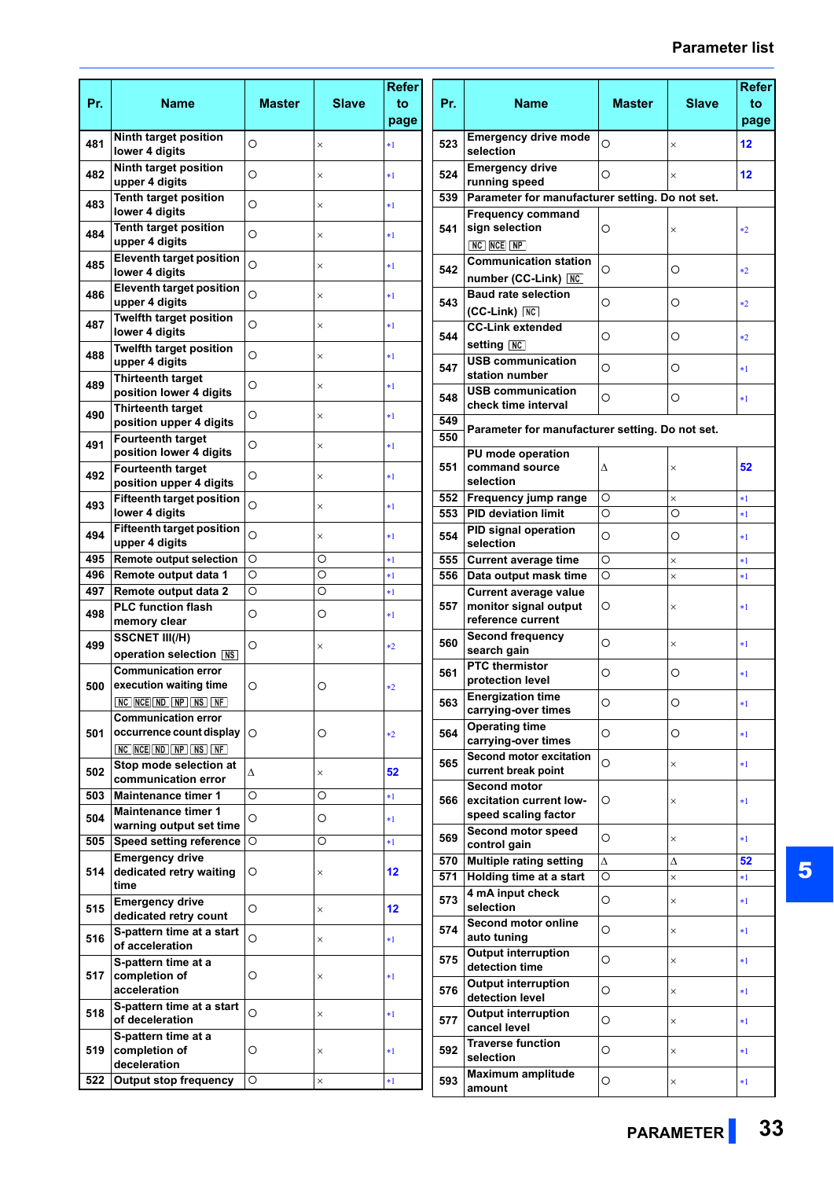# Parameter list

| Pr. | Name | Master | Slave | Refer to page |
|---|---|---|---|---|
| 481 | Ninth target position lower 4 digits | ○ | × | *1 |
| 482 | Ninth target position upper 4 digits | ○ | × | *1 |
| 483 | Tenth target position lower 4 digits | ○ | × | *1 |
| 484 | Tenth target position upper 4 digits | ○ | × | *1 |
| 485 | Eleventh target position lower 4 digits | ○ | × | *1 |
| 486 | Eleventh target position upper 4 digits | ○ | × | *1 |
| 487 | Twelfth target position lower 4 digits | ○ | × | *1 |
| 488 | Twelfth target position upper 4 digits | ○ | × | *1 |
| 489 | Thirteenth target position lower 4 digits | ○ | × | *1 |
| 490 | Thirteenth target position upper 4 digits | ○ | × | *1 |
| 491 | Fourteenth target position lower 4 digits | ○ | × | *1 |
| 492 | Fourteenth target position upper 4 digits | ○ | × | *1 |
| 493 | Fifteenth target position lower 4 digits | ○ | × | *1 |
| 494 | Fifteenth target position upper 4 digits | ○ | × | *1 |
| 495 | Remote output selection | ○ | ○ | *1 |
| 496 | Remote output data 1 | ○ | ○ | *1 |
| 497 | Remote output data 2 | ○ | ○ | *1 |
| 498 | PLC function flash memory clear | ○ | ○ | *1 |
| 499 | SSCNET III(/H) operation selection NS | ○ | × | *2 |
| 500 | Communication error execution waiting time NC NCE ND NP NS NF | ○ | ○ | *2 |
| 501 | Communication error occurrence count display NC NCE ND NP NS NF | ○ | ○ | *2 |
| 502 | Stop mode selection at communication error | Δ | × | 52 |
| 503 | Maintenance timer 1 | ○ | ○ | *1 |
| 504 | Maintenance timer 1 warning output set time | ○ | ○ | *1 |
| 505 | Speed setting reference | ○ | ○ | *1 |
| 514 | Emergency drive dedicated retry waiting time | ○ | × | 12 |
| 515 | Emergency drive dedicated retry count | ○ | × | 12 |
| 516 | S-pattern time at a start of acceleration | ○ | × | *1 |
| 517 | S-pattern time at a completion of acceleration | ○ | × | *1 |
| 518 | S-pattern time at a start of deceleration | ○ | × | *1 |
| 519 | S-pattern time at a completion of deceleration | ○ | × | *1 |
| 522 | Output stop frequency | ○ | × | *1 |
| 523 | Emergency drive mode selection | ○ | × | 12 |
| 524 | Emergency drive running speed | ○ | × | 12 |
| 539 | Parameter for manufacturer setting. Do not set. | | | |
| 541 | Frequency command sign selection NC NCE NP | ○ | × | *2 |
| 542 | Communication station number (CC-Link) NC | ○ | ○ | *2 |
| 543 | Baud rate selection (CC-Link) NC | ○ | ○ | *2 |
| 544 | CC-Link extended setting NC | ○ | ○ | *2 |
| 547 | USB communication station number | ○ | ○ | *1 |
| 548 | USB communication check time interval | ○ | ○ | *1 |
| 549, 550 | Parameter for manufacturer setting. Do not set. | | | |
| 551 | PU mode operation command source selection | Δ | × | 52 |
| 552 | Frequency jump range | ○ | × | *1 |
| 553 | PID deviation limit | ○ | ○ | *1 |
| 554 | PID signal operation selection | ○ | ○ | *1 |
| 555 | Current average time | ○ | × | *1 |
| 556 | Data output mask time | ○ | × | *1 |
| 557 | Current average value monitor signal output reference current | ○ | × | *1 |
| 560 | Second frequency search gain | ○ | × | *1 |
| 561 | PTC thermistor protection level | ○ | ○ | *1 |
| 563 | Energization time carrying-over times | ○ | ○ | *1 |
| 564 | Operating time carrying-over times | ○ | ○ | *1 |
| 565 | Second motor excitation current break point | ○ | × | *1 |
| 566 | Second motor excitation current low-speed scaling factor | ○ | × | *1 |
| 569 | Second motor speed control gain | ○ | × | *1 |
| 570 | Multiple rating setting | Δ | Δ | 52 |
| 571 | Holding time at a start | ○ | × | *1 |
| 573 | 4 mA input check selection | ○ | × | *1 |
| 574 | Second motor online auto tuning | ○ | × | *1 |
| 575 | Output interruption detection time | ○ | × | *1 |
| 576 | Output interruption detection level | ○ | × | *1 |
| 577 | Output interruption cancel level | ○ | × | *1 |
| 592 | Traverse function selection | ○ | × | *1 |
| 593 | Maximum amplitude amount | ○ | × | *1 |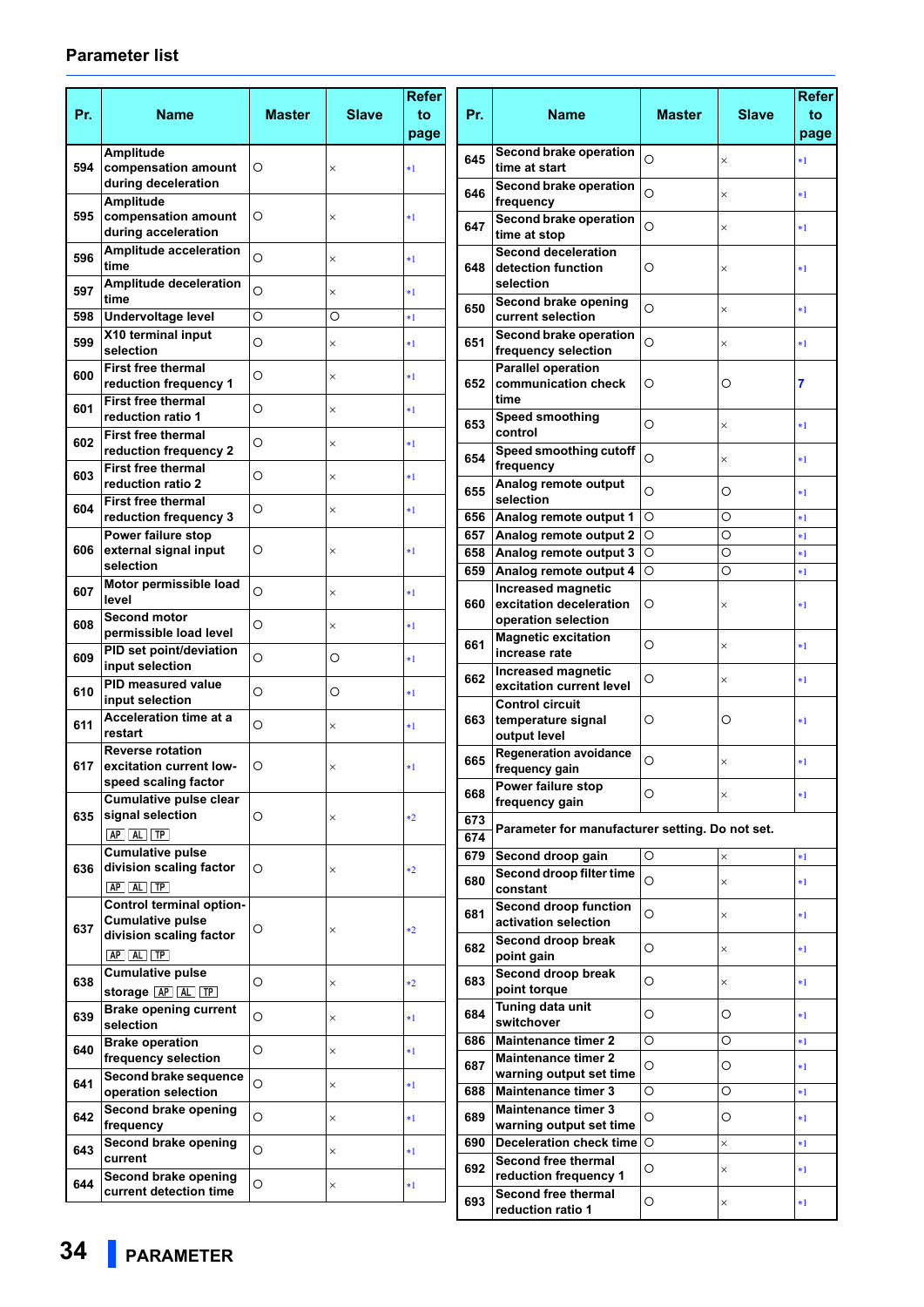## Parameter list

| Pr. | Name | Master | Slave | Refer to page |
|---|---|---|---|---|
| 594 | Amplitude compensation amount during deceleration | ○ | × | *1 |
| 595 | Amplitude compensation amount during acceleration | ○ | × | *1 |
| 596 | Amplitude acceleration time | ○ | × | *1 |
| 597 | Amplitude deceleration time | ○ | × | *1 |
| 598 | Undervoltage level | ○ | ○ | *1 |
| 599 | X10 terminal input selection | ○ | × | *1 |
| 600 | First free thermal reduction frequency 1 | ○ | × | *1 |
| 601 | First free thermal reduction ratio 1 | ○ | × | *1 |
| 602 | First free thermal reduction frequency 2 | ○ | × | *1 |
| 603 | First free thermal reduction ratio 2 | ○ | × | *1 |
| 604 | First free thermal reduction frequency 3 | ○ | × | *1 |
| 606 | Power failure stop external signal input selection | ○ | × | *1 |
| 607 | Motor permissible load level | ○ | × | *1 |
| 608 | Second motor permissible load level | ○ | × | *1 |
| 609 | PID set point/deviation input selection | ○ | ○ | *1 |
| 610 | PID measured value input selection | ○ | ○ | *1 |
| 611 | Acceleration time at a restart | ○ | × | *1 |
| 617 | Reverse rotation excitation current low-speed scaling factor | ○ | × | *1 |
| 635 | Cumulative pulse clear signal selection AP AL TP | ○ | × | *2 |
| 636 | Cumulative pulse division scaling factor AP AL TP | ○ | × | *2 |
| 637 | Control terminal option-Cumulative pulse division scaling factor AP AL TP | ○ | × | *2 |
| 638 | Cumulative pulse storage AP AL TP | ○ | × | *2 |
| 639 | Brake opening current selection | ○ | × | *1 |
| 640 | Brake operation frequency selection | ○ | × | *1 |
| 641 | Second brake sequence operation selection | ○ | × | *1 |
| 642 | Second brake opening frequency | ○ | × | *1 |
| 643 | Second brake opening current | ○ | × | *1 |
| 644 | Second brake opening current detection time | ○ | × | *1 |
| 645 | Second brake operation time at start | ○ | × | *1 |
| 646 | Second brake operation frequency | ○ | × | *1 |
| 647 | Second brake operation time at stop | ○ | × | *1 |
| 648 | Second deceleration detection function selection | ○ | × | *1 |
| 650 | Second brake opening current selection | ○ | × | *1 |
| 651 | Second brake operation frequency selection | ○ | × | *1 |
| 652 | Parallel operation communication check time | ○ | ○ | 7 |
| 653 | Speed smoothing control | ○ | × | *1 |
| 654 | Speed smoothing cutoff frequency | ○ | × | *1 |
| 655 | Analog remote output selection | ○ | ○ | *1 |
| 656 | Analog remote output 1 | ○ | ○ | *1 |
| 657 | Analog remote output 2 | ○ | ○ | *1 |
| 658 | Analog remote output 3 | ○ | ○ | *1 |
| 659 | Analog remote output 4 | ○ | ○ | *1 |
| 660 | Increased magnetic excitation deceleration operation selection | ○ | × | *1 |
| 661 | Magnetic excitation increase rate | ○ | × | *1 |
| 662 | Increased magnetic excitation current level | ○ | × | *1 |
| 663 | Control circuit temperature signal output level | ○ | ○ | *1 |
| 665 | Regeneration avoidance frequency gain | ○ | × | *1 |
| 668 | Power failure stop frequency gain | ○ | × | *1 |
| 673 | Parameter for manufacturer setting. Do not set. | | | |
| 674 | | | | |
| 679 | Second droop gain | ○ | × | *1 |
| 680 | Second droop filter time constant | ○ | × | *1 |
| 681 | Second droop function activation selection | ○ | × | *1 |
| 682 | Second droop break point gain | ○ | × | *1 |
| 683 | Second droop break point torque | ○ | × | *1 |
| 684 | Tuning data unit switchover | ○ | ○ | *1 |
| 686 | Maintenance timer 2 | ○ | ○ | *1 |
| 687 | Maintenance timer 2 warning output set time | ○ | ○ | *1 |
| 688 | Maintenance timer 3 | ○ | ○ | *1 |
| 689 | Maintenance timer 3 warning output set time | ○ | ○ | *1 |
| 690 | Deceleration check time | ○ | × | *1 |
| 692 | Second free thermal reduction frequency 1 | ○ | × | *1 |
| 693 | Second free thermal reduction ratio 1 | ○ | × | *1 |

PARAMETER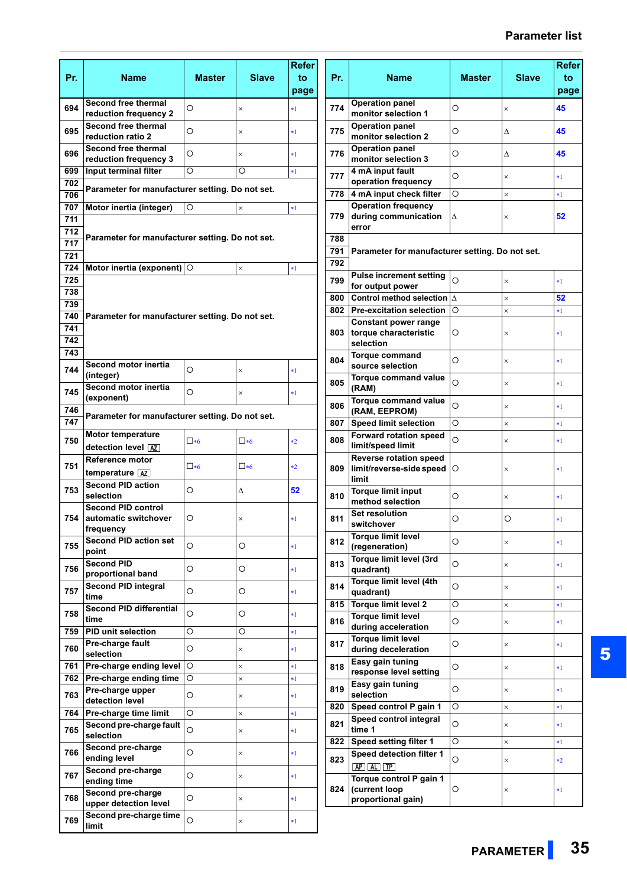## Parameter list

| Pr. | Name | Master | Slave | Refer to page |
|---|---|---|---|---|
| 694 | Second free thermal reduction frequency 2 | ○ | × | *1 |
| 695 | Second free thermal reduction ratio 2 | ○ | × | *1 |
| 696 | Second free thermal reduction frequency 3 | ○ | × | *1 |
| 699 | Input terminal filter | ○ | ○ | *1 |
| 702<br>706 | Parameter for manufacturer setting. Do not set. | | | |
| 707 | Motor inertia (integer) | ○ | × | *1 |
| 711<br>712<br>717<br>721 | Parameter for manufacturer setting. Do not set. | | | |
| 724 | Motor inertia (exponent) | ○ | × | *1 |
| 725<br>738<br>739<br>740<br>741<br>742<br>743 | Parameter for manufacturer setting. Do not set. | | | |
| 744 | Second motor inertia (integer) | ○ | × | *1 |
| 745 | Second motor inertia (exponent) | ○ | × | *1 |
| 746<br>747 | Parameter for manufacturer setting. Do not set. | | | |
| 750 | Motor temperature detection level AZ | □*6 | □*6 | *2 |
| 751 | Reference motor temperature AZ | □*6 | □*6 | *2 |
| 753 | Second PID action selection | ○ | Δ | 52 |
| 754 | Second PID control automatic switchover frequency | ○ | × | *1 |
| 755 | Second PID action set point | ○ | ○ | *1 |
| 756 | Second PID proportional band | ○ | ○ | *1 |
| 757 | Second PID integral time | ○ | ○ | *1 |
| 758 | Second PID differential time | ○ | ○ | *1 |
| 759 | PID unit selection | ○ | ○ | *1 |
| 760 | Pre-charge fault selection | ○ | × | *1 |
| 761 | Pre-charge ending level | ○ | × | *1 |
| 762 | Pre-charge ending time | ○ | × | *1 |
| 763 | Pre-charge upper detection level | ○ | × | *1 |
| 764 | Pre-charge time limit | ○ | × | *1 |
| 765 | Second pre-charge fault selection | ○ | × | *1 |
| 766 | Second pre-charge ending level | ○ | × | *1 |
| 767 | Second pre-charge ending time | ○ | × | *1 |
| 768 | Second pre-charge upper detection level | ○ | × | *1 |
| 769 | Second pre-charge time limit | ○ | × | *1 |
| 774 | Operation panel monitor selection 1 | ○ | × | 45 |
| 775 | Operation panel monitor selection 2 | ○ | Δ | 45 |
| 776 | Operation panel monitor selection 3 | ○ | Δ | 45 |
| 777 | 4 mA input fault operation frequency | ○ | × | *1 |
| 778 | 4 mA input check filter | ○ | × | *1 |
| 779 | Operation frequency during communication error | Δ | × | 52 |
| 788<br>791<br>792 | Parameter for manufacturer setting. Do not set. | | | |
| 799 | Pulse increment setting for output power | ○ | × | *1 |
| 800 | Control method selection | Δ | × | 52 |
| 802 | Pre-excitation selection | ○ | × | *1 |
| 803 | Constant power range torque characteristic selection | ○ | × | *1 |
| 804 | Torque command source selection | ○ | × | *1 |
| 805 | Torque command value (RAM) | ○ | × | *1 |
| 806 | Torque command value (RAM, EEPROM) | ○ | × | *1 |
| 807 | Speed limit selection | ○ | × | *1 |
| 808 | Forward rotation speed limit/speed limit | ○ | × | *1 |
| 809 | Reverse rotation speed limit/reverse-side speed limit | ○ | × | *1 |
| 810 | Torque limit input method selection | ○ | × | *1 |
| 811 | Set resolution switchover | ○ | ○ | *1 |
| 812 | Torque limit level (regeneration) | ○ | × | *1 |
| 813 | Torque limit level (3rd quadrant) | ○ | × | *1 |
| 814 | Torque limit level (4th quadrant) | ○ | × | *1 |
| 815 | Torque limit level 2 | ○ | × | *1 |
| 816 | Torque limit level during acceleration | ○ | × | *1 |
| 817 | Torque limit level during deceleration | ○ | × | *1 |
| 818 | Easy gain tuning response level setting | ○ | × | *1 |
| 819 | Easy gain tuning selection | ○ | × | *1 |
| 820 | Speed control P gain 1 | ○ | × | *1 |
| 821 | Speed control integral time 1 | ○ | × | *1 |
| 822 | Speed setting filter 1 | ○ | × | *1 |
| 823 | Speed detection filter 1 AP AL TP | ○ | × | *2 |
| 824 | Torque control P gain 1 (current loop proportional gain) | ○ | × | *1 |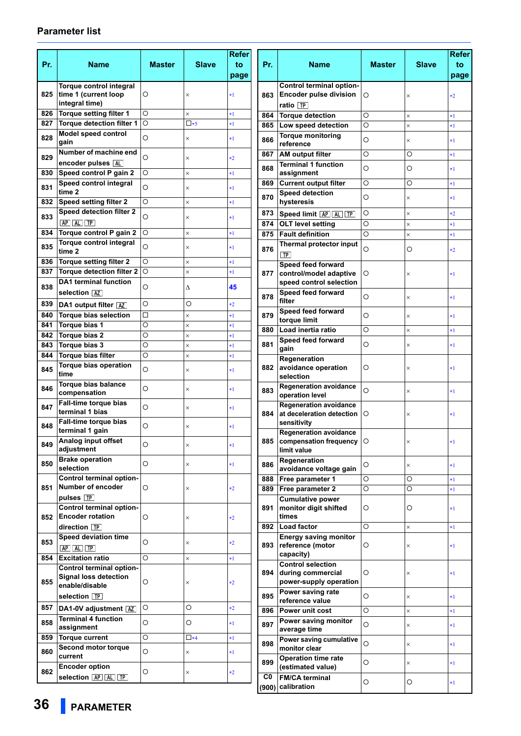## Parameter list

| Pr. | Name | Master | Slave | Refer to page |
|---|---|---|---|---|
| 825 | Torque control integral time 1 (current loop integral time) | ○ | × | *1 |
| 826 | Torque setting filter 1 | ○ | × | *1 |
| 827 | Torque detection filter 1 | ○ | □*5 | *1 |
| 828 | Model speed control gain | ○ | × | *1 |
| 829 | Number of machine end encoder pulses AL | ○ | × | *2 |
| 830 | Speed control P gain 2 | ○ | × | *1 |
| 831 | Speed control integral time 2 | ○ | × | *1 |
| 832 | Speed setting filter 2 | ○ | × | *1 |
| 833 | Speed detection filter 2 AP AL TP | ○ | × | *1 |
| 834 | Torque control P gain 2 | ○ | × | *1 |
| 835 | Torque control integral time 2 | ○ | × | *1 |
| 836 | Torque setting filter 2 | ○ | × | *1 |
| 837 | Torque detection filter 2 | ○ | × | *1 |
| 838 | DA1 terminal function selection AZ | ○ | Δ | 45 |
| 839 | DA1 output filter AZ | ○ | ○ | *2 |
| 840 | Torque bias selection | □ | × | *1 |
| 841 | Torque bias 1 | ○ | × | *1 |
| 842 | Torque bias 2 | ○ | × | *1 |
| 843 | Torque bias 3 | ○ | × | *1 |
| 844 | Torque bias filter | ○ | × | *1 |
| 845 | Torque bias operation time | ○ | × | *1 |
| 846 | Torque bias balance compensation | ○ | × | *1 |
| 847 | Fall-time torque bias terminal 1 bias | ○ | × | *1 |
| 848 | Fall-time torque bias terminal 1 gain | ○ | × | *1 |
| 849 | Analog input offset adjustment | ○ | × | *1 |
| 850 | Brake operation selection | ○ | × | *1 |
| 851 | Control terminal option-Number of encoder pulses TP | ○ | × | *2 |
| 852 | Control terminal option-Encoder rotation direction TP | ○ | × | *2 |
| 853 | Speed deviation time AP AL TP | ○ | × | *2 |
| 854 | Excitation ratio | ○ | × | *1 |
| 855 | Control terminal option-Signal loss detection enable/disable selection TP | ○ | × | *2 |
| 857 | DA1-0V adjustment AZ | ○ | ○ | *2 |
| 858 | Terminal 4 function assignment | ○ | ○ | *1 |
| 859 | Torque current | ○ | □*4 | *1 |
| 860 | Second motor torque current | ○ | × | *1 |
| 862 | Encoder option selection AP AL TP | ○ | × | *2 |
| 863 | Control terminal option-Encoder pulse division ratio TP | ○ | × | *2 |
| 864 | Torque detection | ○ | × | *1 |
| 865 | Low speed detection | ○ | × | *1 |
| 866 | Torque monitoring reference | ○ | × | *1 |
| 867 | AM output filter | ○ | ○ | *1 |
| 868 | Terminal 1 function assignment | ○ | ○ | *1 |
| 869 | Current output filter | ○ | ○ | *1 |
| 870 | Speed detection hysteresis | ○ | × | *1 |
| 873 | Speed limit AP AL TP | ○ | × | *2 |
| 874 | OLT level setting | ○ | × | *1 |
| 875 | Fault definition | ○ | × | *1 |
| 876 | Thermal protector input TP | ○ | ○ | *2 |
| 877 | Speed feed forward control/model adaptive speed control selection | ○ | × | *1 |
| 878 | Speed feed forward filter | ○ | × | *1 |
| 879 | Speed feed forward torque limit | ○ | × | *1 |
| 880 | Load inertia ratio | ○ | × | *1 |
| 881 | Speed feed forward gain | ○ | × | *1 |
| 882 | Regeneration avoidance operation selection | ○ | × | *1 |
| 883 | Regeneration avoidance operation level | ○ | × | *1 |
| 884 | Regeneration avoidance at deceleration detection sensitivity | ○ | × | *1 |
| 885 | Regeneration avoidance compensation frequency limit value | ○ | × | *1 |
| 886 | Regeneration avoidance voltage gain | ○ | × | *1 |
| 888 | Free parameter 1 | ○ | ○ | *1 |
| 889 | Free parameter 2 | ○ | ○ | *1 |
| 891 | Cumulative power monitor digit shifted times | ○ | ○ | *1 |
| 892 | Load factor | ○ | × | *1 |
| 893 | Energy saving monitor reference (motor capacity) | ○ | × | *1 |
| 894 | Control selection during commercial power-supply operation | ○ | × | *1 |
| 895 | Power saving rate reference value | ○ | × | *1 |
| 896 | Power unit cost | ○ | × | *1 |
| 897 | Power saving monitor average time | ○ | × | *1 |
| 898 | Power saving cumulative monitor clear | ○ | × | *1 |
| 899 | Operation time rate (estimated value) | ○ | × | *1 |
| C0 (900) | FM/CA terminal calibration | ○ | ○ | *1 |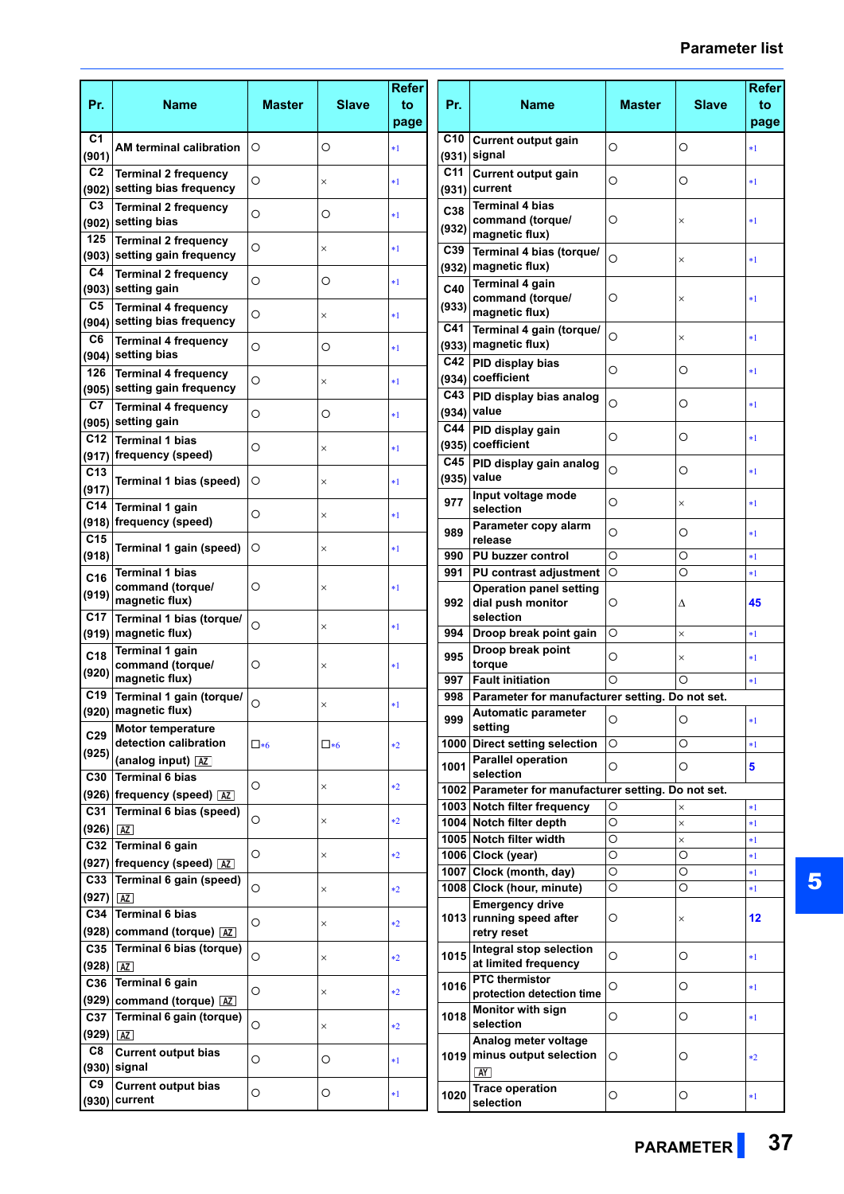## Parameter list

| Pr. | Name | Master | Slave | Refer to page |
|---|---|---|---|---|
| C1 (901) | AM terminal calibration | ○ | ○ | *1 |
| C2 (902) | Terminal 2 frequency setting bias frequency | ○ | × | *1 |
| C3 (902) | Terminal 2 frequency setting bias | ○ | ○ | *1 |
| 125 (903) | Terminal 2 frequency setting gain frequency | ○ | × | *1 |
| C4 (903) | Terminal 2 frequency setting gain | ○ | ○ | *1 |
| C5 (904) | Terminal 4 frequency setting bias frequency | ○ | × | *1 |
| C6 (904) | Terminal 4 frequency setting bias | ○ | ○ | *1 |
| 126 (905) | Terminal 4 frequency setting gain frequency | ○ | × | *1 |
| C7 (905) | Terminal 4 frequency setting gain | ○ | ○ | *1 |
| C12 (917) | Terminal 1 bias frequency (speed) | ○ | × | *1 |
| C13 (917) | Terminal 1 bias (speed) | ○ | × | *1 |
| C14 (918) | Terminal 1 gain frequency (speed) | ○ | × | *1 |
| C15 (918) | Terminal 1 gain (speed) | ○ | × | *1 |
| C16 (919) | Terminal 1 bias command (torque/ magnetic flux) | ○ | × | *1 |
| C17 (919) | Terminal 1 bias (torque/ magnetic flux) | ○ | × | *1 |
| C18 (920) | Terminal 1 gain command (torque/ magnetic flux) | ○ | × | *1 |
| C19 (920) | Terminal 1 gain (torque/ magnetic flux) | ○ | × | *1 |
| C29 (925) | Motor temperature detection calibration (analog input) AZ | □*6 | □*6 | *2 |
| C30 (926) | Terminal 6 bias frequency (speed) AZ | ○ | × | *2 |
| C31 (926) | Terminal 6 bias (speed) AZ | ○ | × | *2 |
| C32 (927) | Terminal 6 gain frequency (speed) AZ | ○ | × | *2 |
| C33 (927) | Terminal 6 gain (speed) AZ | ○ | × | *2 |
| C34 (928) | Terminal 6 bias command (torque) AZ | ○ | × | *2 |
| C35 (928) | Terminal 6 bias (torque) AZ | ○ | × | *2 |
| C36 (929) | Terminal 6 gain command (torque) AZ | ○ | × | *2 |
| C37 (929) | Terminal 6 gain (torque) AZ | ○ | × | *2 |
| C8 (930) | Current output bias signal | ○ | ○ | *1 |
| C9 (930) | Current output bias current | ○ | ○ | *1 |
| C10 (931) | Current output gain signal | ○ | ○ | *1 |
| C11 (931) | Current output gain current | ○ | ○ | *1 |
| C38 (932) | Terminal 4 bias command (torque/ magnetic flux) | ○ | × | *1 |
| C39 (932) | Terminal 4 bias (torque/ magnetic flux) | ○ | × | *1 |
| C40 (933) | Terminal 4 gain command (torque/ magnetic flux) | ○ | × | *1 |
| C41 (933) | Terminal 4 gain (torque/ magnetic flux) | ○ | × | *1 |
| C42 (934) | PID display bias coefficient | ○ | ○ | *1 |
| C43 (934) | PID display bias analog value | ○ | ○ | *1 |
| C44 (935) | PID display gain coefficient | ○ | ○ | *1 |
| C45 (935) | PID display gain analog value | ○ | ○ | *1 |
| 977 | Input voltage mode selection | ○ | × | *1 |
| 989 | Parameter copy alarm release | ○ | ○ | *1 |
| 990 | PU buzzer control | ○ | ○ | *1 |
| 991 | PU contrast adjustment | ○ | ○ | *1 |
| 992 | Operation panel setting dial push monitor selection | ○ | Δ | 45 |
| 994 | Droop break point gain | ○ | × | *1 |
| 995 | Droop break point torque | ○ | × | *1 |
| 997 | Fault initiation | ○ | ○ | *1 |
| 998 | Parameter for manufacturer setting. Do not set. | | | |
| 999 | Automatic parameter setting | ○ | ○ | *1 |
| 1000 | Direct setting selection | ○ | ○ | *1 |
| 1001 | Parallel operation selection | ○ | ○ | 5 |
| 1002 | Parameter for manufacturer setting. Do not set. | | | |
| 1003 | Notch filter frequency | ○ | × | *1 |
| 1004 | Notch filter depth | ○ | × | *1 |
| 1005 | Notch filter width | ○ | × | *1 |
| 1006 | Clock (year) | ○ | ○ | *1 |
| 1007 | Clock (month, day) | ○ | ○ | *1 |
| 1008 | Clock (hour, minute) | ○ | ○ | *1 |
| 1013 | Emergency drive running speed after retry reset | ○ | × | 12 |
| 1015 | Integral stop selection at limited frequency | ○ | ○ | *1 |
| 1016 | PTC thermistor protection detection time | ○ | ○ | *1 |
| 1018 | Monitor with sign selection | ○ | ○ | *1 |
| 1019 | Analog meter voltage minus output selection AY | ○ | ○ | *2 |
| 1020 | Trace operation selection | ○ | ○ | *1 |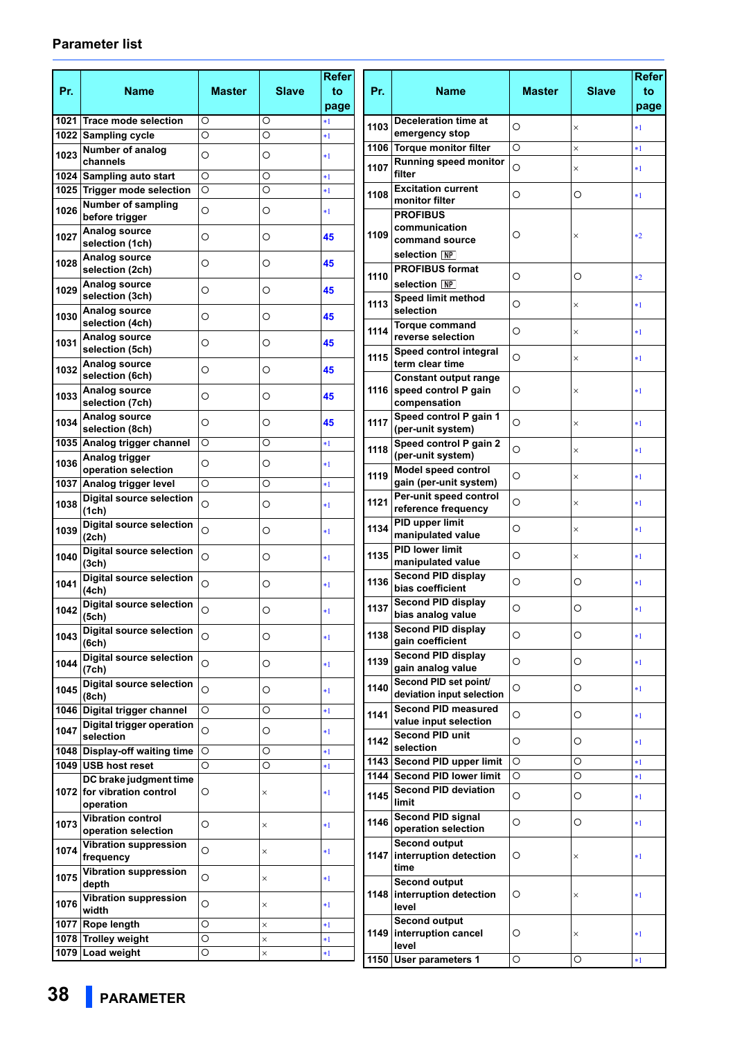## Parameter list

| Pr. | Name | Master | Slave | Refer to page |
|---|---|---|---|---|
| 1021 | Trace mode selection | ○ | ○ | *1 |
| 1022 | Sampling cycle | ○ | ○ | *1 |
| 1023 | Number of analog channels | ○ | ○ | *1 |
| 1024 | Sampling auto start | ○ | ○ | *1 |
| 1025 | Trigger mode selection | ○ | ○ | *1 |
| 1026 | Number of sampling before trigger | ○ | ○ | *1 |
| 1027 | Analog source selection (1ch) | ○ | ○ | 45 |
| 1028 | Analog source selection (2ch) | ○ | ○ | 45 |
| 1029 | Analog source selection (3ch) | ○ | ○ | 45 |
| 1030 | Analog source selection (4ch) | ○ | ○ | 45 |
| 1031 | Analog source selection (5ch) | ○ | ○ | 45 |
| 1032 | Analog source selection (6ch) | ○ | ○ | 45 |
| 1033 | Analog source selection (7ch) | ○ | ○ | 45 |
| 1034 | Analog source selection (8ch) | ○ | ○ | 45 |
| 1035 | Analog trigger channel | ○ | ○ | *1 |
| 1036 | Analog trigger operation selection | ○ | ○ | *1 |
| 1037 | Analog trigger level | ○ | ○ | *1 |
| 1038 | Digital source selection (1ch) | ○ | ○ | *1 |
| 1039 | Digital source selection (2ch) | ○ | ○ | *1 |
| 1040 | Digital source selection (3ch) | ○ | ○ | *1 |
| 1041 | Digital source selection (4ch) | ○ | ○ | *1 |
| 1042 | Digital source selection (5ch) | ○ | ○ | *1 |
| 1043 | Digital source selection (6ch) | ○ | ○ | *1 |
| 1044 | Digital source selection (7ch) | ○ | ○ | *1 |
| 1045 | Digital source selection (8ch) | ○ | ○ | *1 |
| 1046 | Digital trigger channel | ○ | ○ | *1 |
| 1047 | Digital trigger operation selection | ○ | ○ | *1 |
| 1048 | Display-off waiting time | ○ | ○ | *1 |
| 1049 | USB host reset | ○ | ○ | *1 |
| 1072 | DC brake judgment time for vibration control operation | ○ | × | *1 |
| 1073 | Vibration control operation selection | ○ | × | *1 |
| 1074 | Vibration suppression frequency | ○ | × | *1 |
| 1075 | Vibration suppression depth | ○ | × | *1 |
| 1076 | Vibration suppression width | ○ | × | *1 |
| 1077 | Rope length | ○ | × | *1 |
| 1078 | Trolley weight | ○ | × | *1 |
| 1079 | Load weight | ○ | × | *1 |
| 1103 | Deceleration time at emergency stop | ○ | × | *1 |
| 1106 | Torque monitor filter | ○ | × | *1 |
| 1107 | Running speed monitor filter | ○ | × | *1 |
| 1108 | Excitation current monitor filter | ○ | ○ | *1 |
| 1109 | PROFIBUS communication command source selection NP | ○ | × | *2 |
| 1110 | PROFIBUS format selection NP | ○ | ○ | *2 |
| 1113 | Speed limit method selection | ○ | × | *1 |
| 1114 | Torque command reverse selection | ○ | × | *1 |
| 1115 | Speed control integral term clear time | ○ | × | *1 |
| 1116 | Constant output range speed control P gain compensation | ○ | × | *1 |
| 1117 | Speed control P gain 1 (per-unit system) | ○ | × | *1 |
| 1118 | Speed control P gain 2 (per-unit system) | ○ | × | *1 |
| 1119 | Model speed control gain (per-unit system) | ○ | × | *1 |
| 1121 | Per-unit speed control reference frequency | ○ | × | *1 |
| 1134 | PID upper limit manipulated value | ○ | × | *1 |
| 1135 | PID lower limit manipulated value | ○ | × | *1 |
| 1136 | Second PID display bias coefficient | ○ | ○ | *1 |
| 1137 | Second PID display bias analog value | ○ | ○ | *1 |
| 1138 | Second PID display gain coefficient | ○ | ○ | *1 |
| 1139 | Second PID display gain analog value | ○ | ○ | *1 |
| 1140 | Second PID set point/ deviation input selection | ○ | ○ | *1 |
| 1141 | Second PID measured value input selection | ○ | ○ | *1 |
| 1142 | Second PID unit selection | ○ | ○ | *1 |
| 1143 | Second PID upper limit | ○ | ○ | *1 |
| 1144 | Second PID lower limit | ○ | ○ | *1 |
| 1145 | Second PID deviation limit | ○ | ○ | *1 |
| 1146 | Second PID signal operation selection | ○ | ○ | *1 |
| 1147 | Second output interruption detection time | ○ | × | *1 |
| 1148 | Second output interruption detection level | ○ | × | *1 |
| 1149 | Second output interruption cancel level | ○ | × | *1 |
| 1150 | User parameters 1 | ○ | ○ | *1 |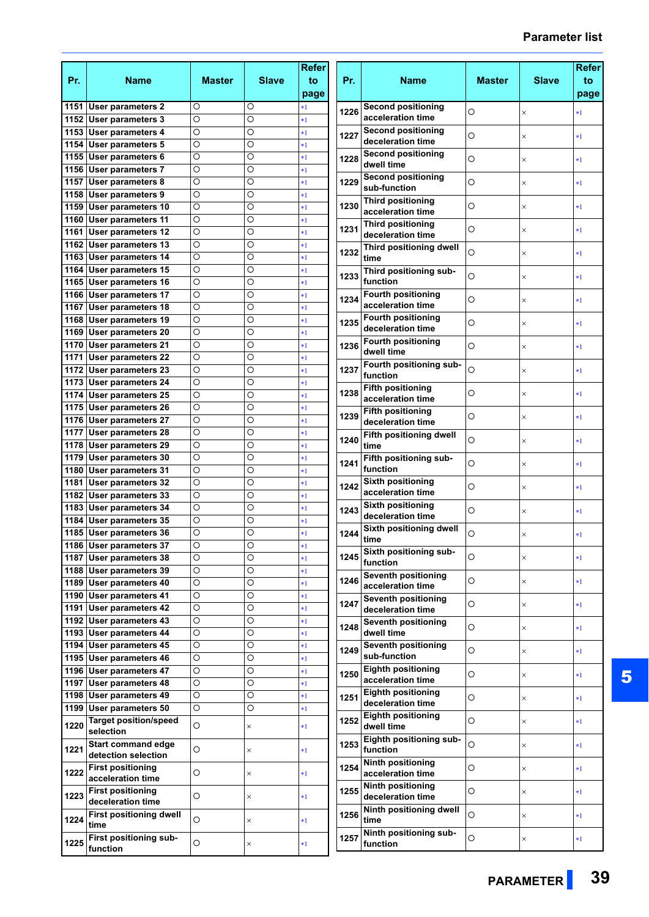| Pr. | Name | Master | Slave | Refer to page |
|---|---|---|---|---|
| 1151 | User parameters 2 | ○ | ○ | *1 |
| 1152 | User parameters 3 | ○ | ○ | *1 |
| 1153 | User parameters 4 | ○ | ○ | *1 |
| 1154 | User parameters 5 | ○ | ○ | *1 |
| 1155 | User parameters 6 | ○ | ○ | *1 |
| 1156 | User parameters 7 | ○ | ○ | *1 |
| 1157 | User parameters 8 | ○ | ○ | *1 |
| 1158 | User parameters 9 | ○ | ○ | *1 |
| 1159 | User parameters 10 | ○ | ○ | *1 |
| 1160 | User parameters 11 | ○ | ○ | *1 |
| 1161 | User parameters 12 | ○ | ○ | *1 |
| 1162 | User parameters 13 | ○ | ○ | *1 |
| 1163 | User parameters 14 | ○ | ○ | *1 |
| 1164 | User parameters 15 | ○ | ○ | *1 |
| 1165 | User parameters 16 | ○ | ○ | *1 |
| 1166 | User parameters 17 | ○ | ○ | *1 |
| 1167 | User parameters 18 | ○ | ○ | *1 |
| 1168 | User parameters 19 | ○ | ○ | *1 |
| 1169 | User parameters 20 | ○ | ○ | *1 |
| 1170 | User parameters 21 | ○ | ○ | *1 |
| 1171 | User parameters 22 | ○ | ○ | *1 |
| 1172 | User parameters 23 | ○ | ○ | *1 |
| 1173 | User parameters 24 | ○ | ○ | *1 |
| 1174 | User parameters 25 | ○ | ○ | *1 |
| 1175 | User parameters 26 | ○ | ○ | *1 |
| 1176 | User parameters 27 | ○ | ○ | *1 |
| 1177 | User parameters 28 | ○ | ○ | *1 |
| 1178 | User parameters 29 | ○ | ○ | *1 |
| 1179 | User parameters 30 | ○ | ○ | *1 |
| 1180 | User parameters 31 | ○ | ○ | *1 |
| 1181 | User parameters 32 | ○ | ○ | *1 |
| 1182 | User parameters 33 | ○ | ○ | *1 |
| 1183 | User parameters 34 | ○ | ○ | *1 |
| 1184 | User parameters 35 | ○ | ○ | *1 |
| 1185 | User parameters 36 | ○ | ○ | *1 |
| 1186 | User parameters 37 | ○ | ○ | *1 |
| 1187 | User parameters 38 | ○ | ○ | *1 |
| 1188 | User parameters 39 | ○ | ○ | *1 |
| 1189 | User parameters 40 | ○ | ○ | *1 |
| 1190 | User parameters 41 | ○ | ○ | *1 |
| 1191 | User parameters 42 | ○ | ○ | *1 |
| 1192 | User parameters 43 | ○ | ○ | *1 |
| 1193 | User parameters 44 | ○ | ○ | *1 |
| 1194 | User parameters 45 | ○ | ○ | *1 |
| 1195 | User parameters 46 | ○ | ○ | *1 |
| 1196 | User parameters 47 | ○ | ○ | *1 |
| 1197 | User parameters 48 | ○ | ○ | *1 |
| 1198 | User parameters 49 | ○ | ○ | *1 |
| 1199 | User parameters 50 | ○ | ○ | *1 |
| 1220 | Target position/speed selection | ○ | × | *1 |
| 1221 | Start command edge detection selection | ○ | × | *1 |
| 1222 | First positioning acceleration time | ○ | × | *1 |
| 1223 | First positioning deceleration time | ○ | × | *1 |
| 1224 | First positioning dwell time | ○ | × | *1 |
| 1225 | First positioning sub-function | ○ | × | *1 |
| 1226 | Second positioning acceleration time | ○ | × | *1 |
| 1227 | Second positioning deceleration time | ○ | × | *1 |
| 1228 | Second positioning dwell time | ○ | × | *1 |
| 1229 | Second positioning sub-function | ○ | × | *1 |
| 1230 | Third positioning acceleration time | ○ | × | *1 |
| 1231 | Third positioning deceleration time | ○ | × | *1 |
| 1232 | Third positioning dwell time | ○ | × | *1 |
| 1233 | Third positioning sub-function | ○ | × | *1 |
| 1234 | Fourth positioning acceleration time | ○ | × | *1 |
| 1235 | Fourth positioning deceleration time | ○ | × | *1 |
| 1236 | Fourth positioning dwell time | ○ | × | *1 |
| 1237 | Fourth positioning sub-function | ○ | × | *1 |
| 1238 | Fifth positioning acceleration time | ○ | × | *1 |
| 1239 | Fifth positioning deceleration time | ○ | × | *1 |
| 1240 | Fifth positioning dwell time | ○ | × | *1 |
| 1241 | Fifth positioning sub-function | ○ | × | *1 |
| 1242 | Sixth positioning acceleration time | ○ | × | *1 |
| 1243 | Sixth positioning deceleration time | ○ | × | *1 |
| 1244 | Sixth positioning dwell time | ○ | × | *1 |
| 1245 | Sixth positioning sub-function | ○ | × | *1 |
| 1246 | Seventh positioning acceleration time | ○ | × | *1 |
| 1247 | Seventh positioning deceleration time | ○ | × | *1 |
| 1248 | Seventh positioning dwell time | ○ | × | *1 |
| 1249 | Seventh positioning sub-function | ○ | × | *1 |
| 1250 | Eighth positioning acceleration time | ○ | × | *1 |
| 1251 | Eighth positioning deceleration time | ○ | × | *1 |
| 1252 | Eighth positioning dwell time | ○ | × | *1 |
| 1253 | Eighth positioning sub-function | ○ | × | *1 |
| 1254 | Ninth positioning acceleration time | ○ | × | *1 |
| 1255 | Ninth positioning deceleration time | ○ | × | *1 |
| 1256 | Ninth positioning dwell time | ○ | × | *1 |
| 1257 | Ninth positioning sub-function | ○ | × | *1 |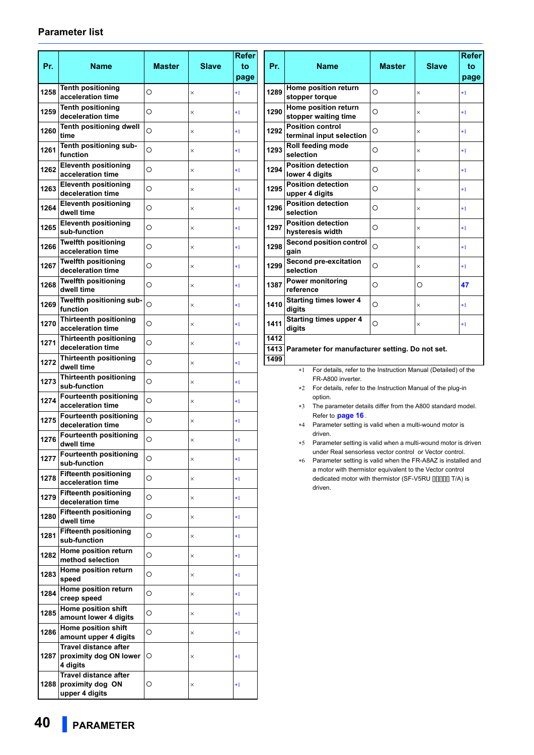## Parameter list

| Pr. | Name | Master | Slave | Refer to page |
|---|---|---|---|---|
| 1258 | Tenth positioning acceleration time | ○ | × | *1 |
| 1259 | Tenth positioning deceleration time | ○ | × | *1 |
| 1260 | Tenth positioning dwell time | ○ | × | *1 |
| 1261 | Tenth positioning sub-function | ○ | × | *1 |
| 1262 | Eleventh positioning acceleration time | ○ | × | *1 |
| 1263 | Eleventh positioning deceleration time | ○ | × | *1 |
| 1264 | Eleventh positioning dwell time | ○ | × | *1 |
| 1265 | Eleventh positioning sub-function | ○ | × | *1 |
| 1266 | Twelfth positioning acceleration time | ○ | × | *1 |
| 1267 | Twelfth positioning deceleration time | ○ | × | *1 |
| 1268 | Twelfth positioning dwell time | ○ | × | *1 |
| 1269 | Twelfth positioning sub-function | ○ | × | *1 |
| 1270 | Thirteenth positioning acceleration time | ○ | × | *1 |
| 1271 | Thirteenth positioning deceleration time | ○ | × | *1 |
| 1272 | Thirteenth positioning dwell time | ○ | × | *1 |
| 1273 | Thirteenth positioning sub-function | ○ | × | *1 |
| 1274 | Fourteenth positioning acceleration time | ○ | × | *1 |
| 1275 | Fourteenth positioning deceleration time | ○ | × | *1 |
| 1276 | Fourteenth positioning dwell time | ○ | × | *1 |
| 1277 | Fourteenth positioning sub-function | ○ | × | *1 |
| 1278 | Fifteenth positioning acceleration time | ○ | × | *1 |
| 1279 | Fifteenth positioning deceleration time | ○ | × | *1 |
| 1280 | Fifteenth positioning dwell time | ○ | × | *1 |
| 1281 | Fifteenth positioning sub-function | ○ | × | *1 |
| 1282 | Home position return method selection | ○ | × | *1 |
| 1283 | Home position return speed | ○ | × | *1 |
| 1284 | Home position return creep speed | ○ | × | *1 |
| 1285 | Home position shift amount lower 4 digits | ○ | × | *1 |
| 1286 | Home position shift amount upper 4 digits | ○ | × | *1 |
| 1287 | Travel distance after proximity dog ON lower 4 digits | ○ | × | *1 |
| 1288 | Travel distance after proximity dog ON upper 4 digits | ○ | × | *1 |
| 1289 | Home position return stopper torque | ○ | × | *1 |
| 1290 | Home position return stopper waiting time | ○ | × | *1 |
| 1292 | Position control terminal input selection | ○ | × | *1 |
| 1293 | Roll feeding mode selection | ○ | × | *1 |
| 1294 | Position detection lower 4 digits | ○ | × | *1 |
| 1295 | Position detection upper 4 digits | ○ | × | *1 |
| 1296 | Position detection selection | ○ | × | *1 |
| 1297 | Position detection hysteresis width | ○ | × | *1 |
| 1298 | Second position control gain | ○ | × | *1 |
| 1299 | Second pre-excitation selection | ○ | × | *1 |
| 1387 | Power monitoring reference | ○ | ○ | 47 |
| 1410 | Starting times lower 4 digits | ○ | × | *1 |
| 1411 | Starting times upper 4 digits | ○ | × | *1 |
| 1412<br>1413<br>1499 | Parameter for manufacturer setting. Do not set. | | | |

*1 For details, refer to the Instruction Manual (Detailed) of the FR-A800 inverter.

*2 For details, refer to the Instruction Manual of the plug-in option.

*3 The parameter details differ from the A800 standard model. Refer to page 16 .

*4 Parameter setting is valid when a multi-wound motor is driven.

*5 Parameter setting is valid when a multi-wound motor is driven under Real sensorless vector control or Vector control.

*6 Parameter setting is valid when the FR-A8AZ is installed and a motor with thermistor equivalent to the Vector control dedicated motor with thermistor (SF-V5RU □□□□□ T/A) is driven.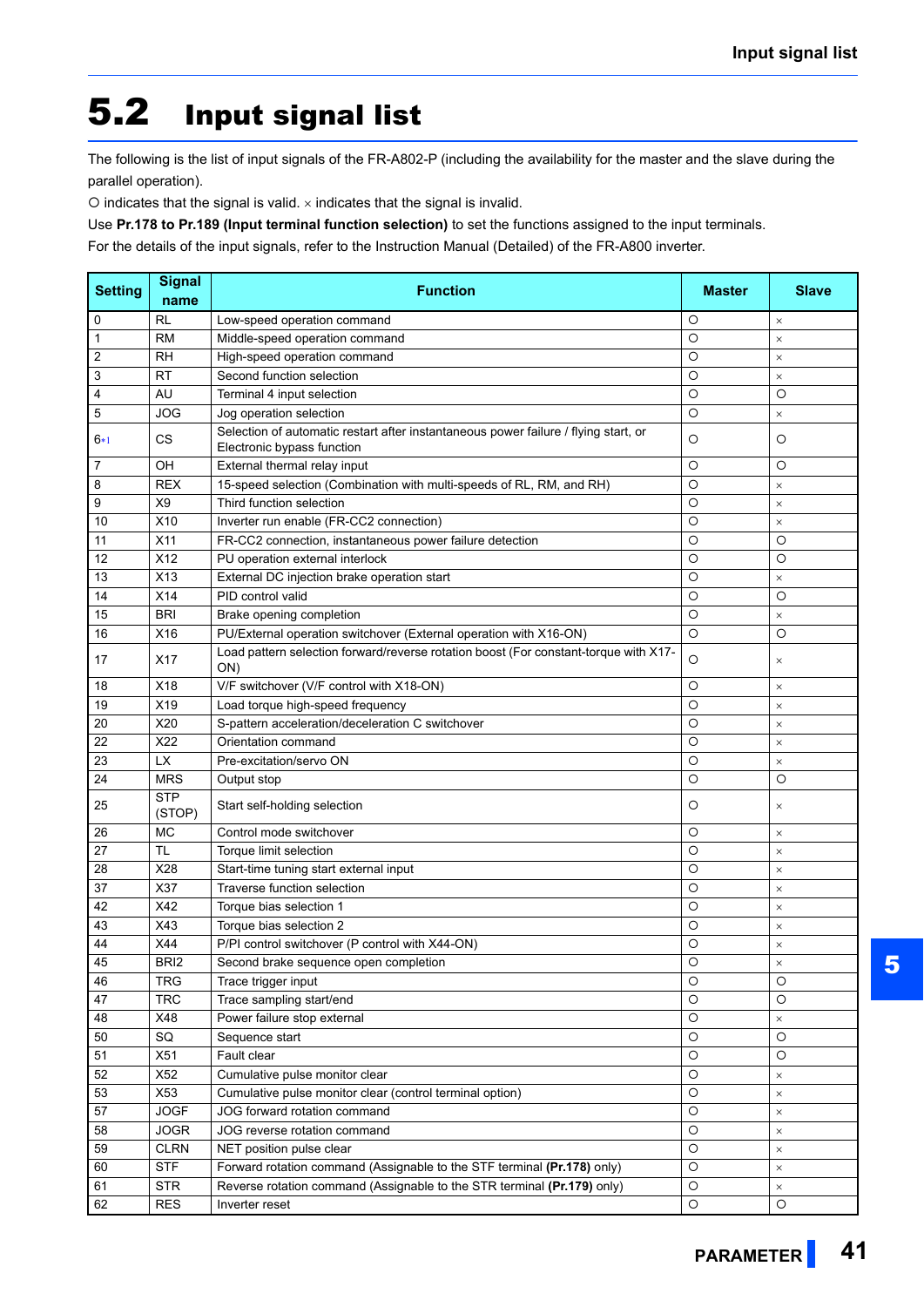# 5.2 Input signal list

The following is the list of input signals of the FR-A802-P (including the availability for the master and the slave during the parallel operation).

○ indicates that the signal is valid. × indicates that the signal is invalid.

Use **Pr.178 to Pr.189 (Input terminal function selection)** to set the functions assigned to the input terminals.

For the details of the input signals, refer to the Instruction Manual (Detailed) of the FR-A800 inverter.

| Setting | Signal name | Function | Master | Slave |
|---|---|---|---|---|
| 0 | RL | Low-speed operation command | ○ | × |
| 1 | RM | Middle-speed operation command | ○ | × |
| 2 | RH | High-speed operation command | ○ | × |
| 3 | RT | Second function selection | ○ | × |
| 4 | AU | Terminal 4 input selection | ○ | ○ |
| 5 | JOG | Jog operation selection | ○ | × |
| 6*1 | CS | Selection of automatic restart after instantaneous power failure / flying start, or Electronic bypass function | ○ | ○ |
| 7 | OH | External thermal relay input | ○ | ○ |
| 8 | REX | 15-speed selection (Combination with multi-speeds of RL, RM, and RH) | ○ | × |
| 9 | X9 | Third function selection | ○ | × |
| 10 | X10 | Inverter run enable (FR-CC2 connection) | ○ | × |
| 11 | X11 | FR-CC2 connection, instantaneous power failure detection | ○ | ○ |
| 12 | X12 | PU operation external interlock | ○ | ○ |
| 13 | X13 | External DC injection brake operation start | ○ | × |
| 14 | X14 | PID control valid | ○ | ○ |
| 15 | BRI | Brake opening completion | ○ | × |
| 16 | X16 | PU/External operation switchover (External operation with X16-ON) | ○ | ○ |
| 17 | X17 | Load pattern selection forward/reverse rotation boost (For constant-torque with X17-ON) | ○ | × |
| 18 | X18 | V/F switchover (V/F control with X18-ON) | ○ | × |
| 19 | X19 | Load torque high-speed frequency | ○ | × |
| 20 | X20 | S-pattern acceleration/deceleration C switchover | ○ | × |
| 22 | X22 | Orientation command | ○ | × |
| 23 | LX | Pre-excitation/servo ON | ○ | × |
| 24 | MRS | Output stop | ○ | ○ |
| 25 | STP (STOP) | Start self-holding selection | ○ | × |
| 26 | MC | Control mode switchover | ○ | × |
| 27 | TL | Torque limit selection | ○ | × |
| 28 | X28 | Start-time tuning start external input | ○ | × |
| 37 | X37 | Traverse function selection | ○ | × |
| 42 | X42 | Torque bias selection 1 | ○ | × |
| 43 | X43 | Torque bias selection 2 | ○ | × |
| 44 | X44 | P/PI control switchover (P control with X44-ON) | ○ | × |
| 45 | BRI2 | Second brake sequence open completion | ○ | × |
| 46 | TRG | Trace trigger input | ○ | ○ |
| 47 | TRC | Trace sampling start/end | ○ | ○ |
| 48 | X48 | Power failure stop external | ○ | × |
| 50 | SQ | Sequence start | ○ | ○ |
| 51 | X51 | Fault clear | ○ | ○ |
| 52 | X52 | Cumulative pulse monitor clear | ○ | × |
| 53 | X53 | Cumulative pulse monitor clear (control terminal option) | ○ | × |
| 57 | JOGF | JOG forward rotation command | ○ | × |
| 58 | JOGR | JOG reverse rotation command | ○ | × |
| 59 | CLRN | NET position pulse clear | ○ | × |
| 60 | STF | Forward rotation command (Assignable to the STF terminal (**Pr.178**) only) | ○ | × |
| 61 | STR | Reverse rotation command (Assignable to the STR terminal (**Pr.179**) only) | ○ | × |
| 62 | RES | Inverter reset | ○ | ○ |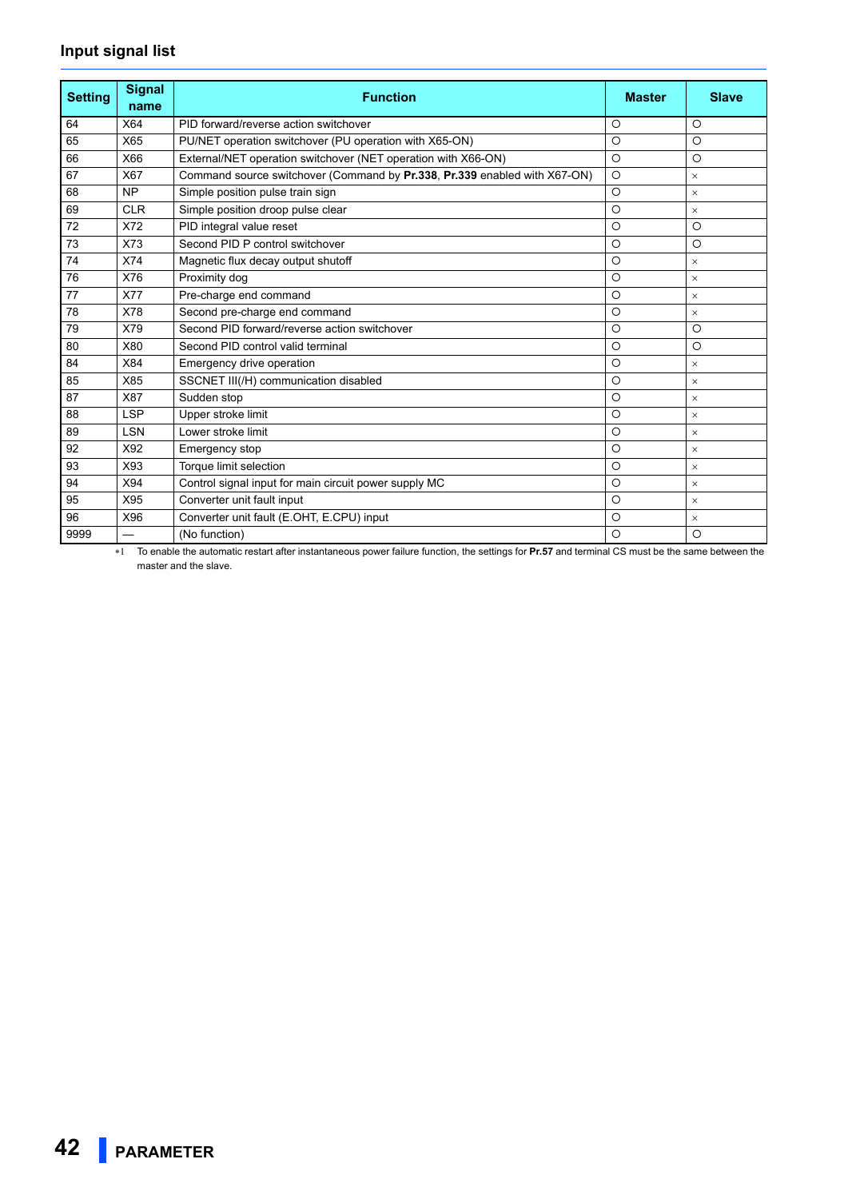## Input signal list

| Setting | Signal name | Function | Master | Slave |
|---|---|---|---|---|
| 64 | X64 | PID forward/reverse action switchover | ○ | ○ |
| 65 | X65 | PU/NET operation switchover (PU operation with X65-ON) | ○ | ○ |
| 66 | X66 | External/NET operation switchover (NET operation with X66-ON) | ○ | ○ |
| 67 | X67 | Command source switchover (Command by **Pr.338**, **Pr.339** enabled with X67-ON) | ○ | × |
| 68 | NP | Simple position pulse train sign | ○ | × |
| 69 | CLR | Simple position droop pulse clear | ○ | × |
| 72 | X72 | PID integral value reset | ○ | ○ |
| 73 | X73 | Second PID P control switchover | ○ | ○ |
| 74 | X74 | Magnetic flux decay output shutoff | ○ | × |
| 76 | X76 | Proximity dog | ○ | × |
| 77 | X77 | Pre-charge end command | ○ | × |
| 78 | X78 | Second pre-charge end command | ○ | × |
| 79 | X79 | Second PID forward/reverse action switchover | ○ | ○ |
| 80 | X80 | Second PID control valid terminal | ○ | ○ |
| 84 | X84 | Emergency drive operation | ○ | × |
| 85 | X85 | SSCNET III(/H) communication disabled | ○ | × |
| 87 | X87 | Sudden stop | ○ | × |
| 88 | LSP | Upper stroke limit | ○ | × |
| 89 | LSN | Lower stroke limit | ○ | × |
| 92 | X92 | Emergency stop | ○ | × |
| 93 | X93 | Torque limit selection | ○ | × |
| 94 | X94 | Control signal input for main circuit power supply MC | ○ | × |
| 95 | X95 | Converter unit fault input | ○ | × |
| 96 | X96 | Converter unit fault (E.OHT, E.CPU) input | ○ | × |
| 9999 | — | (No function) | ○ | ○ |

*1 To enable the automatic restart after instantaneous power failure function, the settings for **Pr.57** and terminal CS must be the same between the master and the slave.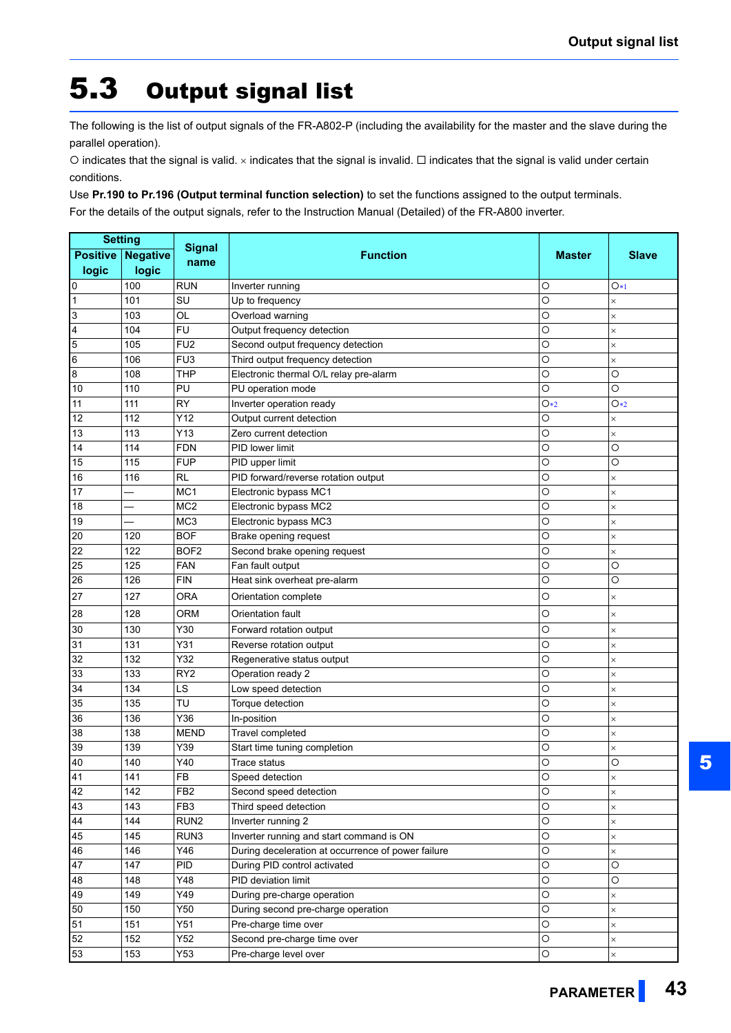# 5.3 Output signal list

The following is the list of output signals of the FR-A802-P (including the availability for the master and the slave during the parallel operation).

○ indicates that the signal is valid. × indicates that the signal is invalid. □ indicates that the signal is valid under certain conditions.

Use **Pr.190 to Pr.196 (Output terminal function selection)** to set the functions assigned to the output terminals.

For the details of the output signals, refer to the Instruction Manual (Detailed) of the FR-A800 inverter.

| Setting | | Signal name | Function | Master | Slave |
|---|---|---|---|---|---|
| Positive logic | Negative logic | | | | |
| 0 | 100 | RUN | Inverter running | ○ | ○*1 |
| 1 | 101 | SU | Up to frequency | ○ | × |
| 3 | 103 | OL | Overload warning | ○ | × |
| 4 | 104 | FU | Output frequency detection | ○ | × |
| 5 | 105 | FU2 | Second output frequency detection | ○ | × |
| 6 | 106 | FU3 | Third output frequency detection | ○ | × |
| 8 | 108 | THP | Electronic thermal O/L relay pre-alarm | ○ | ○ |
| 10 | 110 | PU | PU operation mode | ○ | ○ |
| 11 | 111 | RY | Inverter operation ready | ○*2 | ○*2 |
| 12 | 112 | Y12 | Output current detection | ○ | × |
| 13 | 113 | Y13 | Zero current detection | ○ | × |
| 14 | 114 | FDN | PID lower limit | ○ | ○ |
| 15 | 115 | FUP | PID upper limit | ○ | ○ |
| 16 | 116 | RL | PID forward/reverse rotation output | ○ | × |
| 17 | — | MC1 | Electronic bypass MC1 | ○ | × |
| 18 | — | MC2 | Electronic bypass MC2 | ○ | × |
| 19 | — | MC3 | Electronic bypass MC3 | ○ | × |
| 20 | 120 | BOF | Brake opening request | ○ | × |
| 22 | 122 | BOF2 | Second brake opening request | ○ | × |
| 25 | 125 | FAN | Fan fault output | ○ | ○ |
| 26 | 126 | FIN | Heat sink overheat pre-alarm | ○ | ○ |
| 27 | 127 | ORA | Orientation complete | ○ | × |
| 28 | 128 | ORM | Orientation fault | ○ | × |
| 30 | 130 | Y30 | Forward rotation output | ○ | × |
| 31 | 131 | Y31 | Reverse rotation output | ○ | × |
| 32 | 132 | Y32 | Regenerative status output | ○ | × |
| 33 | 133 | RY2 | Operation ready 2 | ○ | × |
| 34 | 134 | LS | Low speed detection | ○ | × |
| 35 | 135 | TU | Torque detection | ○ | × |
| 36 | 136 | Y36 | In-position | ○ | × |
| 38 | 138 | MEND | Travel completed | ○ | × |
| 39 | 139 | Y39 | Start time tuning completion | ○ | × |
| 40 | 140 | Y40 | Trace status | ○ | ○ |
| 41 | 141 | FB | Speed detection | ○ | × |
| 42 | 142 | FB2 | Second speed detection | ○ | × |
| 43 | 143 | FB3 | Third speed detection | ○ | × |
| 44 | 144 | RUN2 | Inverter running 2 | ○ | × |
| 45 | 145 | RUN3 | Inverter running and start command is ON | ○ | × |
| 46 | 146 | Y46 | During deceleration at occurrence of power failure | ○ | × |
| 47 | 147 | PID | During PID control activated | ○ | ○ |
| 48 | 148 | Y48 | PID deviation limit | ○ | ○ |
| 49 | 149 | Y49 | During pre-charge operation | ○ | × |
| 50 | 150 | Y50 | During second pre-charge operation | ○ | × |
| 51 | 151 | Y51 | Pre-charge time over | ○ | × |
| 52 | 152 | Y52 | Second pre-charge time over | ○ | × |
| 53 | 153 | Y53 | Pre-charge level over | ○ | × |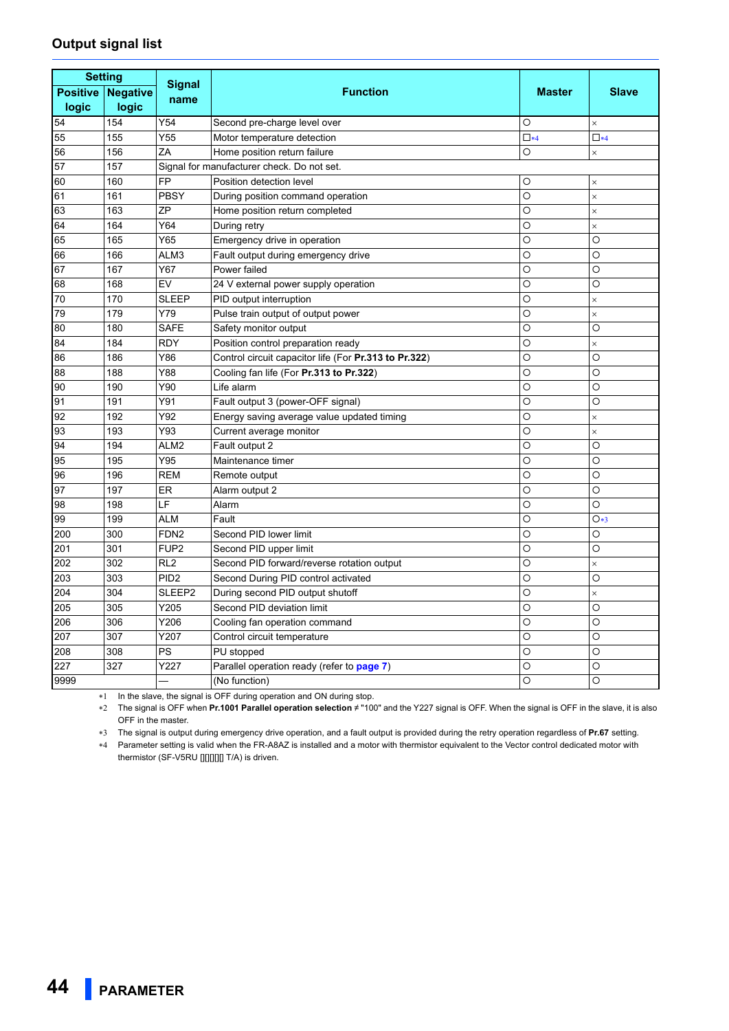## Output signal list

| Setting | | Signal name | Function | Master | Slave |
|---|---|---|---|---|---|
| Positive logic | Negative logic | | | | |
| 54 | 154 | Y54 | Second pre-charge level over | ○ | × |
| 55 | 155 | Y55 | Motor temperature detection | □*4 | □*4 |
| 56 | 156 | ZA | Home position return failure | ○ | × |
| 57 | 157 | Signal for manufacturer check. Do not set. | | | |
| 60 | 160 | FP | Position detection level | ○ | × |
| 61 | 161 | PBSY | During position command operation | ○ | × |
| 63 | 163 | ZP | Home position return completed | ○ | × |
| 64 | 164 | Y64 | During retry | ○ | × |
| 65 | 165 | Y65 | Emergency drive in operation | ○ | ○ |
| 66 | 166 | ALM3 | Fault output during emergency drive | ○ | ○ |
| 67 | 167 | Y67 | Power failed | ○ | ○ |
| 68 | 168 | EV | 24 V external power supply operation | ○ | ○ |
| 70 | 170 | SLEEP | PID output interruption | ○ | × |
| 79 | 179 | Y79 | Pulse train output of output power | ○ | × |
| 80 | 180 | SAFE | Safety monitor output | ○ | ○ |
| 84 | 184 | RDY | Position control preparation ready | ○ | × |
| 86 | 186 | Y86 | Control circuit capacitor life (For **Pr.313 to Pr.322**) | ○ | ○ |
| 88 | 188 | Y88 | Cooling fan life (For **Pr.313 to Pr.322**) | ○ | ○ |
| 90 | 190 | Y90 | Life alarm | ○ | ○ |
| 91 | 191 | Y91 | Fault output 3 (power-OFF signal) | ○ | ○ |
| 92 | 192 | Y92 | Energy saving average value updated timing | ○ | × |
| 93 | 193 | Y93 | Current average monitor | ○ | × |
| 94 | 194 | ALM2 | Fault output 2 | ○ | ○ |
| 95 | 195 | Y95 | Maintenance timer | ○ | ○ |
| 96 | 196 | REM | Remote output | ○ | ○ |
| 97 | 197 | ER | Alarm output 2 | ○ | ○ |
| 98 | 198 | LF | Alarm | ○ | ○ |
| 99 | 199 | ALM | Fault | ○ | ○*3 |
| 200 | 300 | FDN2 | Second PID lower limit | ○ | ○ |
| 201 | 301 | FUP2 | Second PID upper limit | ○ | ○ |
| 202 | 302 | RL2 | Second PID forward/reverse rotation output | ○ | × |
| 203 | 303 | PID2 | Second During PID control activated | ○ | ○ |
| 204 | 304 | SLEEP2 | During second PID output shutoff | ○ | × |
| 205 | 305 | Y205 | Second PID deviation limit | ○ | ○ |
| 206 | 306 | Y206 | Cooling fan operation command | ○ | ○ |
| 207 | 307 | Y207 | Control circuit temperature | ○ | ○ |
| 208 | 308 | PS | PU stopped | ○ | ○ |
| 227 | 327 | Y227 | Parallel operation ready (refer to page 7) | ○ | ○ |
| 9999 | | — | (No function) | ○ | ○ |

*1 In the slave, the signal is OFF during operation and ON during stop.

*2 The signal is OFF when **Pr.1001 Parallel operation selection** ≠ "100" and the Y227 signal is OFF. When the signal is OFF in the slave, it is also OFF in the master.

*3 The signal is output during emergency drive operation, and a fault output is provided during the retry operation regardless of **Pr.67** setting.

*4 Parameter setting is valid when the FR-A8AZ is installed and a motor with thermistor equivalent to the Vector control dedicated motor with thermistor (SF-V5RU □□□□□ T/A) is driven.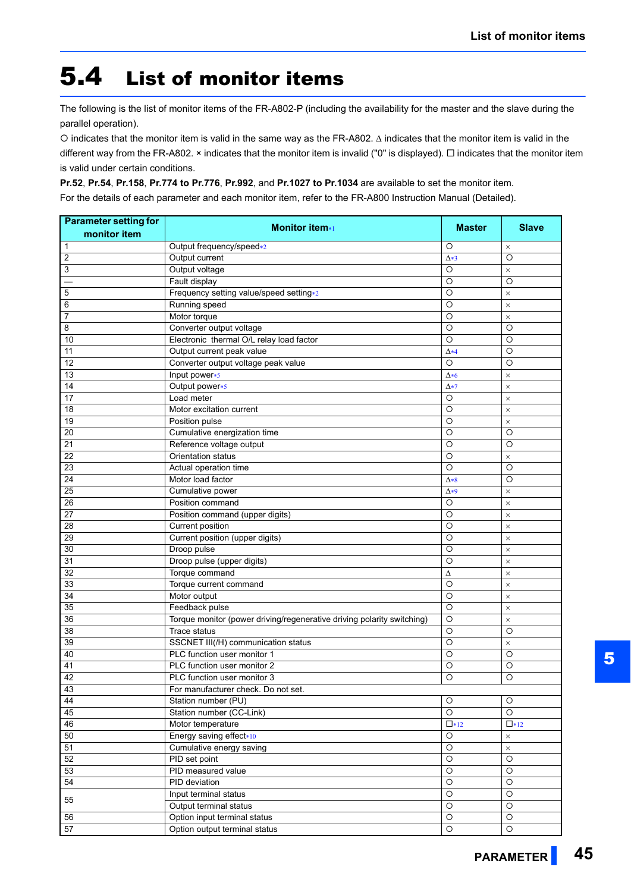# 5.4 List of monitor items

The following is the list of monitor items of the FR-A802-P (including the availability for the master and the slave during the parallel operation).

○ indicates that the monitor item is valid in the same way as the FR-A802. Δ indicates that the monitor item is valid in the different way from the FR-A802. × indicates that the monitor item is invalid ("0" is displayed). □ indicates that the monitor item is valid under certain conditions.

**Pr.52**, **Pr.54**, **Pr.158**, **Pr.774 to Pr.776**, **Pr.992**, and **Pr.1027 to Pr.1034** are available to set the monitor item.

For the details of each parameter and each monitor item, refer to the FR-A800 Instruction Manual (Detailed).

| Parameter setting for monitor item | Monitor item*1 | Master | Slave |
|---|---|---|---|
| 1 | Output frequency/speed*2 | ○ | × |
| 2 | Output current | Δ*3 | ○ |
| 3 | Output voltage | ○ | × |
| — | Fault display | ○ | ○ |
| 5 | Frequency setting value/speed setting*2 | ○ | × |
| 6 | Running speed | ○ | × |
| 7 | Motor torque | ○ | × |
| 8 | Converter output voltage | ○ | ○ |
| 10 | Electronic thermal O/L relay load factor | ○ | ○ |
| 11 | Output current peak value | Δ*4 | ○ |
| 12 | Converter output voltage peak value | ○ | ○ |
| 13 | Input power*5 | Δ*6 | × |
| 14 | Output power*5 | Δ*7 | × |
| 17 | Load meter | ○ | × |
| 18 | Motor excitation current | ○ | × |
| 19 | Position pulse | ○ | × |
| 20 | Cumulative energization time | ○ | ○ |
| 21 | Reference voltage output | ○ | ○ |
| 22 | Orientation status | ○ | × |
| 23 | Actual operation time | ○ | ○ |
| 24 | Motor load factor | Δ*8 | ○ |
| 25 | Cumulative power | Δ*9 | × |
| 26 | Position command | ○ | × |
| 27 | Position command (upper digits) | ○ | × |
| 28 | Current position | ○ | × |
| 29 | Current position (upper digits) | ○ | × |
| 30 | Droop pulse | ○ | × |
| 31 | Droop pulse (upper digits) | ○ | × |
| 32 | Torque command | Δ | × |
| 33 | Torque current command | ○ | × |
| 34 | Motor output | ○ | × |
| 35 | Feedback pulse | ○ | × |
| 36 | Torque monitor (power driving/regenerative driving polarity switching) | ○ | × |
| 38 | Trace status | ○ | ○ |
| 39 | SSCNET III(/H) communication status | ○ | × |
| 40 | PLC function user monitor 1 | ○ | ○ |
| 41 | PLC function user monitor 2 | ○ | ○ |
| 42 | PLC function user monitor 3 | ○ | ○ |
| 43 | For manufacturer check. Do not set. | | |
| 44 | Station number (PU) | ○ | ○ |
| 45 | Station number (CC-Link) | ○ | ○ |
| 46 | Motor temperature | □*12 | □*12 |
| 50 | Energy saving effect*10 | ○ | × |
| 51 | Cumulative energy saving | ○ | × |
| 52 | PID set point | ○ | ○ |
| 53 | PID measured value | ○ | ○ |
| 54 | PID deviation | ○ | ○ |
| 55 | Input terminal status | ○ | ○ |
| | Output terminal status | ○ | ○ |
| 56 | Option input terminal status | ○ | ○ |
| 57 | Option output terminal status | ○ | ○ |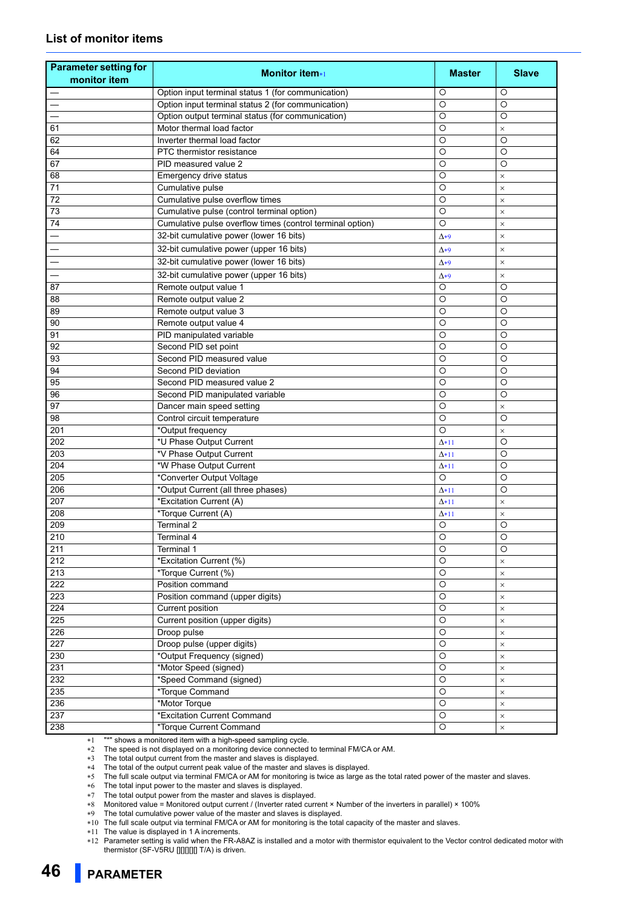## List of monitor items

| Parameter setting for monitor item | Monitor item*1 | Master | Slave |
|---|---|---|---|
| — | Option input terminal status 1 (for communication) | ○ | ○ |
| — | Option input terminal status 2 (for communication) | ○ | ○ |
| — | Option output terminal status (for communication) | ○ | ○ |
| 61 | Motor thermal load factor | ○ | × |
| 62 | Inverter thermal load factor | ○ | ○ |
| 64 | PTC thermistor resistance | ○ | ○ |
| 67 | PID measured value 2 | ○ | ○ |
| 68 | Emergency drive status | ○ | × |
| 71 | Cumulative pulse | ○ | × |
| 72 | Cumulative pulse overflow times | ○ | × |
| 73 | Cumulative pulse (control terminal option) | ○ | × |
| 74 | Cumulative pulse overflow times (control terminal option) | ○ | × |
| — | 32-bit cumulative power (lower 16 bits) | Δ*9 | × |
| — | 32-bit cumulative power (upper 16 bits) | Δ*9 | × |
| — | 32-bit cumulative power (lower 16 bits) | Δ*9 | × |
| — | 32-bit cumulative power (upper 16 bits) | Δ*9 | × |
| 87 | Remote output value 1 | ○ | ○ |
| 88 | Remote output value 2 | ○ | ○ |
| 89 | Remote output value 3 | ○ | ○ |
| 90 | Remote output value 4 | ○ | ○ |
| 91 | PID manipulated variable | ○ | ○ |
| 92 | Second PID set point | ○ | ○ |
| 93 | Second PID measured value | ○ | ○ |
| 94 | Second PID deviation | ○ | ○ |
| 95 | Second PID measured value 2 | ○ | ○ |
| 96 | Second PID manipulated variable | ○ | ○ |
| 97 | Dancer main speed setting | ○ | × |
| 98 | Control circuit temperature | ○ | ○ |
| 201 | *Output frequency | ○ | × |
| 202 | *U Phase Output Current | Δ*11 | ○ |
| 203 | *V Phase Output Current | Δ*11 | ○ |
| 204 | *W Phase Output Current | Δ*11 | ○ |
| 205 | *Converter Output Voltage | ○ | ○ |
| 206 | *Output Current (all three phases) | Δ*11 | ○ |
| 207 | *Excitation Current (A) | Δ*11 | × |
| 208 | *Torque Current (A) | Δ*11 | × |
| 209 | Terminal 2 | ○ | ○ |
| 210 | Terminal 4 | ○ | ○ |
| 211 | Terminal 1 | ○ | ○ |
| 212 | *Excitation Current (%) | ○ | × |
| 213 | *Torque Current (%) | ○ | × |
| 222 | Position command | ○ | × |
| 223 | Position command (upper digits) | ○ | × |
| 224 | Current position | ○ | × |
| 225 | Current position (upper digits) | ○ | × |
| 226 | Droop pulse | ○ | × |
| 227 | Droop pulse (upper digits) | ○ | × |
| 230 | *Output Frequency (signed) | ○ | × |
| 231 | *Motor Speed (signed) | ○ | × |
| 232 | *Speed Command (signed) | ○ | × |
| 235 | *Torque Command | ○ | × |
| 236 | *Motor Torque | ○ | × |
| 237 | *Excitation Current Command | ○ | × |
| 238 | *Torque Current Command | ○ | × |

*1 "*" shows a monitored item with a high-speed sampling cycle.
*2 The speed is not displayed on a monitoring device connected to terminal FM/CA or AM.
*3 The total output current from the master and slaves is displayed.
*4 The total of the output current peak value of the master and slaves is displayed.
*5 The full scale output via terminal FM/CA or AM for monitoring is twice as large as the total rated power of the master and slaves.
*6 The total input power to the master and slaves is displayed.
*7 The total output power from the master and slaves is displayed.
*8 Monitored value = Monitored output current / (Inverter rated current × Number of the inverters in parallel) × 100%
*9 The total cumulative power value of the master and slaves is displayed.
*10 The full scale output via terminal FM/CA or AM for monitoring is the total capacity of the master and slaves.
*11 The value is displayed in 1 A increments.
*12 Parameter setting is valid when the FR-A8AZ is installed and a motor with thermistor equivalent to the Vector control dedicated motor with thermistor (SF-V5RU □□□□□ T/A) is driven.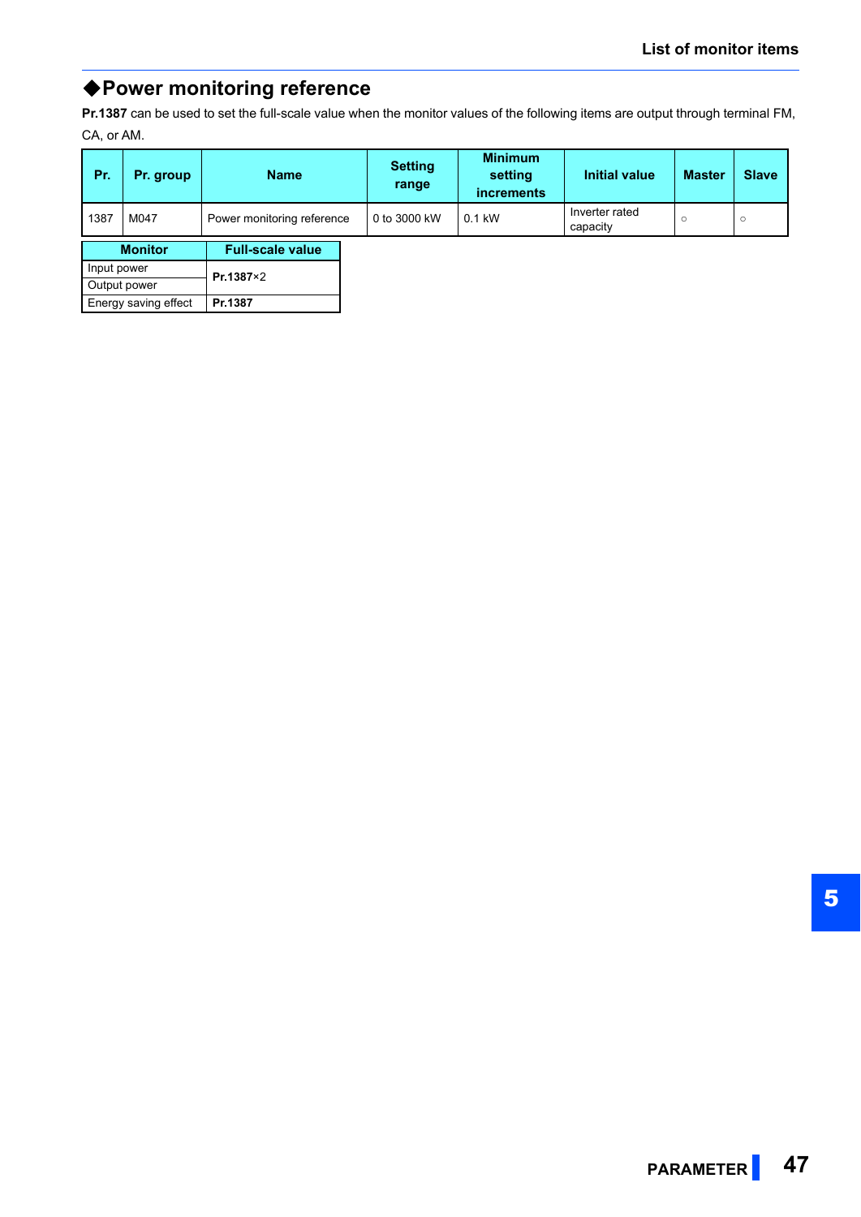## ◆Power monitoring reference

**Pr.1387** can be used to set the full-scale value when the monitor values of the following items are output through terminal FM, CA, or AM.

| Pr. | Pr. group | Name | Setting range | Minimum setting increments | Initial value | Master | Slave |
|---|---|---|---|---|---|---|---|
| 1387 | M047 | Power monitoring reference | 0 to 3000 kW | 0.1 kW | Inverter rated capacity | ○ | ○ |

| Monitor | Full-scale value |
|---|---|
| Input power | **Pr.1387**×2 |
| Output power | **Pr.1387**×2 |
| Energy saving effect | **Pr.1387** |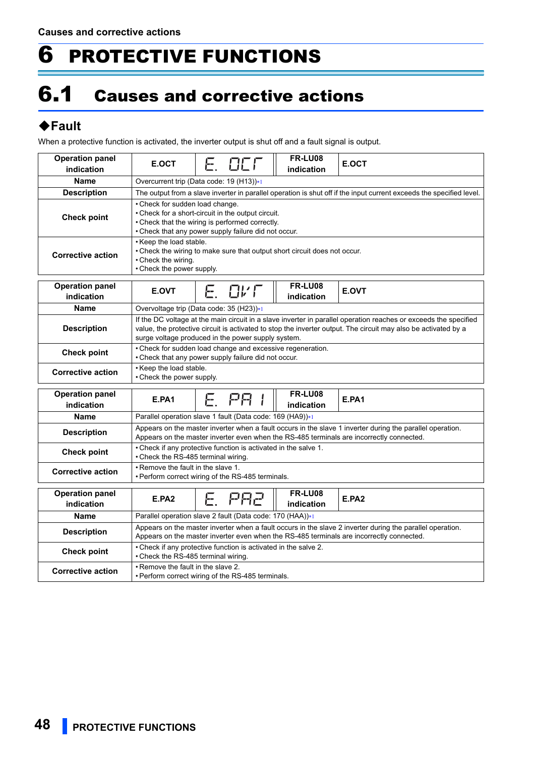# 6 PROTECTIVE FUNCTIONS

## 6.1 Causes and corrective actions

### ◆Fault

When a protective function is activated, the inverter output is shut off and a fault signal is output.

| Operation panel indication | E.OCT | E. OCT | FR-LU08 indication | E.OCT |
|---|---|---|---|---|
| Name | Overcurrent trip (Data code: 19 (H13))*1 | | | |
| Description | The output from a slave inverter in parallel operation is shut off if the input current exceeds the specified level. | | | |
| Check point | • Check for sudden load change.<br>• Check for a short-circuit in the output circuit.<br>• Check that the wiring is performed correctly.<br>• Check that any power supply failure did not occur. | | | |
| Corrective action | • Keep the load stable.<br>• Check the wiring to make sure that output short circuit does not occur.<br>• Check the wiring.<br>• Check the power supply. | | | |

| Operation panel indication | E.OVT | E. OVT | FR-LU08 indication | E.OVT |
|---|---|---|---|---|
| Name | Overvoltage trip (Data code: 35 (H23))*1 | | | |
| Description | If the DC voltage at the main circuit in a slave inverter in parallel operation reaches or exceeds the specified value, the protective circuit is activated to stop the inverter output. The circuit may also be activated by a surge voltage produced in the power supply system. | | | |
| Check point | • Check for sudden load change and excessive regeneration.<br>• Check that any power supply failure did not occur. | | | |
| Corrective action | • Keep the load stable.<br>• Check the power supply. | | | |

| Operation panel indication | E.PA1 | E. PA1 | FR-LU08 indication | E.PA1 |
|---|---|---|---|---|
| Name | Parallel operation slave 1 fault (Data code: 169 (HA9))*1 | | | |
| Description | Appears on the master inverter when a fault occurs in the slave 1 inverter during the parallel operation.<br>Appears on the master inverter even when the RS-485 terminals are incorrectly connected. | | | |
| Check point | • Check if any protective function is activated in the salve 1.<br>• Check the RS-485 terminal wiring. | | | |
| Corrective action | • Remove the fault in the slave 1.<br>• Perform correct wiring of the RS-485 terminals. | | | |

| Operation panel indication | E.PA2 | E. PA2 | FR-LU08 indication | E.PA2 |
|---|---|---|---|---|
| Name | Parallel operation slave 2 fault (Data code: 170 (HAA))*1 | | | |
| Description | Appears on the master inverter when a fault occurs in the slave 2 inverter during the parallel operation.<br>Appears on the master inverter even when the RS-485 terminals are incorrectly connected. | | | |
| Check point | • Check if any protective function is activated in the salve 2.<br>• Check the RS-485 terminal wiring. | | | |
| Corrective action | • Remove the fault in the slave 2.<br>• Perform correct wiring of the RS-485 terminals. | | | |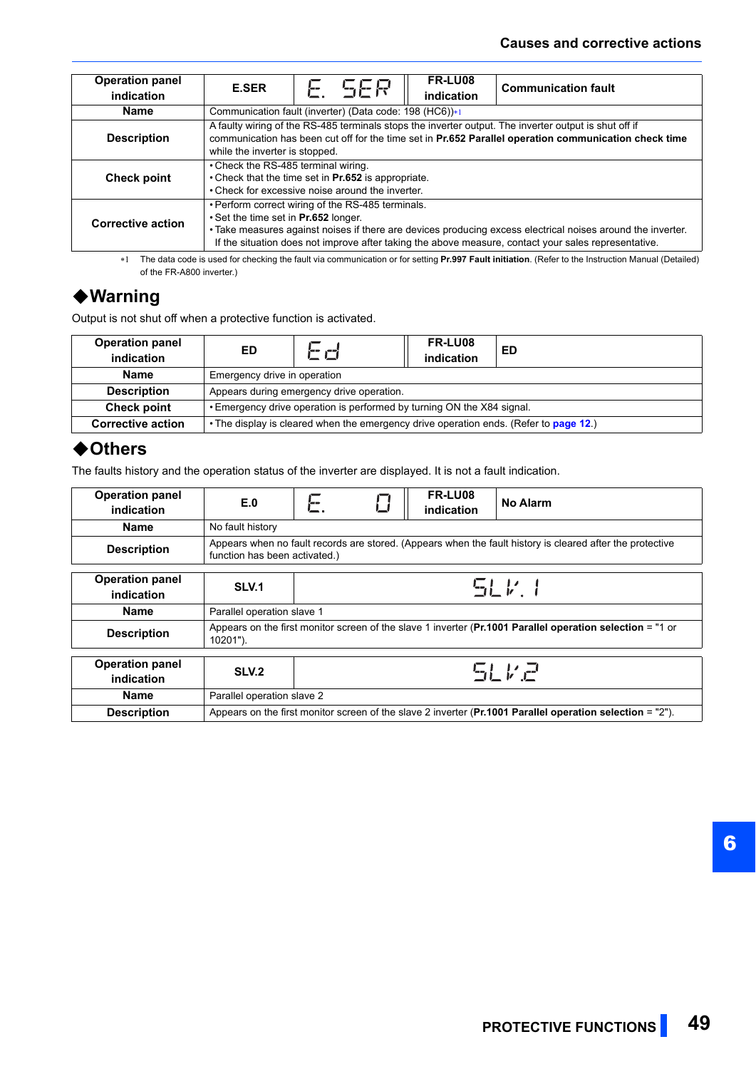| Operation panel indication | E.SER | E. SER | FR-LU08 indication | Communication fault |
|---|---|---|---|---|
| Name | Communication fault (inverter) (Data code: 198 (HC6))*1 | | | |
| Description | A faulty wiring of the RS-485 terminals stops the inverter output. The inverter output is shut off if communication has been cut off for the time set in **Pr.652 Parallel operation communication check time** while the inverter is stopped. | | | |
| Check point | • Check the RS-485 terminal wiring.<br>• Check that the time set in **Pr.652** is appropriate.<br>• Check for excessive noise around the inverter. | | | |
| Corrective action | • Perform correct wiring of the RS-485 terminals.<br>• Set the time set in **Pr.652** longer.<br>• Take measures against noises if there are devices producing excess electrical noises around the inverter. If the situation does not improve after taking the above measure, contact your sales representative. | | | |

*1 The data code is used for checking the fault via communication or for setting **Pr.997 Fault initiation**. (Refer to the Instruction Manual (Detailed) of the FR-A800 inverter.)

## ◆Warning

Output is not shut off when a protective function is activated.

| Operation panel indication | ED | Ed | FR-LU08 indication | ED |
|---|---|---|---|---|
| Name | Emergency drive in operation | | | |
| Description | Appears during emergency drive operation. | | | |
| Check point | • Emergency drive operation is performed by turning ON the X84 signal. | | | |
| Corrective action | • The display is cleared when the emergency drive operation ends. (Refer to page 12.) | | | |

## ◆Others

The faults history and the operation status of the inverter are displayed. It is not a fault indication.

| Operation panel indication | E.0 | E. 0 | FR-LU08 indication | No Alarm |
|---|---|---|---|---|
| Name | No fault history | | | |
| Description | Appears when no fault records are stored. (Appears when the fault history is cleared after the protective function has been activated.) | | | |

| Operation panel indication | SLV.1 | SLV. 1 |
|---|---|---|
| Name | Parallel operation slave 1 | |
| Description | Appears on the first monitor screen of the slave 1 inverter (**Pr.1001 Parallel operation selection** = "1 or 10201"). | |

| Operation panel indication | SLV.2 | SLV.2 |
|---|---|---|
| Name | Parallel operation slave 2 | |
| Description | Appears on the first monitor screen of the slave 2 inverter (**Pr.1001 Parallel operation selection** = "2"). | |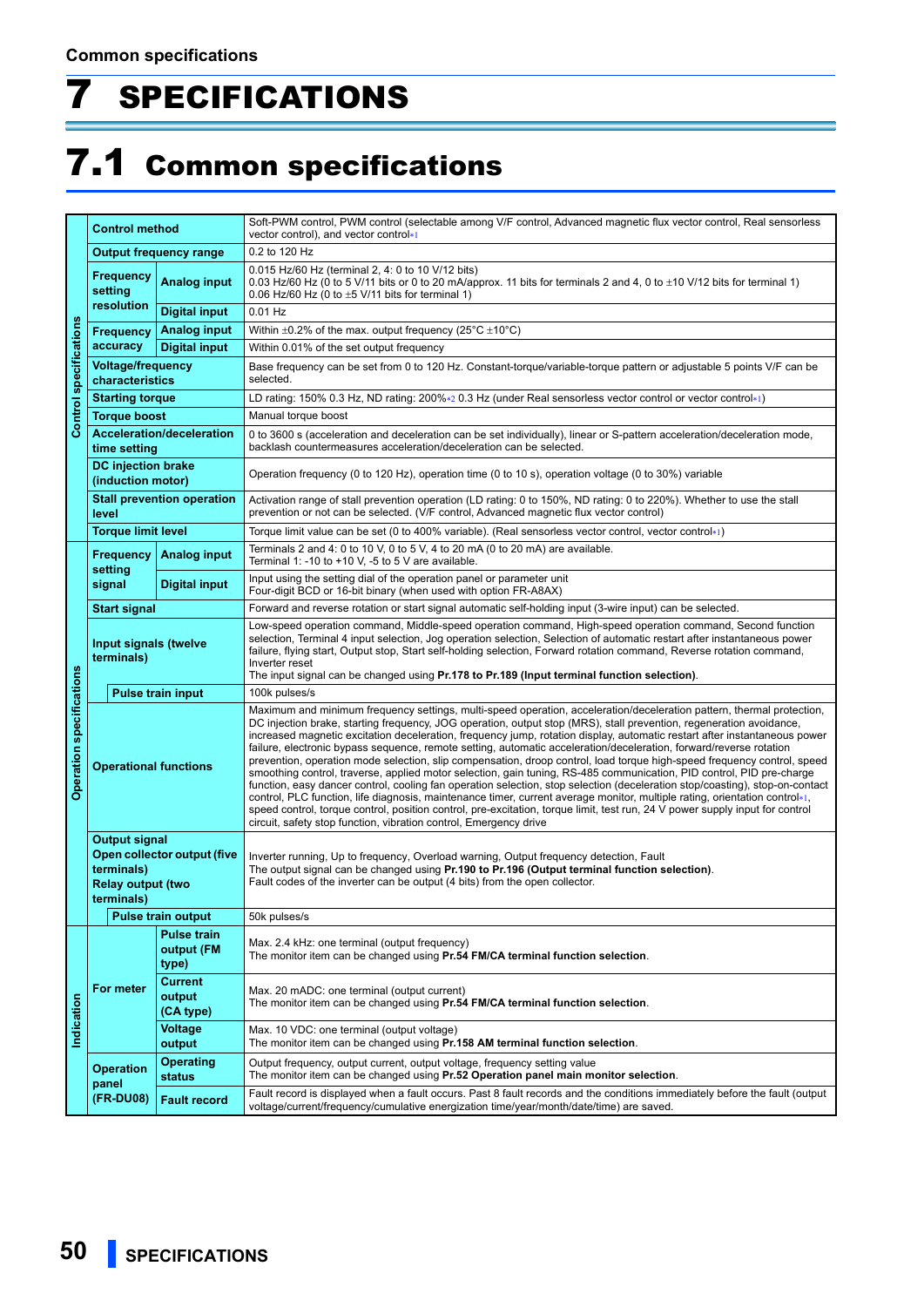Common specifications

# 7 SPECIFICATIONS

## 7.1 Common specifications

| | | | |
|---|---|---|---|
| Control specifications | Control method | | Soft-PWM control, PWM control (selectable among V/F control, Advanced magnetic flux vector control, Real sensorless vector control), and vector control*1 |
| | Output frequency range | | 0.2 to 120 Hz |
| | Frequency setting resolution | Analog input | 0.015 Hz/60 Hz (terminal 2, 4: 0 to 10 V/12 bits)<br>0.03 Hz/60 Hz (0 to 5 V/11 bits or 0 to 20 mA/approx. 11 bits for terminals 2 and 4, 0 to ±10 V/12 bits for terminal 1)<br>0.06 Hz/60 Hz (0 to ±5 V/11 bits for terminal 1) |
| | | Digital input | 0.01 Hz |
| | Frequency accuracy | Analog input | Within ±0.2% of the max. output frequency (25°C ±10°C) |
| | | Digital input | Within 0.01% of the set output frequency |
| | Voltage/frequency characteristics | | Base frequency can be set from 0 to 120 Hz. Constant-torque/variable-torque pattern or adjustable 5 points V/F can be selected. |
| | Starting torque | | LD rating: 150% 0.3 Hz, ND rating: 200%*2 0.3 Hz (under Real sensorless vector control or vector control*1) |
| | Torque boost | | Manual torque boost |
| | Acceleration/deceleration time setting | | 0 to 3600 s (acceleration and deceleration can be set individually), linear or S-pattern acceleration/deceleration mode, backlash countermeasures acceleration/deceleration can be selected. |
| | DC injection brake (induction motor) | | Operation frequency (0 to 120 Hz), operation time (0 to 10 s), operation voltage (0 to 30%) variable |
| | Stall prevention operation level | | Activation range of stall prevention operation (LD rating: 0 to 150%, ND rating: 0 to 220%). Whether to use the stall prevention or not can be selected. (V/F control, Advanced magnetic flux vector control) |
| | Torque limit level | | Torque limit value can be set (0 to 400% variable). (Real sensorless vector control, vector control*1) |
| Operation specifications | Frequency setting signal | Analog input | Terminals 2 and 4: 0 to 10 V, 0 to 5 V, 4 to 20 mA (0 to 20 mA) are available.<br>Terminal 1: -10 to +10 V, -5 to 5 V are available. |
| | | Digital input | Input using the setting dial of the operation panel or parameter unit<br>Four-digit BCD or 16-bit binary (when used with option FR-A8AX) |
| | Start signal | | Forward and reverse rotation or start signal automatic self-holding input (3-wire input) can be selected. |
| | Input signals (twelve terminals) | | Low-speed operation command, Middle-speed operation command, High-speed operation command, Second function selection, Terminal 4 input selection, Jog operation selection, Selection of automatic restart after instantaneous power failure, flying start, Output stop, Start self-holding selection, Forward rotation command, Reverse rotation command, Inverter reset<br>The input signal can be changed using **Pr.178 to Pr.189 (Input terminal function selection)**. |
| | | Pulse train input | 100k pulses/s |
| | Operational functions | | Maximum and minimum frequency settings, multi-speed operation, acceleration/deceleration pattern, thermal protection, DC injection brake, starting frequency, JOG operation, output stop (MRS), stall prevention, regeneration avoidance, increased magnetic excitation deceleration, frequency jump, rotation display, automatic restart after instantaneous power failure, electronic bypass sequence, remote setting, automatic acceleration/deceleration, forward/reverse rotation prevention, operation mode selection, slip compensation, droop control, load torque high-speed frequency control, speed smoothing control, traverse, applied motor selection, gain tuning, RS-485 communication, PID control, PID pre-charge function, easy dancer control, cooling fan operation selection, stop selection (deceleration stop/coasting), stop-on-contact control, PLC function, life diagnosis, maintenance timer, current average monitor, multiple rating, orientation control*1, speed control, torque control, position control, pre-excitation, torque limit, test run, 24 V power supply input for control circuit, safety stop function, vibration control, Emergency drive |
| | Output signal<br>Open collector output (five terminals)<br>Relay output (two terminals) | | Inverter running, Up to frequency, Overload warning, Output frequency detection, Fault<br>The output signal can be changed using **Pr.190 to Pr.196 (Output terminal function selection)**.<br>Fault codes of the inverter can be output (4 bits) from the open collector. |
| | | Pulse train output | 50k pulses/s |
| Indication | For meter | Pulse train output (FM type) | Max. 2.4 kHz: one terminal (output frequency)<br>The monitor item can be changed using **Pr.54 FM/CA terminal function selection**. |
| | | Current output (CA type) | Max. 20 mADC: one terminal (output current)<br>The monitor item can be changed using **Pr.54 FM/CA terminal function selection**. |
| | | Voltage output | Max. 10 VDC: one terminal (output voltage)<br>The monitor item can be changed using **Pr.158 AM terminal function selection**. |
| | Operation panel (FR-DU08) | Operating status | Output frequency, output current, output voltage, frequency setting value<br>The monitor item can be changed using **Pr.52 Operation panel main monitor selection**. |
| | | Fault record | Fault record is displayed when a fault occurs. Past 8 fault records and the conditions immediately before the fault (output voltage/current/frequency/cumulative energization time/year/month/date/time) are saved. |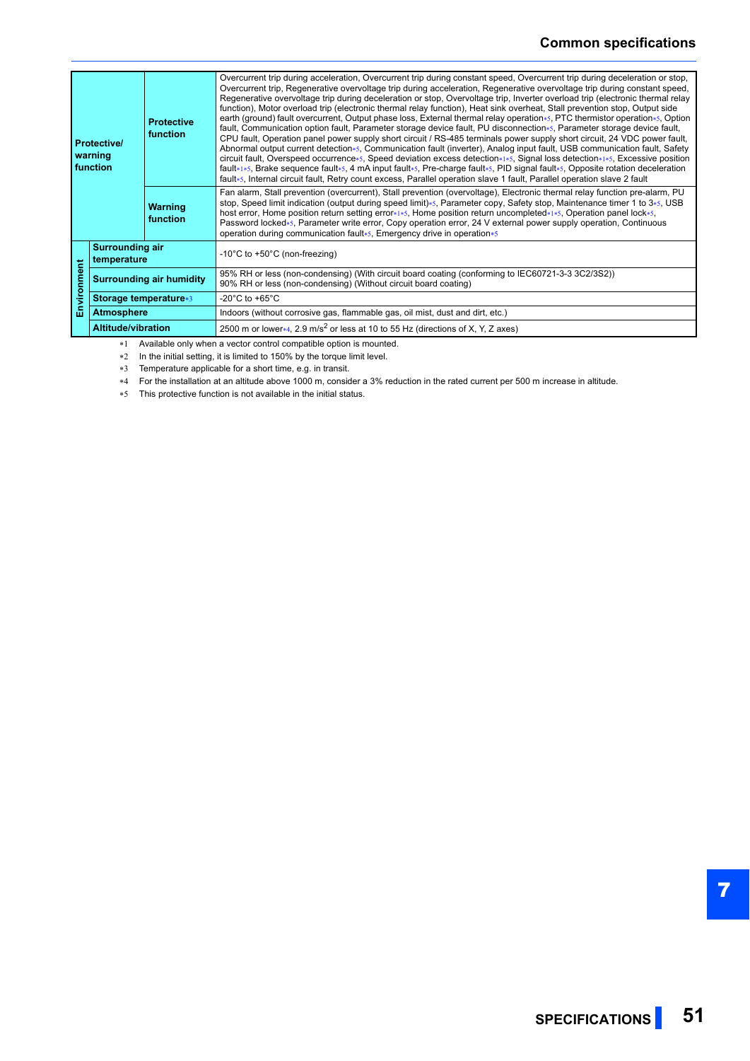| | | |
|---|---|---|
| Protective/ warning function | Protective function | Overcurrent trip during acceleration, Overcurrent trip during constant speed, Overcurrent trip during deceleration or stop, Overcurrent trip, Regenerative overvoltage trip during acceleration, Regenerative overvoltage trip during constant speed, Regenerative overvoltage trip during deceleration or stop, Overvoltage trip, Inverter overload trip (electronic thermal relay function), Motor overload trip (electronic thermal relay function), Heat sink overheat, Stall prevention stop, Output side earth (ground) fault overcurrent, Output phase loss, External thermal relay operation*5, PTC thermistor operation*5, Option fault, Communication option fault, Parameter storage device fault, PU disconnection*5, Parameter storage device fault, CPU fault, Operation panel power supply short circuit / RS-485 terminals power supply short circuit, 24 VDC power fault, Abnormal output current detection*5, Communication fault (inverter), Analog input fault, USB communication fault, Safety circuit fault, Overspeed occurrence*5, Speed deviation excess detection*1*5, Signal loss detection*1*5, Excessive position fault*1*5, Brake sequence fault*5, 4 mA input fault*5, Pre-charge fault*5, PID signal fault*5, Opposite rotation deceleration fault*5, Internal circuit fault, Retry count excess, Parallel operation slave 1 fault, Parallel operation slave 2 fault |
| | Warning function | Fan alarm, Stall prevention (overcurrent), Stall prevention (overvoltage), Electronic thermal relay function pre-alarm, PU stop, Speed limit indication (output during speed limit)*5, Parameter copy, Safety stop, Maintenance timer 1 to 3*5, USB host error, Home position return setting error*1*5, Home position return uncompleted*1*5, Operation panel lock*5, Password locked*5, Parameter write error, Copy operation error, 24 V external power supply operation, Continuous operation during communication fault*5, Emergency drive in operation*5 |
| Environment | Surrounding air temperature | -10°C to +50°C (non-freezing) |
| | Surrounding air humidity | 95% RH or less (non-condensing) (With circuit board coating (conforming to IEC60721-3-3 3C2/3S2))<br>90% RH or less (non-condensing) (Without circuit board coating) |
| | Storage temperature*3 | -20°C to +65°C |
| | Atmosphere | Indoors (without corrosive gas, flammable gas, oil mist, dust and dirt, etc.) |
| | Altitude/vibration | 2500 m or lower*4, 2.9 m/s$^2$ or less at 10 to 55 Hz (directions of X, Y, Z axes) |

*1 Available only when a vector control compatible option is mounted.

*2 In the initial setting, it is limited to 150% by the torque limit level.

*3 Temperature applicable for a short time, e.g. in transit.

*4 For the installation at an altitude above 1000 m, consider a 3% reduction in the rated current per 500 m increase in altitude.

*5 This protective function is not available in the initial status.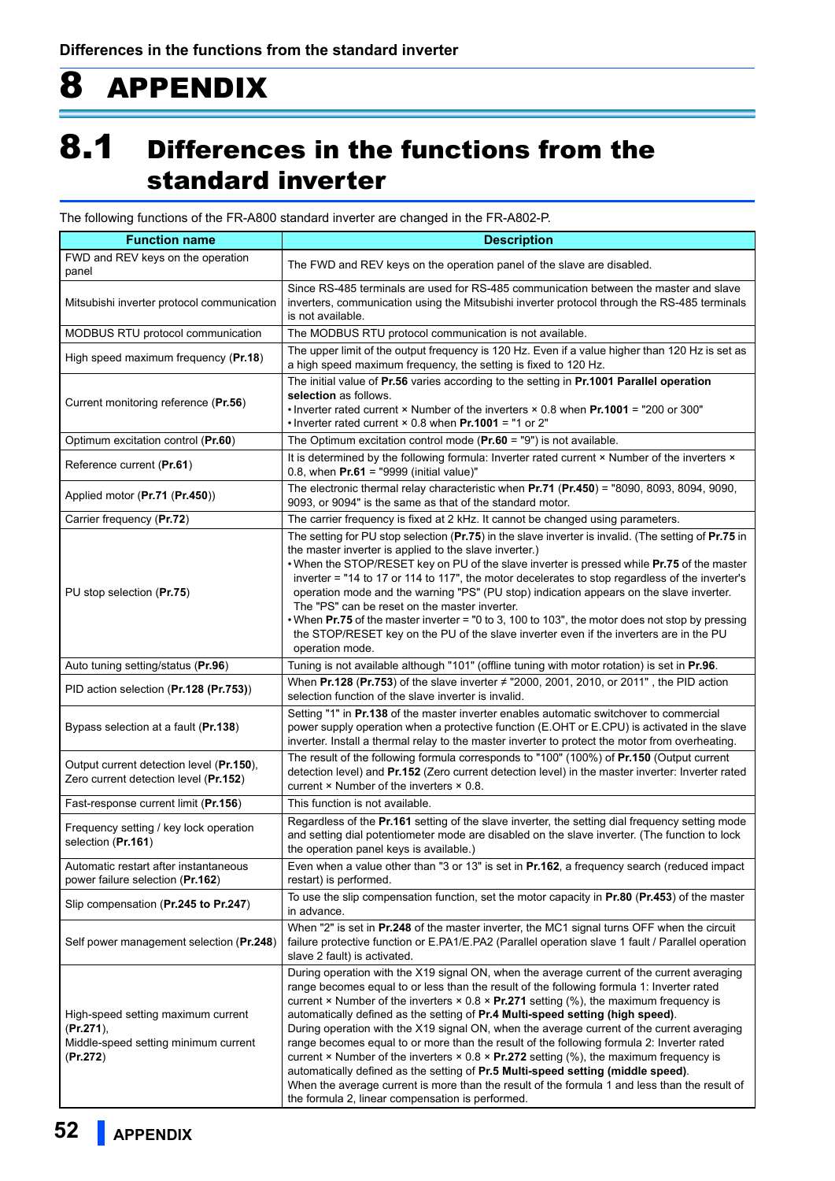# 8 APPENDIX

## 8.1 Differences in the functions from the standard inverter

The following functions of the FR-A800 standard inverter are changed in the FR-A802-P.

| Function name | Description |
|---|---|
| FWD and REV keys on the operation panel | The FWD and REV keys on the operation panel of the slave are disabled. |
| Mitsubishi inverter protocol communication | Since RS-485 terminals are used for RS-485 communication between the master and slave inverters, communication using the Mitsubishi inverter protocol through the RS-485 terminals is not available. |
| MODBUS RTU protocol communication | The MODBUS RTU protocol communication is not available. |
| High speed maximum frequency (**Pr.18**) | The upper limit of the output frequency is 120 Hz. Even if a value higher than 120 Hz is set as a high speed maximum frequency, the setting is fixed to 120 Hz. |
| Current monitoring reference (**Pr.56**) | The initial value of **Pr.56** varies according to the setting in **Pr.1001 Parallel operation selection** as follows.<br>• Inverter rated current × Number of the inverters × 0.8 when **Pr.1001** = "200 or 300"<br>• Inverter rated current × 0.8 when **Pr.1001** = "1 or 2" |
| Optimum excitation control (**Pr.60**) | The Optimum excitation control mode (**Pr.60** = "9") is not available. |
| Reference current (**Pr.61**) | It is determined by the following formula: Inverter rated current × Number of the inverters × 0.8, when **Pr.61** = "9999 (initial value)" |
| Applied motor (**Pr.71** (**Pr.450**)) | The electronic thermal relay characteristic when **Pr.71** (**Pr.450**) = "8090, 8093, 8094, 9090, 9093, or 9094" is the same as that of the standard motor. |
| Carrier frequency (**Pr.72**) | The carrier frequency is fixed at 2 kHz. It cannot be changed using parameters. |
| PU stop selection (**Pr.75**) | The setting for PU stop selection (**Pr.75**) in the slave inverter is invalid. (The setting of **Pr.75** in the master inverter is applied to the slave inverter.)<br>• When the STOP/RESET key on PU of the slave inverter is pressed while **Pr.75** of the master inverter = "14 to 17 or 114 to 117", the motor decelerates to stop regardless of the inverter's operation mode and the warning "PS" (PU stop) indication appears on the slave inverter. The "PS" can be reset on the master inverter.<br>• When **Pr.75** of the master inverter = "0 to 3, 100 to 103", the motor does not stop by pressing the STOP/RESET key on the PU of the slave inverter even if the inverters are in the PU operation mode. |
| Auto tuning setting/status (**Pr.96**) | Tuning is not available although "101" (offline tuning with motor rotation) is set in **Pr.96**. |
| PID action selection (**Pr.128 (Pr.753)**) | When **Pr.128** (**Pr.753**) of the slave inverter ≠ "2000, 2001, 2010, or 2011" , the PID action selection function of the slave inverter is invalid. |
| Bypass selection at a fault (**Pr.138**) | Setting "1" in **Pr.138** of the master inverter enables automatic switchover to commercial power supply operation when a protective function (E.OHT or E.CPU) is activated in the slave inverter. Install a thermal relay to the master inverter to protect the motor from overheating. |
| Output current detection level (**Pr.150**), Zero current detection level (**Pr.152**) | The result of the following formula corresponds to "100" (100%) of **Pr.150** (Output current detection level) and **Pr.152** (Zero current detection level) in the master inverter: Inverter rated current × Number of the inverters × 0.8. |
| Fast-response current limit (**Pr.156**) | This function is not available. |
| Frequency setting / key lock operation selection (**Pr.161**) | Regardless of the **Pr.161** setting of the slave inverter, the setting dial frequency setting mode and setting dial potentiometer mode are disabled on the slave inverter. (The function to lock the operation panel keys is available.) |
| Automatic restart after instantaneous power failure selection (**Pr.162**) | Even when a value other than "3 or 13" is set in **Pr.162**, a frequency search (reduced impact restart) is performed. |
| Slip compensation (**Pr.245 to Pr.247**) | To use the slip compensation function, set the motor capacity in **Pr.80** (**Pr.453**) of the master in advance. |
| Self power management selection (**Pr.248**) | When "2" is set in **Pr.248** of the master inverter, the MC1 signal turns OFF when the circuit failure protective function or E.PA1/E.PA2 (Parallel operation slave 1 fault / Parallel operation slave 2 fault) is activated. |
| High-speed setting maximum current (**Pr.271**), Middle-speed setting minimum current (**Pr.272**) | During operation with the X19 signal ON, when the average current of the current averaging range becomes equal to or less than the result of the following formula 1: Inverter rated current × Number of the inverters × 0.8 × **Pr.271** setting (%), the maximum frequency is automatically defined as the setting of **Pr.4 Multi-speed setting (high speed)**.<br>During operation with the X19 signal ON, when the average current of the current averaging range becomes equal to or more than the result of the following formula 2: Inverter rated current × Number of the inverters × 0.8 × **Pr.272** setting (%), the maximum frequency is automatically defined as the setting of **Pr.5 Multi-speed setting (middle speed)**.<br>When the average current is more than the result of the formula 1 and less than the result of the formula 2, linear compensation is performed. |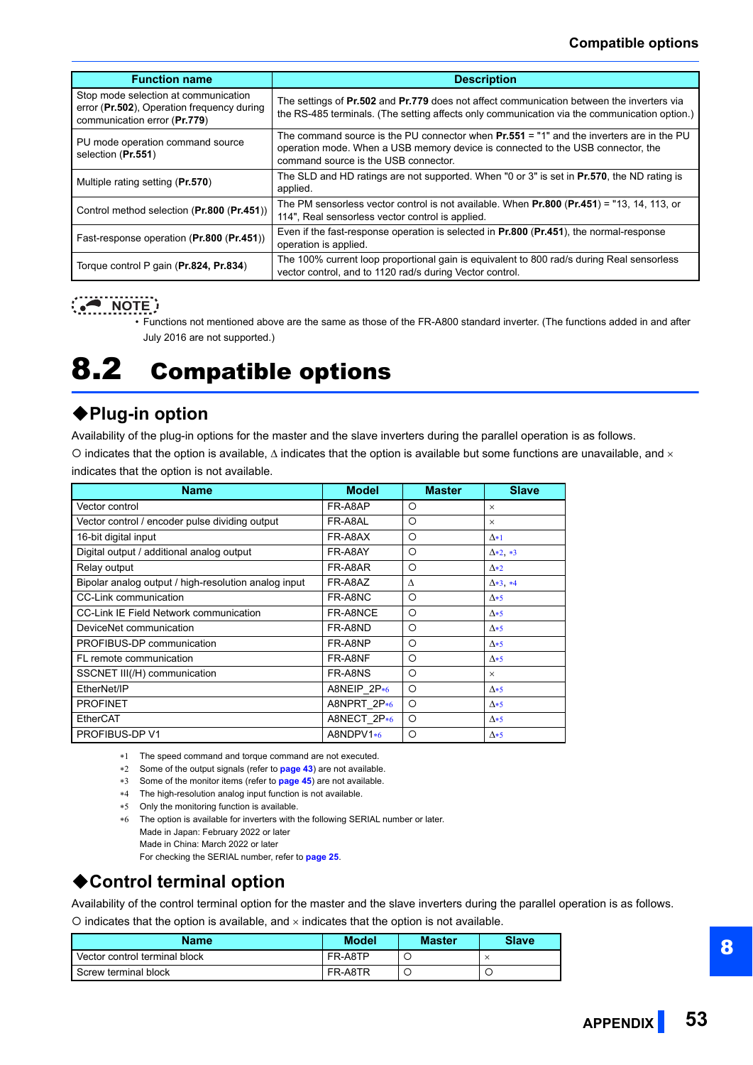| Function name | Description |
|---|---|
| Stop mode selection at communication error (**Pr.502**), Operation frequency during communication error (**Pr.779**) | The settings of **Pr.502** and **Pr.779** does not affect communication between the inverters via the RS-485 terminals. (The setting affects only communication via the communication option.) |
| PU mode operation command source selection (**Pr.551**) | The command source is the PU connector when **Pr.551** = "1" and the inverters are in the PU operation mode. When a USB memory device is connected to the USB connector, the command source is the USB connector. |
| Multiple rating setting (**Pr.570**) | The SLD and HD ratings are not supported. When "0 or 3" is set in **Pr.570**, the ND rating is applied. |
| Control method selection (**Pr.800** (**Pr.451**)) | The PM sensorless vector control is not available. When **Pr.800** (**Pr.451**) = "13, 14, 113, or 114", Real sensorless vector control is applied. |
| Fast-response operation (**Pr.800** (**Pr.451**)) | Even if the fast-response operation is selected in **Pr.800** (**Pr.451**), the normal-response operation is applied. |
| Torque control P gain (**Pr.824, Pr.834**) | The 100% current loop proportional gain is equivalent to 800 rad/s during Real sensorless vector control, and to 1120 rad/s during Vector control. |

NOTE

- Functions not mentioned above are the same as those of the FR-A800 standard inverter. (The functions added in and after July 2016 are not supported.)

# 8.2 Compatible options

## ◆Plug-in option

Availability of the plug-in options for the master and the slave inverters during the parallel operation is as follows.

○ indicates that the option is available, Δ indicates that the option is available but some functions are unavailable, and × indicates that the option is not available.

| Name | Model | Master | Slave |
|---|---|---|---|
| Vector control | FR-A8AP | ○ | × |
| Vector control / encoder pulse dividing output | FR-A8AL | ○ | × |
| 16-bit digital input | FR-A8AX | ○ | Δ*1 |
| Digital output / additional analog output | FR-A8AY | ○ | Δ*2, *3 |
| Relay output | FR-A8AR | ○ | Δ*2 |
| Bipolar analog output / high-resolution analog input | FR-A8AZ | Δ | Δ*3, *4 |
| CC-Link communication | FR-A8NC | ○ | Δ*5 |
| CC-Link IE Field Network communication | FR-A8NCE | ○ | Δ*5 |
| DeviceNet communication | FR-A8ND | ○ | Δ*5 |
| PROFIBUS-DP communication | FR-A8NP | ○ | Δ*5 |
| FL remote communication | FR-A8NF | ○ | Δ*5 |
| SSCNET III(/H) communication | FR-A8NS | ○ | × |
| EtherNet/IP | A8NEIP_2P*6 | ○ | Δ*5 |
| PROFINET | A8NPRT_2P*6 | ○ | Δ*5 |
| EtherCAT | A8NECT_2P*6 | ○ | Δ*5 |
| PROFIBUS-DP V1 | A8NDPV1*6 | ○ | Δ*5 |

*1 The speed command and torque command are not executed.
*2 Some of the output signals (refer to page 43) are not available.
*3 Some of the monitor items (refer to page 45) are not available.
*4 The high-resolution analog input function is not available.
*5 Only the monitoring function is available.
*6 The option is available for inverters with the following SERIAL number or later.
Made in Japan: February 2022 or later
Made in China: March 2022 or later
For checking the SERIAL number, refer to page 25.

## ◆Control terminal option

Availability of the control terminal option for the master and the slave inverters during the parallel operation is as follows.

○ indicates that the option is available, and × indicates that the option is not available.

| Name | Model | Master | Slave |
|---|---|---|---|
| Vector control terminal block | FR-A8TP | ○ | × |
| Screw terminal block | FR-A8TR | ○ | ○ |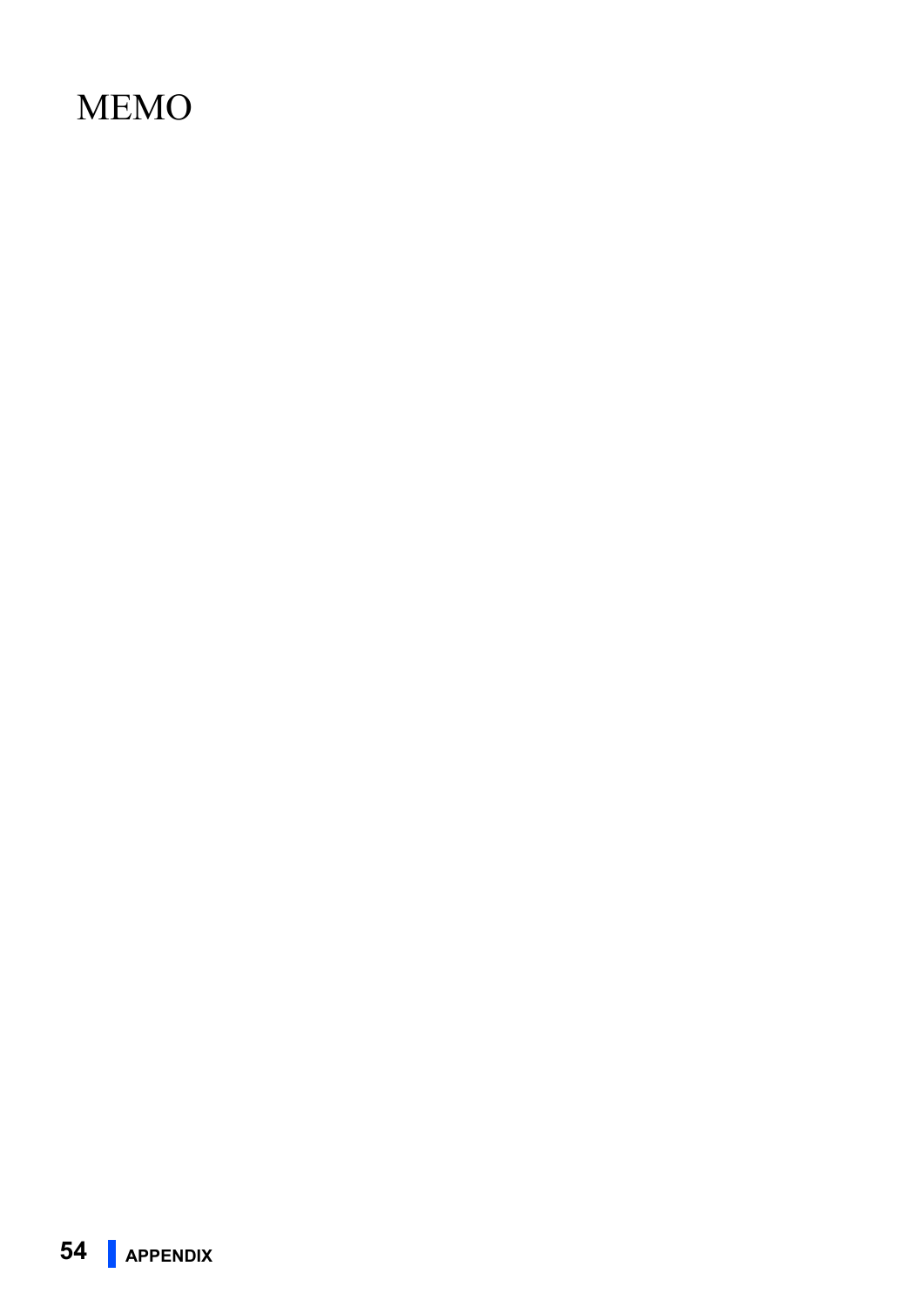# MEMO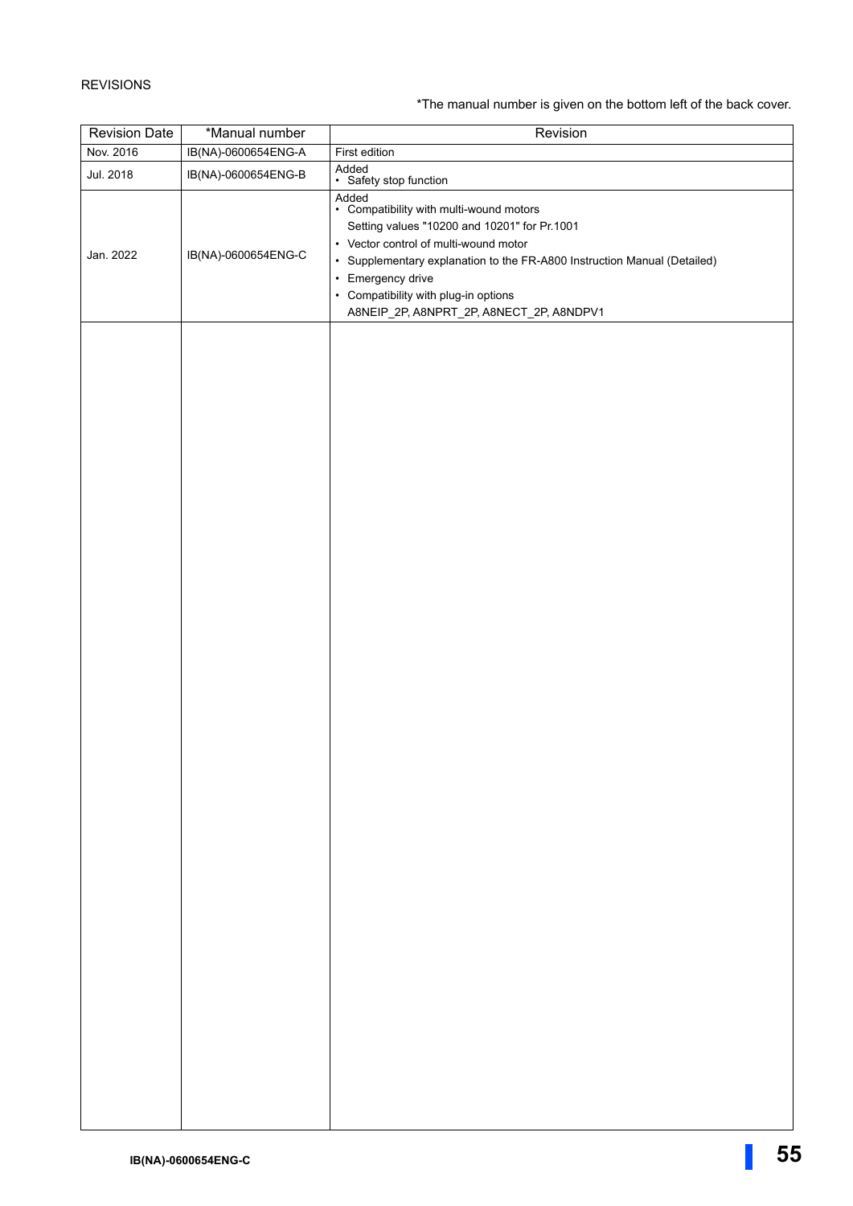REVISIONS

*The manual number is given on the bottom left of the back cover.

| Revision Date | *Manual number | Revision |
|---|---|---|
| Nov. 2016 | IB(NA)-0600654ENG-A | First edition |
| Jul. 2018 | IB(NA)-0600654ENG-B | Added<br>• Safety stop function |
| Jan. 2022 | IB(NA)-0600654ENG-C | Added<br>• Compatibility with multi-wound motors<br>Setting values "10200 and 10201" for Pr.1001<br>• Vector control of multi-wound motor<br>• Supplementary explanation to the FR-A800 Instruction Manual (Detailed)<br>• Emergency drive<br>• Compatibility with plug-in options<br>A8NEIP_2P, A8NPRT_2P, A8NECT_2P, A8NDPV1 |

IB(NA)-0600654ENG-C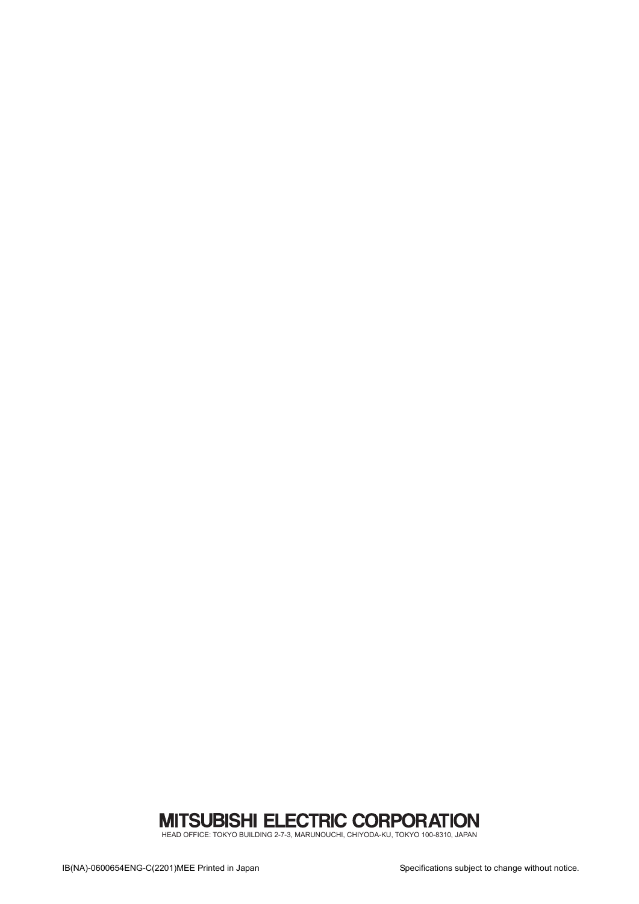**MITSUBISHI ELECTRIC CORPORATION**

HEAD OFFICE: TOKYO BUILDING 2-7-3, MARUNOUCHI, CHIYODA-KU, TOKYO 100-8310, JAPAN

IB(NA)-0600654ENG-C(2201)MEE Printed in Japan

Specifications subject to change without notice.